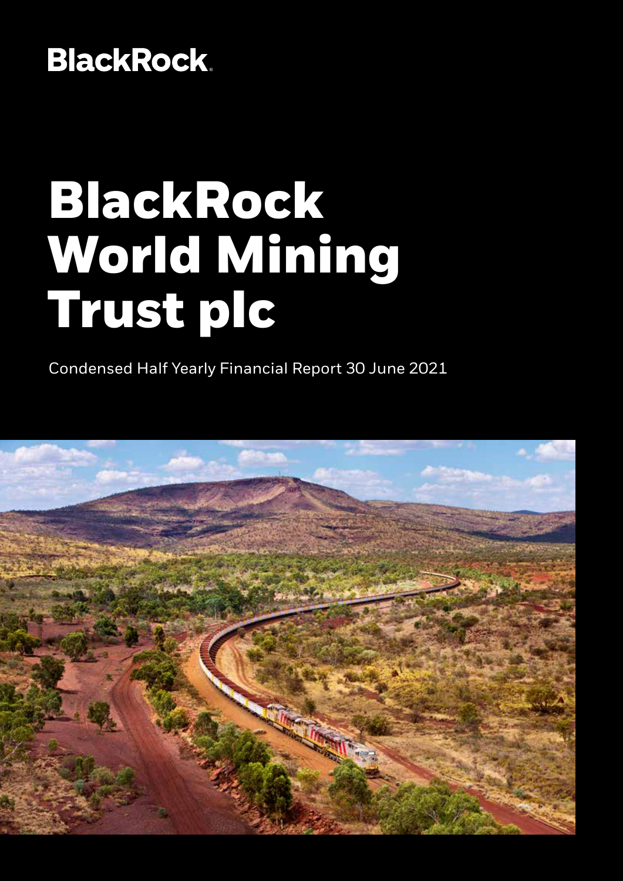BlackRock.

# BlackRock World Mining Trust plc

Condensed Half Yearly Financial Report 30 June 2021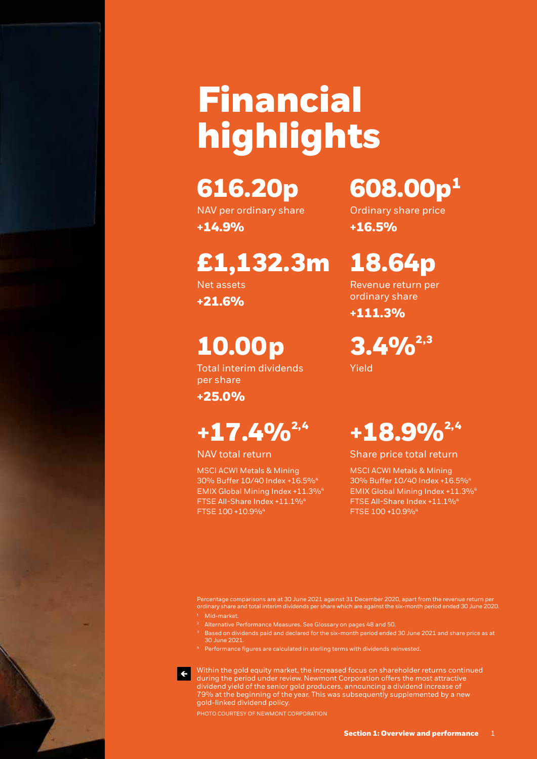# Financial highlights

## 616.20p

NAV per ordinary share

**+14.9%**

## 608.00p[1]

Ordinary share price

**+16.5%**

## £1,132.3m

Net assets

**+21.6%**

## 18.64p

Revenue return per ordinary share

**+111.3%**

## 10.00p

Total interim dividends per share

**+25.0%**

## 3.4%[2,3]

Yield

## +17.4%[2,4]

NAV total return

MSCI ACWI Metals & Mining 30% Buffer 10/40 Index +16.5%[4]
EMIX Global Mining Index +11.3%[4]
FTSE All-Share Index +11.1%[4]
FTSE 100 +10.9%[4]

## +18.9%[2,4]

Share price total return

MSCI ACWI Metals & Mining 30% Buffer 10/40 Index +16.5%[4]
EMIX Global Mining Index +11.3%[4]
FTSE All-Share Index +11.1%[4]
FTSE 100 +10.9%[4]

Percentage comparisons are at 30 June 2021 against 31 December 2020, apart from the revenue return per ordinary share and total interim dividends per share which are against the six-month period ended 30 June 2020.

[1] Mid-market.
[2] Alternative Performance Measures. See Glossary on pages 48 and 50.
[3] Based on dividends paid and declared for the six-month period ended 30 June 2021 and share price as at 30 June 2021.
[4] Performance figures are calculated in sterling terms with dividends reinvested.

Within the gold equity market, the increased focus on shareholder returns continued during the period under review. Newmont Corporation offers the most attractive dividend yield of the senior gold producers, announcing a dividend increase of 79% at the beginning of the year. This was subsequently supplemented by a new gold-linked dividend policy.

PHOTO COURTESY OF NEWMONT CORPORATION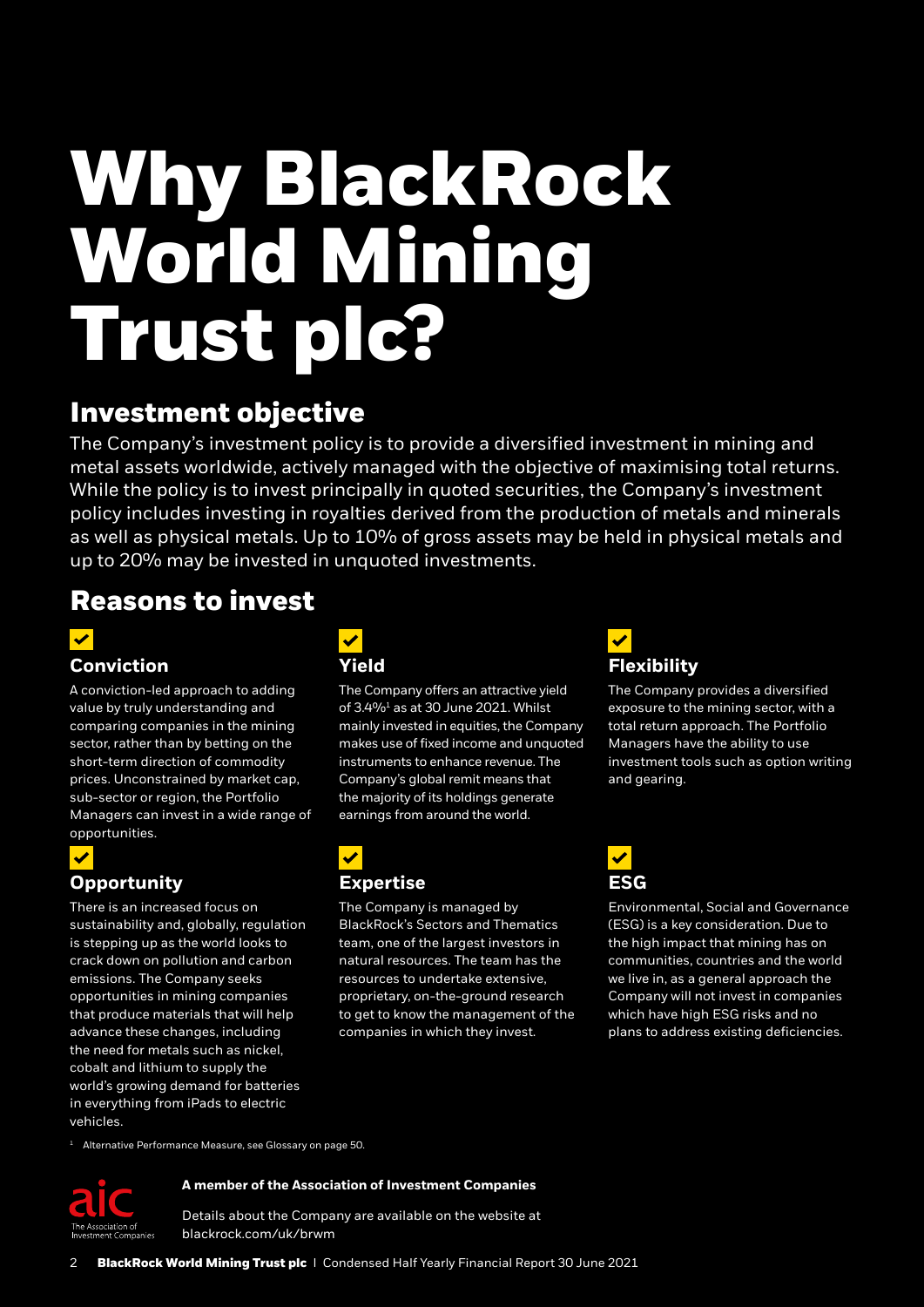# Why BlackRock World Mining Trust plc?

## Investment objective

The Company's investment policy is to provide a diversified investment in mining and metal assets worldwide, actively managed with the objective of maximising total returns. While the policy is to invest principally in quoted securities, the Company's investment policy includes investing in royalties derived from the production of metals and minerals as well as physical metals. Up to 10% of gross assets may be held in physical metals and up to 20% may be invested in unquoted investments.

## Reasons to invest

### Conviction

A conviction-led approach to adding value by truly understanding and comparing companies in the mining sector, rather than by betting on the short-term direction of commodity prices. Unconstrained by market cap, sub-sector or region, the Portfolio Managers can invest in a wide range of opportunities.

### Opportunity

There is an increased focus on sustainability and, globally, regulation is stepping up as the world looks to crack down on pollution and carbon emissions. The Company seeks opportunities in mining companies that produce materials that will help advance these changes, including the need for metals such as nickel, cobalt and lithium to supply the world's growing demand for batteries in everything from iPads to electric vehicles.

### Yield

The Company offers an attractive yield of 3.4%[1] as at 30 June 2021. Whilst mainly invested in equities, the Company makes use of fixed income and unquoted instruments to enhance revenue. The Company's global remit means that the majority of its holdings generate earnings from around the world.

### Expertise

The Company is managed by BlackRock's Sectors and Thematics team, one of the largest investors in natural resources. The team has the resources to undertake extensive, proprietary, on-the-ground research to get to know the management of the companies in which they invest.

### Flexibility

The Company provides a diversified exposure to the mining sector, with a total return approach. The Portfolio Managers have the ability to use investment tools such as option writing and gearing.

### ESG

Environmental, Social and Governance (ESG) is a key consideration. Due to the high impact that mining has on communities, countries and the world we live in, as a general approach the Company will not invest in companies which have high ESG risks and no plans to address existing deficiencies.

[1] Alternative Performance Measure, see Glossary on page 50.

**A member of the Association of Investment Companies**

Details about the Company are available on the website at blackrock.com/uk/brwm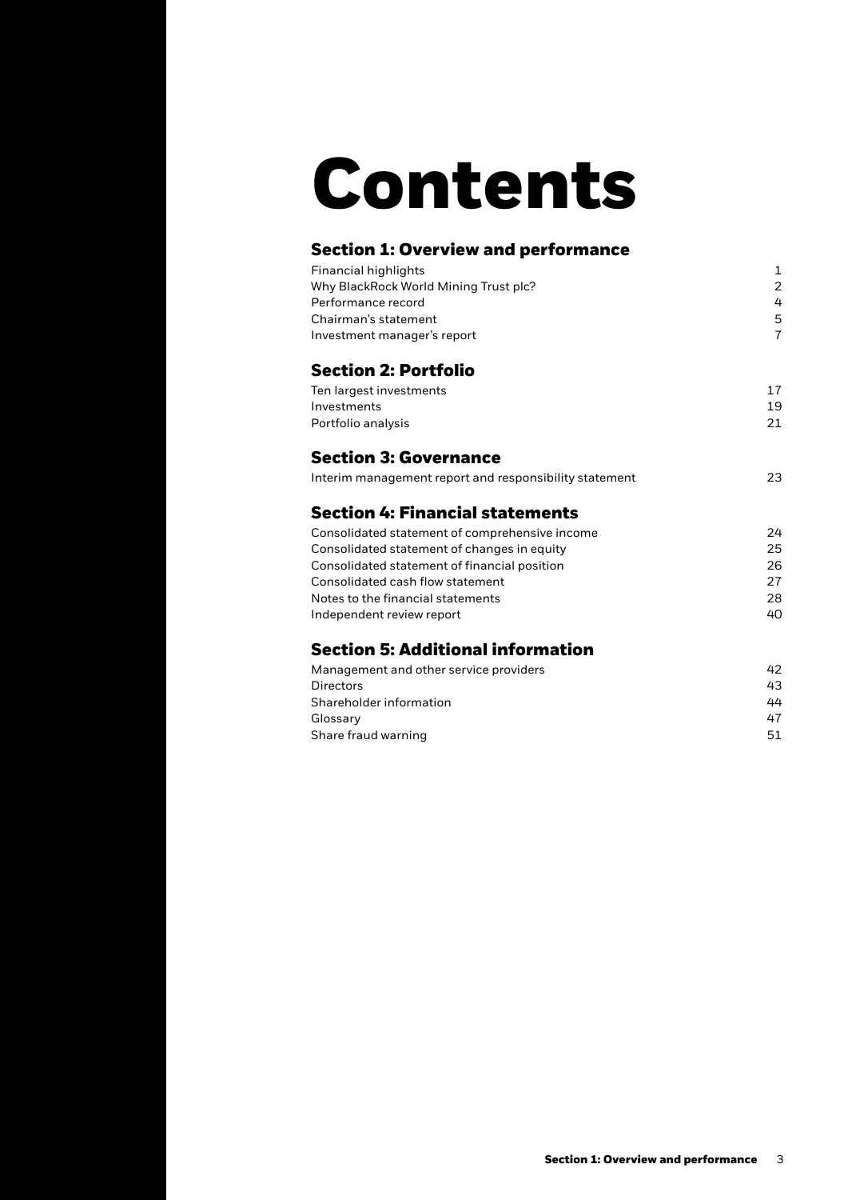# Contents

## Section 1: Overview and performance

| | |
|---|---|
| Financial highlights | 1 |
| Why BlackRock World Mining Trust plc? | 2 |
| Performance record | 4 |
| Chairman's statement | 5 |
| Investment manager's report | 7 |

## Section 2: Portfolio

| | |
|---|---|
| Ten largest investments | 17 |
| Investments | 19 |
| Portfolio analysis | 21 |

## Section 3: Governance

| | |
|---|---|
| Interim management report and responsibility statement | 23 |

## Section 4: Financial statements

| | |
|---|---|
| Consolidated statement of comprehensive income | 24 |
| Consolidated statement of changes in equity | 25 |
| Consolidated statement of financial position | 26 |
| Consolidated cash flow statement | 27 |
| Notes to the financial statements | 28 |
| Independent review report | 40 |

## Section 5: Additional information

| | |
|---|---|
| Management and other service providers | 42 |
| Directors | 43 |
| Shareholder information | 44 |
| Glossary | 47 |
| Share fraud warning | 51 |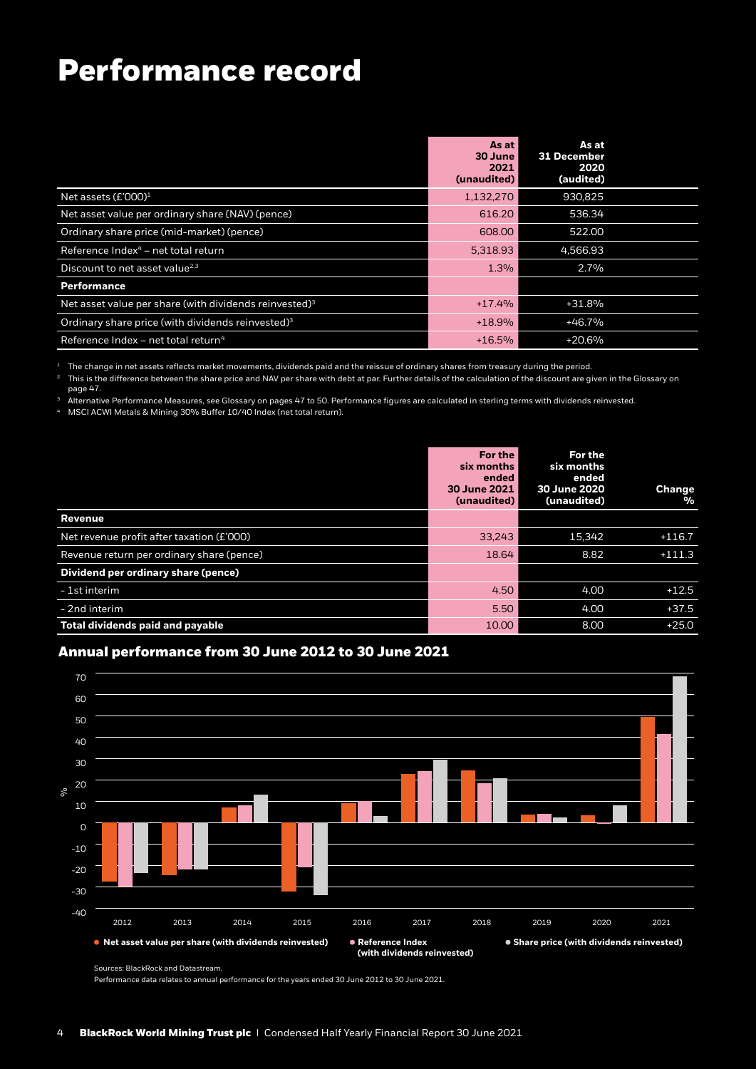# Performance record

| | As at 30 June 2021 (unaudited) | As at 31 December 2020 (audited) |
|---|---|---|
| Net assets (£'000)[1] | 1,132,270 | 930,825 |
| Net asset value per ordinary share (NAV) (pence) | 616.20 | 536.34 |
| Ordinary share price (mid-market) (pence) | 608.00 | 522.00 |
| Reference Index[4] – net total return | 5,318.93 | 4,566.93 |
| Discount to net asset value[2,3] | 1.3% | 2.7% |
| **Performance** | | |
| Net asset value per share (with dividends reinvested)[3] | +17.4% | +31.8% |
| Ordinary share price (with dividends reinvested)[3] | +18.9% | +46.7% |
| Reference Index – net total return[4] | +16.5% | +20.6% |

[1] The change in net assets reflects market movements, dividends paid and the reissue of ordinary shares from treasury during the period.

[2] This is the difference between the share price and NAV per share with debt at par. Further details of the calculation of the discount are given in the Glossary on page 47.

[3] Alternative Performance Measures, see Glossary on pages 47 to 50. Performance figures are calculated in sterling terms with dividends reinvested.

[4] MSCI ACWI Metals & Mining 30% Buffer 10/40 Index (net total return).

| | For the six months ended 30 June 2021 (unaudited) | For the six months ended 30 June 2020 (unaudited) | Change % |
|---|---|---|---|
| **Revenue** | | | |
| Net revenue profit after taxation (£'000) | 33,243 | 15,342 | +116.7 |
| Revenue return per ordinary share (pence) | 18.64 | 8.82 | +111.3 |
| **Dividend per ordinary share (pence)** | | | |
| - 1st interim | 4.50 | 4.00 | +12.5 |
| - 2nd interim | 5.50 | 4.00 | +37.5 |
| **Total dividends paid and payable** | 10.00 | 8.00 | +25.0 |

## Annual performance from 30 June 2012 to 30 June 2021

Sources: BlackRock and Datastream.

Performance data relates to annual performance for the years ended 30 June 2012 to 30 June 2021.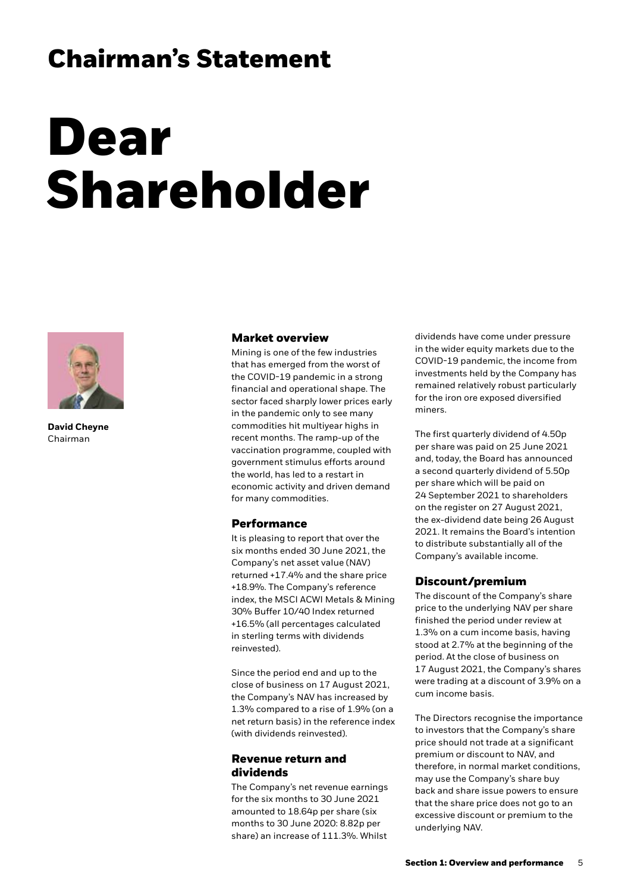# Chairman's Statement

# Dear Shareholder

**David Cheyne**
Chairman

## Market overview

Mining is one of the few industries that has emerged from the worst of the COVID-19 pandemic in a strong financial and operational shape. The sector faced sharply lower prices early in the pandemic only to see many commodities hit multiyear highs in recent months. The ramp-up of the vaccination programme, coupled with government stimulus efforts around the world, has led to a restart in economic activity and driven demand for many commodities.

## Performance

It is pleasing to report that over the six months ended 30 June 2021, the Company's net asset value (NAV) returned +17.4% and the share price +18.9%. The Company's reference index, the MSCI ACWI Metals & Mining 30% Buffer 10/40 Index returned +16.5% (all percentages calculated in sterling terms with dividends reinvested).

Since the period end and up to the close of business on 17 August 2021, the Company's NAV has increased by 1.3% compared to a rise of 1.9% (on a net return basis) in the reference index (with dividends reinvested).

## Revenue return and dividends

The Company's net revenue earnings for the six months to 30 June 2021 amounted to 18.64p per share (six months to 30 June 2020: 8.82p per share) an increase of 111.3%. Whilst dividends have come under pressure in the wider equity markets due to the COVID-19 pandemic, the income from investments held by the Company has remained relatively robust particularly for the iron ore exposed diversified miners.

The first quarterly dividend of 4.50p per share was paid on 25 June 2021 and, today, the Board has announced a second quarterly dividend of 5.50p per share which will be paid on 24 September 2021 to shareholders on the register on 27 August 2021, the ex-dividend date being 26 August 2021. It remains the Board's intention to distribute substantially all of the Company's available income.

## Discount/premium

The discount of the Company's share price to the underlying NAV per share finished the period under review at 1.3% on a cum income basis, having stood at 2.7% at the beginning of the period. At the close of business on 17 August 2021, the Company's shares were trading at a discount of 3.9% on a cum income basis.

The Directors recognise the importance to investors that the Company's share price should not trade at a significant premium or discount to NAV, and therefore, in normal market conditions, may use the Company's share buy back and share issue powers to ensure that the share price does not go to an excessive discount or premium to the underlying NAV.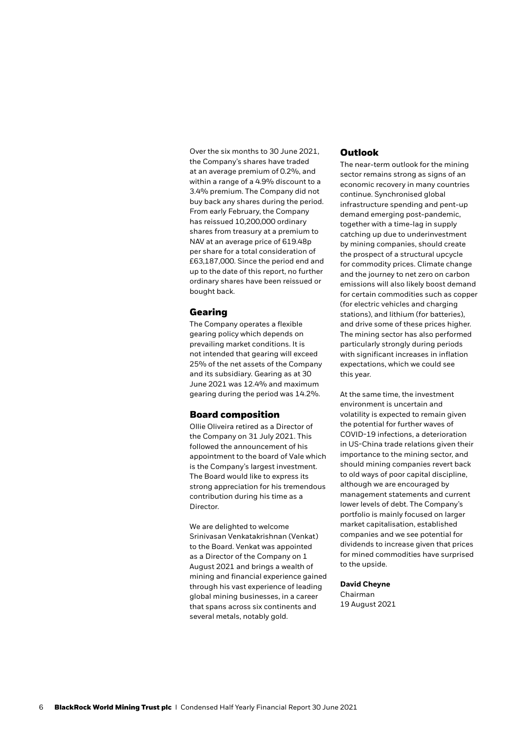Over the six months to 30 June 2021, the Company's shares have traded at an average premium of 0.2%, and within a range of a 4.9% discount to a 3.4% premium. The Company did not buy back any shares during the period. From early February, the Company has reissued 10,200,000 ordinary shares from treasury at a premium to NAV at an average price of 619.48p per share for a total consideration of £63,187,000. Since the period end and up to the date of this report, no further ordinary shares have been reissued or bought back.

## Gearing

The Company operates a flexible gearing policy which depends on prevailing market conditions. It is not intended that gearing will exceed 25% of the net assets of the Company and its subsidiary. Gearing as at 30 June 2021 was 12.4% and maximum gearing during the period was 14.2%.

## Board composition

Ollie Oliveira retired as a Director of the Company on 31 July 2021. This followed the announcement of his appointment to the board of Vale which is the Company's largest investment. The Board would like to express its strong appreciation for his tremendous contribution during his time as a Director.

We are delighted to welcome Srinivasan Venkatakrishnan (Venkat) to the Board. Venkat was appointed as a Director of the Company on 1 August 2021 and brings a wealth of mining and financial experience gained through his vast experience of leading global mining businesses, in a career that spans across six continents and several metals, notably gold.

## Outlook

The near-term outlook for the mining sector remains strong as signs of an economic recovery in many countries continue. Synchronised global infrastructure spending and pent-up demand emerging post-pandemic, together with a time-lag in supply catching up due to underinvestment by mining companies, should create the prospect of a structural upcycle for commodity prices. Climate change and the journey to net zero on carbon emissions will also likely boost demand for certain commodities such as copper (for electric vehicles and charging stations), and lithium (for batteries), and drive some of these prices higher. The mining sector has also performed particularly strongly during periods with significant increases in inflation expectations, which we could see this year.

At the same time, the investment environment is uncertain and volatility is expected to remain given the potential for further waves of COVID-19 infections, a deterioration in US-China trade relations given their importance to the mining sector, and should mining companies revert back to old ways of poor capital discipline, although we are encouraged by management statements and current lower levels of debt. The Company's portfolio is mainly focused on larger market capitalisation, established companies and we see potential for dividends to increase given that prices for mined commodities have surprised to the upside.

**David Cheyne**
Chairman
19 August 2021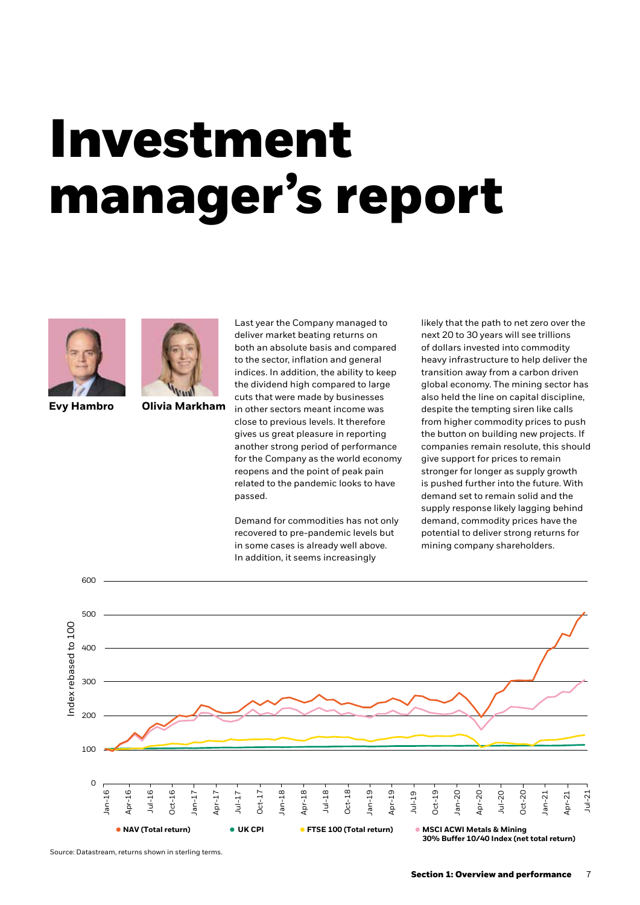# Investment manager's report

**Evy Hambro** **Olivia Markham**

Last year the Company managed to deliver market beating returns on both an absolute basis and compared to the sector, inflation and general indices. In addition, the ability to keep the dividend high compared to large cuts that were made by businesses in other sectors meant income was close to previous levels. It therefore gives us great pleasure in reporting another strong period of performance for the Company as the world economy reopens and the point of peak pain related to the pandemic looks to have passed.

Demand for commodities has not only recovered to pre-pandemic levels but in some cases is already well above. In addition, it seems increasingly likely that the path to net zero over the next 20 to 30 years will see trillions of dollars invested into commodity heavy infrastructure to help deliver the transition away from a carbon driven global economy. The mining sector has also held the line on capital discipline, despite the tempting siren like calls from higher commodity prices to push the button on building new projects. If companies remain resolute, this should give support for prices to remain stronger for longer as supply growth is pushed further into the future. With demand set to remain solid and the supply response likely lagging behind demand, commodity prices have the potential to deliver strong returns for mining company shareholders.

Index rebased to 100 (Jan-16 to Jul-21): NAV (Total return); UK CPI; FTSE 100 (Total return); MSCI ACWI Metals & Mining 30% Buffer 10/40 Index (net total return)

Source: Datastream, returns shown in sterling terms.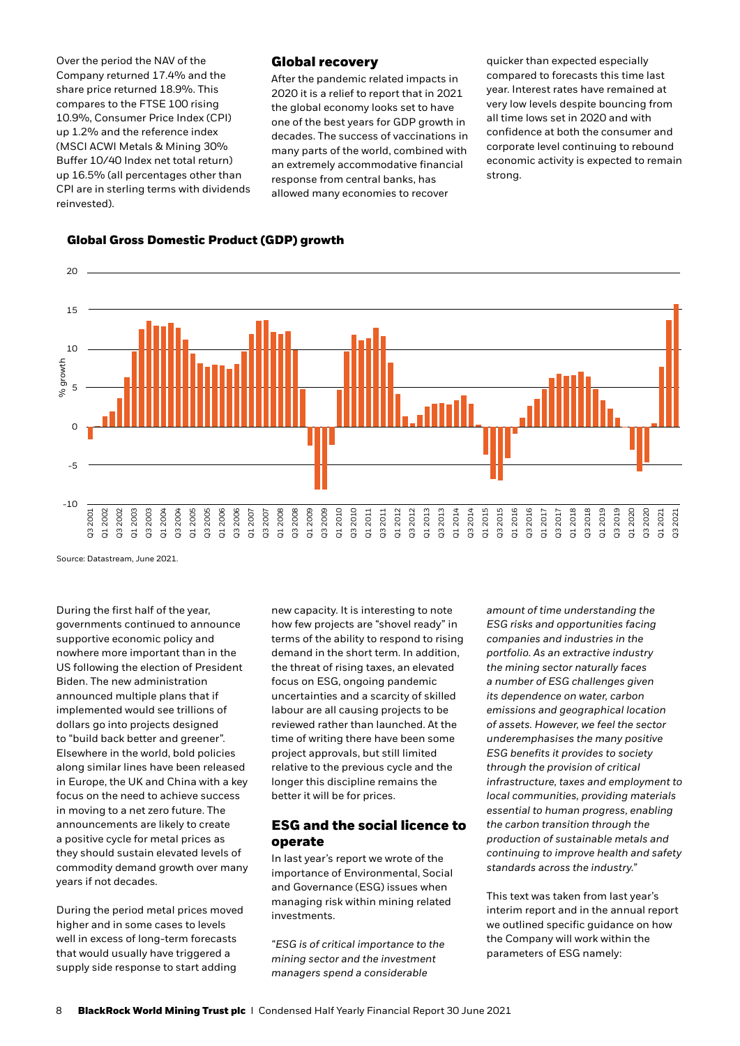Over the period the NAV of the Company returned 17.4% and the share price returned 18.9%. This compares to the FTSE 100 rising 10.9%, Consumer Price Index (CPI) up 1.2% and the reference index (MSCI ACWI Metals & Mining 30% Buffer 10/40 Index net total return) up 16.5% (all percentages other than CPI are in sterling terms with dividends reinvested).

## Global recovery

After the pandemic related impacts in 2020 it is a relief to report that in 2021 the global economy looks set to have one of the best years for GDP growth in decades. The success of vaccinations in many parts of the world, combined with an extremely accommodative financial response from central banks, has allowed many economies to recover quicker than expected especially compared to forecasts this time last year. Interest rates have remained at very low levels despite bouncing from all time lows set in 2020 and with confidence at both the consumer and corporate level continuing to rebound economic activity is expected to remain strong.

**Global Gross Domestic Product (GDP) growth**

Source: Datastream, June 2021.

During the first half of the year, governments continued to announce supportive economic policy and nowhere more important than in the US following the election of President Biden. The new administration announced multiple plans that if implemented would see trillions of dollars go into projects designed to "build back better and greener". Elsewhere in the world, bold policies along similar lines have been released in Europe, the UK and China with a key focus on the need to achieve success in moving to a net zero future. The announcements are likely to create a positive cycle for metal prices as they should sustain elevated levels of commodity demand growth over many years if not decades.

During the period metal prices moved higher and in some cases to levels well in excess of long-term forecasts that would usually have triggered a supply side response to start adding new capacity. It is interesting to note how few projects are "shovel ready" in terms of the ability to respond to rising demand in the short term. In addition, the threat of rising taxes, an elevated focus on ESG, ongoing pandemic uncertainties and a scarcity of skilled labour are all causing projects to be reviewed rather than launched. At the time of writing there have been some project approvals, but still limited relative to the previous cycle and the longer this discipline remains the better it will be for prices.

## ESG and the social licence to operate

In last year's report we wrote of the importance of Environmental, Social and Governance (ESG) issues when managing risk within mining related investments.

*"ESG is of critical importance to the mining sector and the investment managers spend a considerable amount of time understanding the ESG risks and opportunities facing companies and industries in the portfolio. As an extractive industry the mining sector naturally faces a number of ESG challenges given its dependence on water, carbon emissions and geographical location of assets. However, we feel the sector underemphasises the many positive ESG benefits it provides to society through the provision of critical infrastructure, taxes and employment to local communities, providing materials essential to human progress, enabling the carbon transition through the production of sustainable metals and continuing to improve health and safety standards across the industry."*

This text was taken from last year's interim report and in the annual report we outlined specific guidance on how the Company will work within the parameters of ESG namely: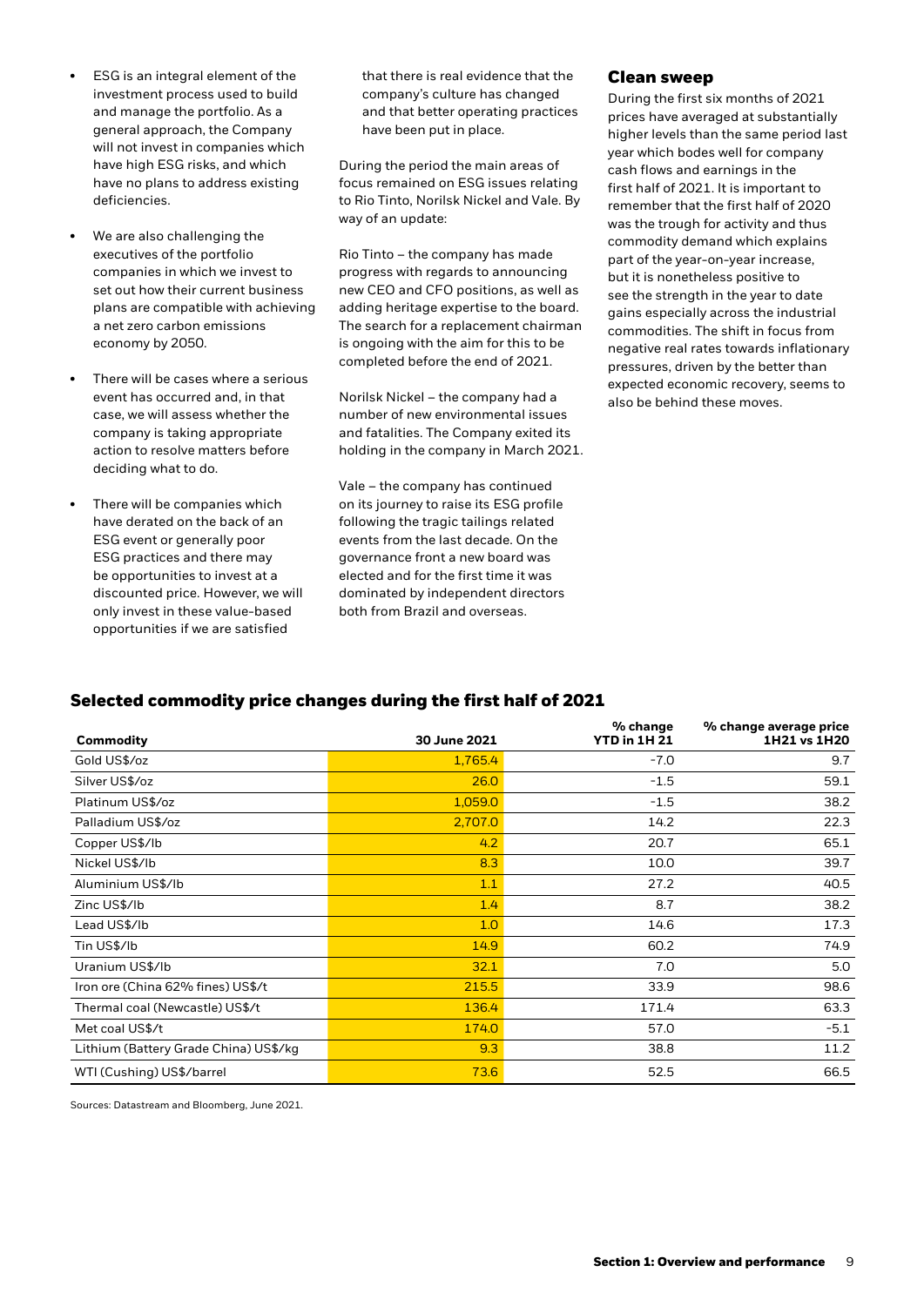- ESG is an integral element of the investment process used to build and manage the portfolio. As a general approach, the Company will not invest in companies which have high ESG risks, and which have no plans to address existing deficiencies.
- We are also challenging the executives of the portfolio companies in which we invest to set out how their current business plans are compatible with achieving a net zero carbon emissions economy by 2050.
- There will be cases where a serious event has occurred and, in that case, we will assess whether the company is taking appropriate action to resolve matters before deciding what to do.
- There will be companies which have derated on the back of an ESG event or generally poor ESG practices and there may be opportunities to invest at a discounted price. However, we will only invest in these value-based opportunities if we are satisfied that there is real evidence that the company's culture has changed and that better operating practices have been put in place.

During the period the main areas of focus remained on ESG issues relating to Rio Tinto, Norilsk Nickel and Vale. By way of an update:

Rio Tinto – the company has made progress with regards to announcing new CEO and CFO positions, as well as adding heritage expertise to the board. The search for a replacement chairman is ongoing with the aim for this to be completed before the end of 2021.

Norilsk Nickel – the company had a number of new environmental issues and fatalities. The Company exited its holding in the company in March 2021.

Vale – the company has continued on its journey to raise its ESG profile following the tragic tailings related events from the last decade. On the governance front a new board was elected and for the first time it was dominated by independent directors both from Brazil and overseas.

## Clean sweep

During the first six months of 2021 prices have averaged at substantially higher levels than the same period last year which bodes well for company cash flows and earnings in the first half of 2021. It is important to remember that the first half of 2020 was the trough for activity and thus commodity demand which explains part of the year-on-year increase, but it is nonetheless positive to see the strength in the year to date gains especially across the industrial commodities. The shift in focus from negative real rates towards inflationary pressures, driven by the better than expected economic recovery, seems to also be behind these moves.

## Selected commodity price changes during the first half of 2021

| Commodity | 30 June 2021 | % change YTD in 1H 21 | % change average price 1H21 vs 1H20 |
|---|---|---|---|
| Gold US$/oz | 1,765.4 | -7.0 | 9.7 |
| Silver US$/oz | 26.0 | -1.5 | 59.1 |
| Platinum US$/oz | 1,059.0 | -1.5 | 38.2 |
| Palladium US$/oz | 2,707.0 | 14.2 | 22.3 |
| Copper US$/lb | 4.2 | 20.7 | 65.1 |
| Nickel US$/lb | 8.3 | 10.0 | 39.7 |
| Aluminium US$/lb | 1.1 | 27.2 | 40.5 |
| Zinc US$/lb | 1.4 | 8.7 | 38.2 |
| Lead US$/lb | 1.0 | 14.6 | 17.3 |
| Tin US$/lb | 14.9 | 60.2 | 74.9 |
| Uranium US$/lb | 32.1 | 7.0 | 5.0 |
| Iron ore (China 62% fines) US$/t | 215.5 | 33.9 | 98.6 |
| Thermal coal (Newcastle) US$/t | 136.4 | 171.4 | 63.3 |
| Met coal US$/t | 174.0 | 57.0 | -5.1 |
| Lithium (Battery Grade China) US$/kg | 9.3 | 38.8 | 11.2 |
| WTI (Cushing) US$/barrel | 73.6 | 52.5 | 66.5 |

Sources: Datastream and Bloomberg, June 2021.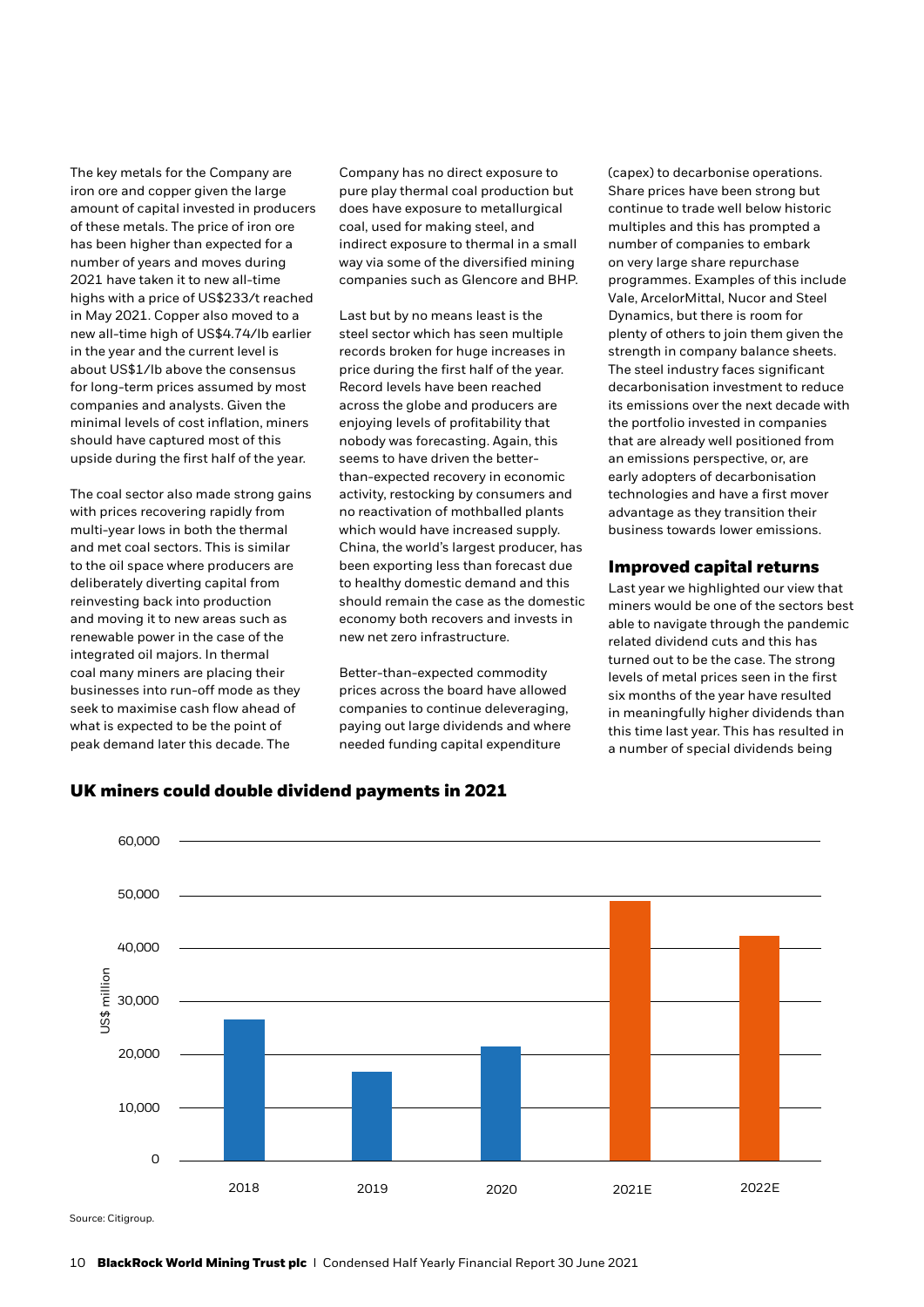The key metals for the Company are iron ore and copper given the large amount of capital invested in producers of these metals. The price of iron ore has been higher than expected for a number of years and moves during 2021 have taken it to new all-time highs with a price of US$233/t reached in May 2021. Copper also moved to a new all-time high of US$4.74/lb earlier in the year and the current level is about US$1/lb above the consensus for long-term prices assumed by most companies and analysts. Given the minimal levels of cost inflation, miners should have captured most of this upside during the first half of the year.

The coal sector also made strong gains with prices recovering rapidly from multi-year lows in both the thermal and met coal sectors. This is similar to the oil space where producers are deliberately diverting capital from reinvesting back into production and moving it to new areas such as renewable power in the case of the integrated oil majors. In thermal coal many miners are placing their businesses into run-off mode as they seek to maximise cash flow ahead of what is expected to be the point of peak demand later this decade. The Company has no direct exposure to pure play thermal coal production but does have exposure to metallurgical coal, used for making steel, and indirect exposure to thermal in a small way via some of the diversified mining companies such as Glencore and BHP.

Last but by no means least is the steel sector which has seen multiple records broken for huge increases in price during the first half of the year. Record levels have been reached across the globe and producers are enjoying levels of profitability that nobody was forecasting. Again, this seems to have driven the better-than-expected recovery in economic activity, restocking by consumers and no reactivation of mothballed plants which would have increased supply. China, the world's largest producer, has been exporting less than forecast due to healthy domestic demand and this should remain the case as the domestic economy both recovers and invests in new net zero infrastructure.

Better-than-expected commodity prices across the board have allowed companies to continue deleveraging, paying out large dividends and where needed funding capital expenditure (capex) to decarbonise operations. Share prices have been strong but continue to trade well below historic multiples and this has prompted a number of companies to embark on very large share repurchase programmes. Examples of this include Vale, ArcelorMittal, Nucor and Steel Dynamics, but there is room for plenty of others to join them given the strength in company balance sheets. The steel industry faces significant decarbonisation investment to reduce its emissions over the next decade with the portfolio invested in companies that are already well positioned from an emissions perspective, or, are early adopters of decarbonisation technologies and have a first mover advantage as they transition their business towards lower emissions.

## Improved capital returns

Last year we highlighted our view that miners would be one of the sectors best able to navigate through the pandemic related dividend cuts and this has turned out to be the case. The strong levels of metal prices seen in the first six months of the year have resulted in meaningfully higher dividends than this time last year. This has resulted in a number of special dividends being

### UK miners could double dividend payments in 2021

| Year | US$ million |
| --- | --- |
| 2018 | ~26,500 |
| 2019 | ~16,700 |
| 2020 | ~21,500 |
| 2021E | ~48,800 |
| 2022E | ~42,200 |

Source: Citigroup.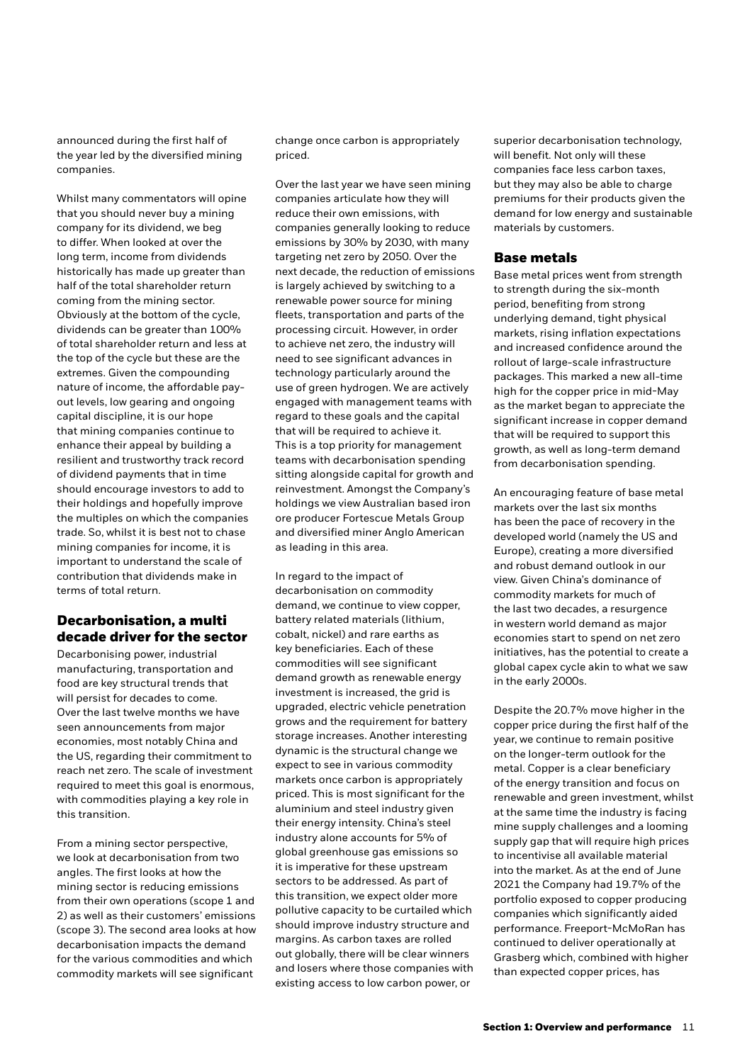announced during the first half of the year led by the diversified mining companies.

Whilst many commentators will opine that you should never buy a mining company for its dividend, we beg to differ. When looked at over the long term, income from dividends historically has made up greater than half of the total shareholder return coming from the mining sector. Obviously at the bottom of the cycle, dividends can be greater than 100% of total shareholder return and less at the top of the cycle but these are the extremes. Given the compounding nature of income, the affordable pay-out levels, low gearing and ongoing capital discipline, it is our hope that mining companies continue to enhance their appeal by building a resilient and trustworthy track record of dividend payments that in time should encourage investors to add to their holdings and hopefully improve the multiples on which the companies trade. So, whilst it is best not to chase mining companies for income, it is important to understand the scale of contribution that dividends make in terms of total return.

## Decarbonisation, a multi decade driver for the sector

Decarbonising power, industrial manufacturing, transportation and food are key structural trends that will persist for decades to come. Over the last twelve months we have seen announcements from major economies, most notably China and the US, regarding their commitment to reach net zero. The scale of investment required to meet this goal is enormous, with commodities playing a key role in this transition.

From a mining sector perspective, we look at decarbonisation from two angles. The first looks at how the mining sector is reducing emissions from their own operations (scope 1 and 2) as well as their customers' emissions (scope 3). The second area looks at how decarbonisation impacts the demand for the various commodities and which commodity markets will see significant change once carbon is appropriately priced.

Over the last year we have seen mining companies articulate how they will reduce their own emissions, with companies generally looking to reduce emissions by 30% by 2030, with many targeting net zero by 2050. Over the next decade, the reduction of emissions is largely achieved by switching to a renewable power source for mining fleets, transportation and parts of the processing circuit. However, in order to achieve net zero, the industry will need to see significant advances in technology particularly around the use of green hydrogen. We are actively engaged with management teams with regard to these goals and the capital that will be required to achieve it. This is a top priority for management teams with decarbonisation spending sitting alongside capital for growth and reinvestment. Amongst the Company's holdings we view Australian based iron ore producer Fortescue Metals Group and diversified miner Anglo American as leading in this area.

In regard to the impact of decarbonisation on commodity demand, we continue to view copper, battery related materials (lithium, cobalt, nickel) and rare earths as key beneficiaries. Each of these commodities will see significant demand growth as renewable energy investment is increased, the grid is upgraded, electric vehicle penetration grows and the requirement for battery storage increases. Another interesting dynamic is the structural change we expect to see in various commodity markets once carbon is appropriately priced. This is most significant for the aluminium and steel industry given their energy intensity. China's steel industry alone accounts for 5% of global greenhouse gas emissions so it is imperative for these upstream sectors to be addressed. As part of this transition, we expect older more pollutive capacity to be curtailed which should improve industry structure and margins. As carbon taxes are rolled out globally, there will be clear winners and losers where those companies with existing access to low carbon power, or superior decarbonisation technology, will benefit. Not only will these companies face less carbon taxes, but they may also be able to charge premiums for their products given the demand for low energy and sustainable materials by customers.

## Base metals

Base metal prices went from strength to strength during the six-month period, benefiting from strong underlying demand, tight physical markets, rising inflation expectations and increased confidence around the rollout of large-scale infrastructure packages. This marked a new all-time high for the copper price in mid-May as the market began to appreciate the significant increase in copper demand that will be required to support this growth, as well as long-term demand from decarbonisation spending.

An encouraging feature of base metal markets over the last six months has been the pace of recovery in the developed world (namely the US and Europe), creating a more diversified and robust demand outlook in our view. Given China's dominance of commodity markets for much of the last two decades, a resurgence in western world demand as major economies start to spend on net zero initiatives, has the potential to create a global capex cycle akin to what we saw in the early 2000s.

Despite the 20.7% move higher in the copper price during the first half of the year, we continue to remain positive on the longer-term outlook for the metal. Copper is a clear beneficiary of the energy transition and focus on renewable and green investment, whilst at the same time the industry is facing mine supply challenges and a looming supply gap that will require high prices to incentivise all available material into the market. As at the end of June 2021 the Company had 19.7% of the portfolio exposed to copper producing companies which significantly aided performance. Freeport-McMoRan has continued to deliver operationally at Grasberg which, combined with higher than expected copper prices, has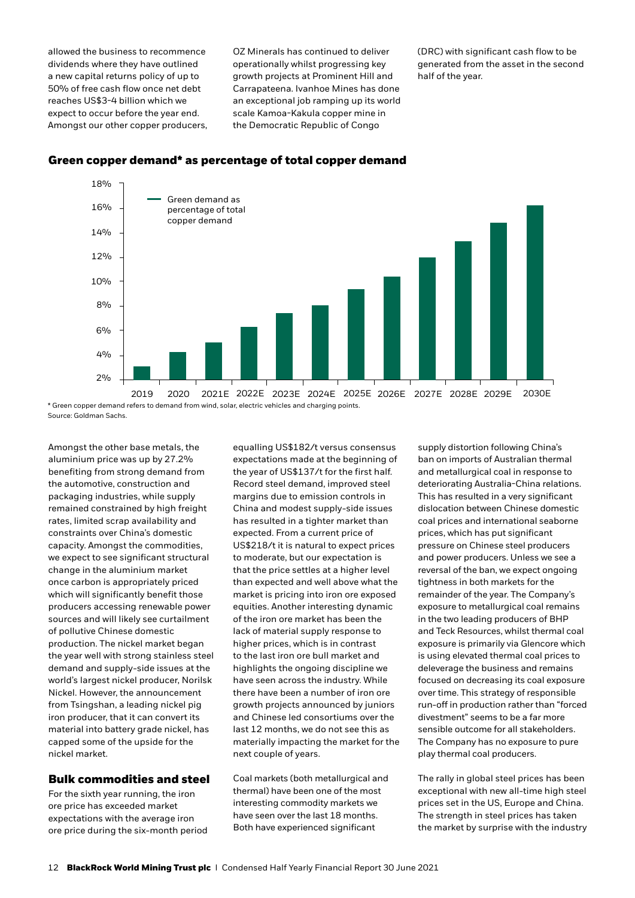allowed the business to recommence dividends where they have outlined a new capital returns policy of up to 50% of free cash flow once net debt reaches US$3-4 billion which we expect to occur before the year end. Amongst our other copper producers, OZ Minerals has continued to deliver operationally whilst progressing key growth projects at Prominent Hill and Carrapateena. Ivanhoe Mines has done an exceptional job ramping up its world scale Kamoa-Kakula copper mine in the Democratic Republic of Congo (DRC) with significant cash flow to be generated from the asset in the second half of the year.

### Green copper demand* as percentage of total copper demand

| | Green demand as percentage of total copper demand |
|---|---|
| 2019 | ~3.1% |
| 2020 | ~4.3% |
| 2021E | ~5.1% |
| 2022E | ~6.3% |
| 2023E | ~7.5% |
| 2024E | ~8.1% |
| 2025E | ~9.4% |
| 2026E | ~10.4% |
| 2027E | ~12.0% |
| 2028E | ~13.3% |
| 2029E | ~14.9% |
| 2030E | ~16.3% |

\* Green copper demand refers to demand from wind, solar, electric vehicles and charging points.
Source: Goldman Sachs.

Amongst the other base metals, the aluminium price was up by 27.2% benefiting from strong demand from the automotive, construction and packaging industries, while supply remained constrained by high freight rates, limited scrap availability and constraints over China's domestic capacity. Amongst the commodities, we expect to see significant structural change in the aluminium market once carbon is appropriately priced which will significantly benefit those producers accessing renewable power sources and will likely see curtailment of pollutive Chinese domestic production. The nickel market began the year well with strong stainless steel demand and supply-side issues at the world's largest nickel producer, Norilsk Nickel. However, the announcement from Tsingshan, a leading nickel pig iron producer, that it can convert its material into battery grade nickel, has capped some of the upside for the nickel market.

## Bulk commodities and steel

For the sixth year running, the iron ore price has exceeded market expectations with the average iron ore price during the six-month period equalling US$182/t versus consensus expectations made at the beginning of the year of US$137/t for the first half. Record steel demand, improved steel margins due to emission controls in China and modest supply-side issues has resulted in a tighter market than expected. From a current price of US$218/t it is natural to expect prices to moderate, but our expectation is that the price settles at a higher level than expected and well above what the market is pricing into iron ore exposed equities. Another interesting dynamic of the iron ore market has been the lack of material supply response to higher prices, which is in contrast to the last iron ore bull market and highlights the ongoing discipline we have seen across the industry. While there have been a number of iron ore growth projects announced by juniors and Chinese led consortiums over the last 12 months, we do not see this as materially impacting the market for the next couple of years.

Coal markets (both metallurgical and thermal) have been one of the most interesting commodity markets we have seen over the last 18 months. Both have experienced significant supply distortion following China's ban on imports of Australian thermal and metallurgical coal in response to deteriorating Australia-China relations. This has resulted in a very significant dislocation between Chinese domestic coal prices and international seaborne prices, which has put significant pressure on Chinese steel producers and power producers. Unless we see a reversal of the ban, we expect ongoing tightness in both markets for the remainder of the year. The Company's exposure to metallurgical coal remains in the two leading producers of BHP and Teck Resources, whilst thermal coal exposure is primarily via Glencore which is using elevated thermal coal prices to deleverage the business and remains focused on decreasing its coal exposure over time. This strategy of responsible run-off in production rather than "forced divestment" seems to be a far more sensible outcome for all stakeholders. The Company has no exposure to pure play thermal coal producers.

The rally in global steel prices has been exceptional with new all-time high steel prices set in the US, Europe and China. The strength in steel prices has taken the market by surprise with the industry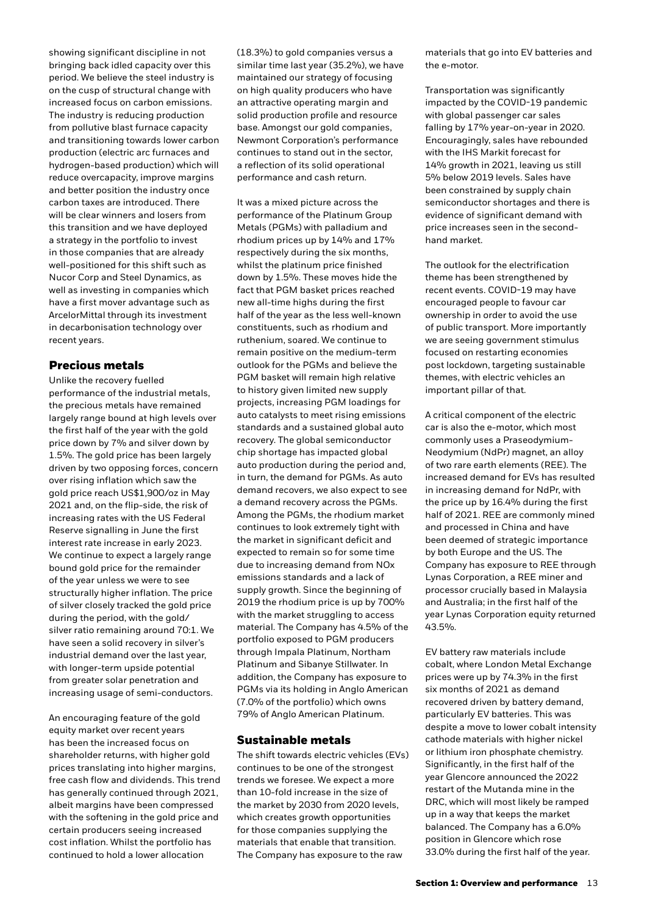showing significant discipline in not bringing back idled capacity over this period. We believe the steel industry is on the cusp of structural change with increased focus on carbon emissions. The industry is reducing production from pollutive blast furnace capacity and transitioning towards lower carbon production (electric arc furnaces and hydrogen-based production) which will reduce overcapacity, improve margins and better position the industry once carbon taxes are introduced. There will be clear winners and losers from this transition and we have deployed a strategy in the portfolio to invest in those companies that are already well-positioned for this shift such as Nucor Corp and Steel Dynamics, as well as investing in companies which have a first mover advantage such as ArcelorMittal through its investment in decarbonisation technology over recent years.

## Precious metals

Unlike the recovery fuelled performance of the industrial metals, the precious metals have remained largely range bound at high levels over the first half of the year with the gold price down by 7% and silver down by 1.5%. The gold price has been largely driven by two opposing forces, concern over rising inflation which saw the gold price reach US$1,900/oz in May 2021 and, on the flip-side, the risk of increasing rates with the US Federal Reserve signalling in June the first interest rate increase in early 2023. We continue to expect a largely range bound gold price for the remainder of the year unless we were to see structurally higher inflation. The price of silver closely tracked the gold price during the period, with the gold/silver ratio remaining around 70:1. We have seen a solid recovery in silver's industrial demand over the last year, with longer-term upside potential from greater solar penetration and increasing usage of semi-conductors.

An encouraging feature of the gold equity market over recent years has been the increased focus on shareholder returns, with higher gold prices translating into higher margins, free cash flow and dividends. This trend has generally continued through 2021, albeit margins have been compressed with the softening in the gold price and certain producers seeing increased cost inflation. Whilst the portfolio has continued to hold a lower allocation (18.3%) to gold companies versus a similar time last year (35.2%), we have maintained our strategy of focusing on high quality producers who have an attractive operating margin and solid production profile and resource base. Amongst our gold companies, Newmont Corporation's performance continues to stand out in the sector, a reflection of its solid operational performance and cash return.

It was a mixed picture across the performance of the Platinum Group Metals (PGMs) with palladium and rhodium prices up by 14% and 17% respectively during the six months, whilst the platinum price finished down by 1.5%. These moves hide the fact that PGM basket prices reached new all-time highs during the first half of the year as the less well-known constituents, such as rhodium and ruthenium, soared. We continue to remain positive on the medium-term outlook for the PGMs and believe the PGM basket will remain high relative to history given limited new supply projects, increasing PGM loadings for auto catalysts to meet rising emissions standards and a sustained global auto recovery. The global semiconductor chip shortage has impacted global auto production during the period and, in turn, the demand for PGMs. As auto demand recovers, we also expect to see a demand recovery across the PGMs. Among the PGMs, the rhodium market continues to look extremely tight with the market in significant deficit and expected to remain so for some time due to increasing demand from NOx emissions standards and a lack of supply growth. Since the beginning of 2019 the rhodium price is up by 700% with the market struggling to access material. The Company has 4.5% of the portfolio exposed to PGM producers through Impala Platinum, Northam Platinum and Sibanye Stillwater. In addition, the Company has exposure to PGMs via its holding in Anglo American (7.0% of the portfolio) which owns 79% of Anglo American Platinum.

## Sustainable metals

The shift towards electric vehicles (EVs) continues to be one of the strongest trends we foresee. We expect a more than 10-fold increase in the size of the market by 2030 from 2020 levels, which creates growth opportunities for those companies supplying the materials that enable that transition. The Company has exposure to the raw materials that go into EV batteries and the e-motor.

Transportation was significantly impacted by the COVID-19 pandemic with global passenger car sales falling by 17% year-on-year in 2020. Encouragingly, sales have rebounded with the IHS Markit forecast for 14% growth in 2021, leaving us still 5% below 2019 levels. Sales have been constrained by supply chain semiconductor shortages and there is evidence of significant demand with price increases seen in the second-hand market.

The outlook for the electrification theme has been strengthened by recent events. COVID-19 may have encouraged people to favour car ownership in order to avoid the use of public transport. More importantly we are seeing government stimulus focused on restarting economies post lockdown, targeting sustainable themes, with electric vehicles an important pillar of that.

A critical component of the electric car is also the e-motor, which most commonly uses a Praseodymium-Neodymium (NdPr) magnet, an alloy of two rare earth elements (REE). The increased demand for EVs has resulted in increasing demand for NdPr, with the price up by 16.4% during the first half of 2021. REE are commonly mined and processed in China and have been deemed of strategic importance by both Europe and the US. The Company has exposure to REE through Lynas Corporation, a REE miner and processor crucially based in Malaysia and Australia; in the first half of the year Lynas Corporation equity returned 43.5%.

EV battery raw materials include cobalt, where London Metal Exchange prices were up by 74.3% in the first six months of 2021 as demand recovered driven by battery demand, particularly EV batteries. This was despite a move to lower cobalt intensity cathode materials with higher nickel or lithium iron phosphate chemistry. Significantly, in the first half of the year Glencore announced the 2022 restart of the Mutanda mine in the DRC, which will most likely be ramped up in a way that keeps the market balanced. The Company has a 6.0% position in Glencore which rose 33.0% during the first half of the year.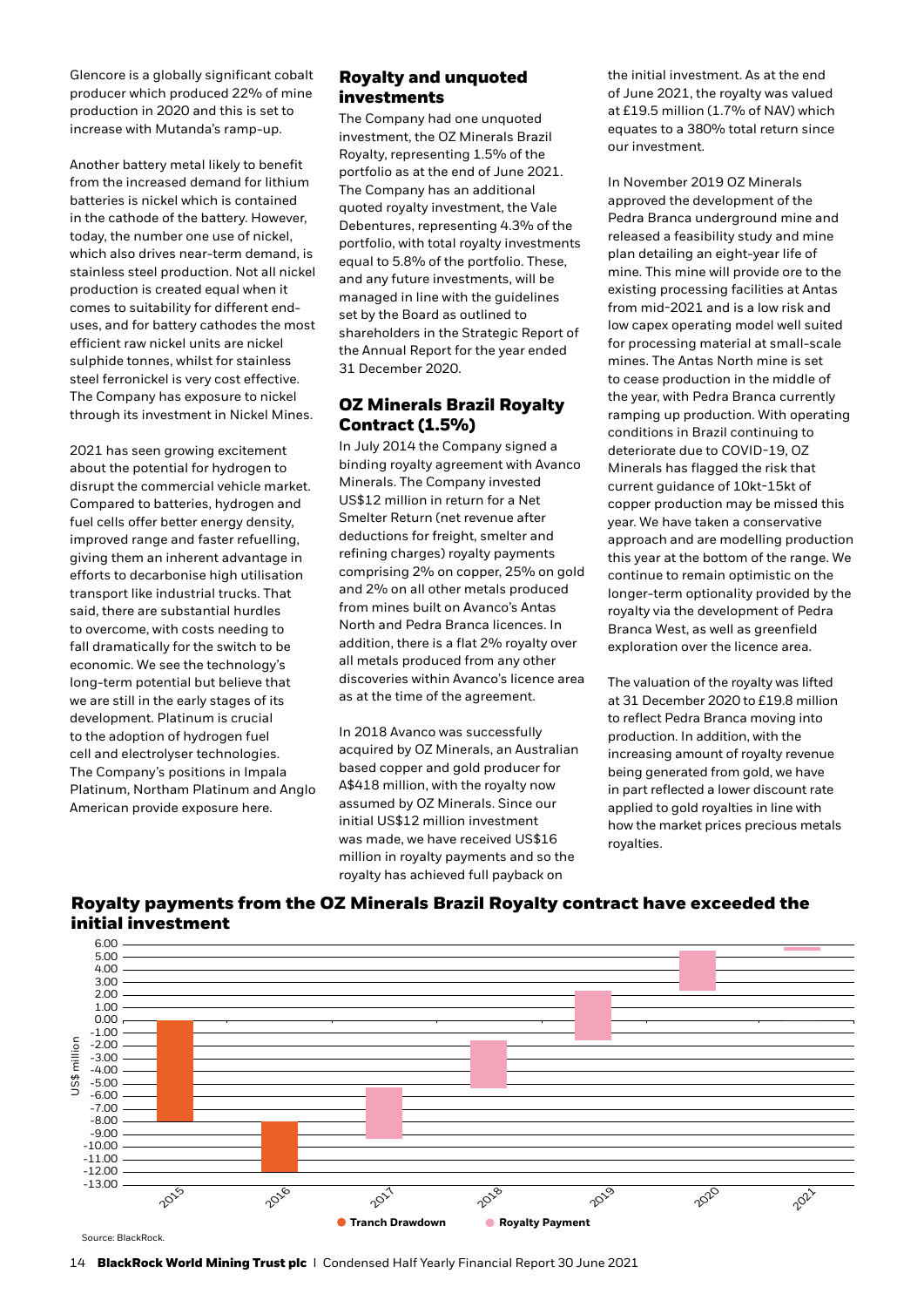Glencore is a globally significant cobalt producer which produced 22% of mine production in 2020 and this is set to increase with Mutanda's ramp-up.

Another battery metal likely to benefit from the increased demand for lithium batteries is nickel which is contained in the cathode of the battery. However, today, the number one use of nickel, which also drives near-term demand, is stainless steel production. Not all nickel production is created equal when it comes to suitability for different end-uses, and for battery cathodes the most efficient raw nickel units are nickel sulphide tonnes, whilst for stainless steel ferronickel is very cost effective. The Company has exposure to nickel through its investment in Nickel Mines.

2021 has seen growing excitement about the potential for hydrogen to disrupt the commercial vehicle market. Compared to batteries, hydrogen and fuel cells offer better energy density, improved range and faster refuelling, giving them an inherent advantage in efforts to decarbonise high utilisation transport like industrial trucks. That said, there are substantial hurdles to overcome, with costs needing to fall dramatically for the switch to be economic. We see the technology's long-term potential but believe that we are still in the early stages of its development. Platinum is crucial to the adoption of hydrogen fuel cell and electrolyser technologies. The Company's positions in Impala Platinum, Northam Platinum and Anglo American provide exposure here.

## Royalty and unquoted investments

The Company had one unquoted investment, the OZ Minerals Brazil Royalty, representing 1.5% of the portfolio as at the end of June 2021. The Company has an additional quoted royalty investment, the Vale Debentures, representing 4.3% of the portfolio, with total royalty investments equal to 5.8% of the portfolio. These, and any future investments, will be managed in line with the guidelines set by the Board as outlined to shareholders in the Strategic Report of the Annual Report for the year ended 31 December 2020.

## OZ Minerals Brazil Royalty Contract (1.5%)

In July 2014 the Company signed a binding royalty agreement with Avanco Minerals. The Company invested US$12 million in return for a Net Smelter Return (net revenue after deductions for freight, smelter and refining charges) royalty payments comprising 2% on copper, 25% on gold and 2% on all other metals produced from mines built on Avanco's Antas North and Pedra Branca licences. In addition, there is a flat 2% royalty over all metals produced from any other discoveries within Avanco's licence area as at the time of the agreement.

In 2018 Avanco was successfully acquired by OZ Minerals, an Australian based copper and gold producer for A$418 million, with the royalty now assumed by OZ Minerals. Since our initial US$12 million investment was made, we have received US$16 million in royalty payments and so the royalty has achieved full payback on the initial investment. As at the end of June 2021, the royalty was valued at £19.5 million (1.7% of NAV) which equates to a 380% total return since our investment.

In November 2019 OZ Minerals approved the development of the Pedra Branca underground mine and released a feasibility study and mine plan detailing an eight-year life of mine. This mine will provide ore to the existing processing facilities at Antas from mid-2021 and is a low risk and low capex operating model well suited for processing material at small-scale mines. The Antas North mine is set to cease production in the middle of the year, with Pedra Branca currently ramping up production. With operating conditions in Brazil continuing to deteriorate due to COVID-19, OZ Minerals has flagged the risk that current guidance of 10kt-15kt of copper production may be missed this year. We have taken a conservative approach and are modelling production this year at the bottom of the range. We continue to remain optimistic on the longer-term optionality provided by the royalty via the development of Pedra Branca West, as well as greenfield exploration over the licence area.

The valuation of the royalty was lifted at 31 December 2020 to £19.8 million to reflect Pedra Branca moving into production. In addition, with the increasing amount of royalty revenue being generated from gold, we have in part reflected a lower discount rate applied to gold royalties in line with how the market prices precious metals royalties.

### Royalty payments from the OZ Minerals Brazil Royalty contract have exceeded the initial investment

Source: BlackRock.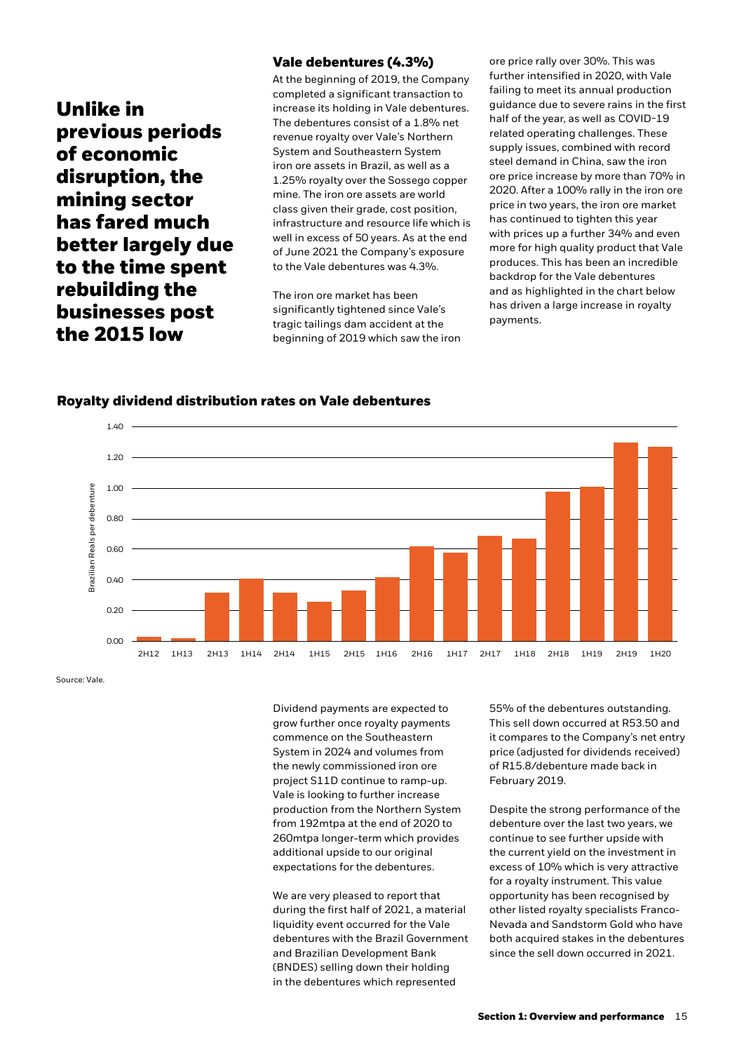# Unlike in previous periods of economic disruption, the mining sector has fared much better largely due to the time spent rebuilding the businesses post the 2015 low

## Vale debentures (4.3%)

At the beginning of 2019, the Company completed a significant transaction to increase its holding in Vale debentures. The debentures consist of a 1.8% net revenue royalty over Vale's Northern System and Southeastern System iron ore assets in Brazil, as well as a 1.25% royalty over the Sossego copper mine. The iron ore assets are world class given their grade, cost position, infrastructure and resource life which is well in excess of 50 years. As at the end of June 2021 the Company's exposure to the Vale debentures was 4.3%.

The iron ore market has been significantly tightened since Vale's tragic tailings dam accident at the beginning of 2019 which saw the iron ore price rally over 30%. This was further intensified in 2020, with Vale failing to meet its annual production guidance due to severe rains in the first half of the year, as well as COVID-19 related operating challenges. These supply issues, combined with record steel demand in China, saw the iron ore price increase by more than 70% in 2020. After a 100% rally in the iron ore price in two years, the iron ore market has continued to tighten this year with prices up a further 34% and even more for high quality product that Vale produces. This has been an incredible backdrop for the Vale debentures and as highlighted in the chart below has driven a large increase in royalty payments.

### Royalty dividend distribution rates on Vale debentures

| Period | Brazilian Reals per debenture (approx.) |
|---|---|
| 2H12 | 0.03 |
| 1H13 | 0.02 |
| 2H13 | 0.32 |
| 1H14 | 0.41 |
| 2H14 | 0.32 |
| 1H15 | 0.26 |
| 2H15 | 0.33 |
| 1H16 | 0.42 |
| 2H16 | 0.62 |
| 1H17 | 0.58 |
| 2H17 | 0.69 |
| 1H18 | 0.67 |
| 2H18 | 0.98 |
| 1H19 | 1.01 |
| 2H19 | 1.30 |
| 1H20 | 1.27 |

Source: Vale.

Dividend payments are expected to grow further once royalty payments commence on the Southeastern System in 2024 and volumes from the newly commissioned iron ore project S11D continue to ramp-up. Vale is looking to further increase production from the Northern System from 192mtpa at the end of 2020 to 260mtpa longer-term which provides additional upside to our original expectations for the debentures.

We are very pleased to report that during the first half of 2021, a material liquidity event occurred for the Vale debentures with the Brazil Government and Brazilian Development Bank (BNDES) selling down their holding in the debentures which represented 55% of the debentures outstanding. This sell down occurred at R53.50 and it compares to the Company's net entry price (adjusted for dividends received) of R15.8/debenture made back in February 2019.

Despite the strong performance of the debenture over the last two years, we continue to see further upside with the current yield on the investment in excess of 10% which is very attractive for a royalty instrument. This value opportunity has been recognised by other listed royalty specialists Franco-Nevada and Sandstorm Gold who have both acquired stakes in the debentures since the sell down occurred in 2021.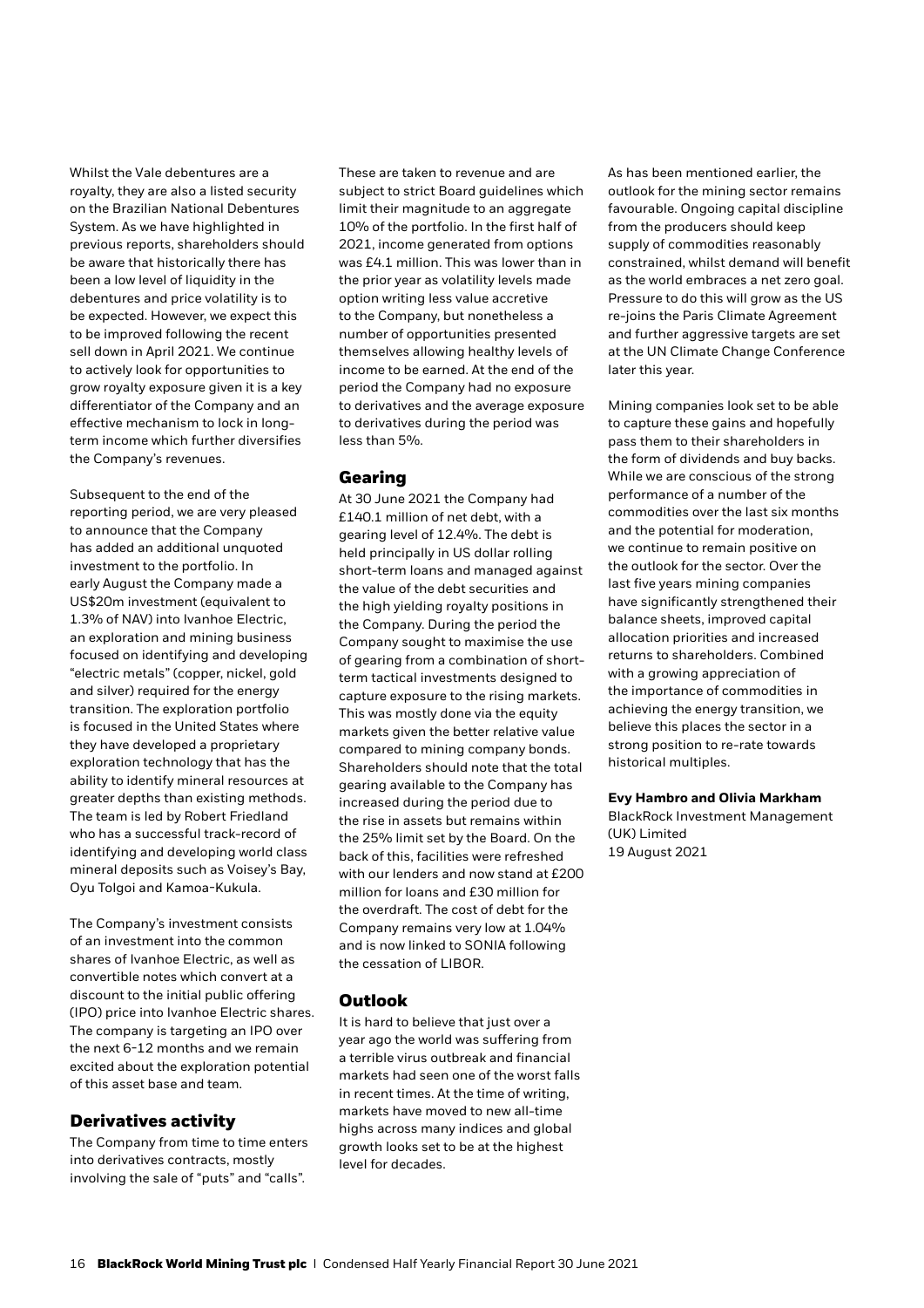Whilst the Vale debentures are a royalty, they are also a listed security on the Brazilian National Debentures System. As we have highlighted in previous reports, shareholders should be aware that historically there has been a low level of liquidity in the debentures and price volatility is to be expected. However, we expect this to be improved following the recent sell down in April 2021. We continue to actively look for opportunities to grow royalty exposure given it is a key differentiator of the Company and an effective mechanism to lock in long-term income which further diversifies the Company's revenues.

Subsequent to the end of the reporting period, we are very pleased to announce that the Company has added an additional unquoted investment to the portfolio. In early August the Company made a US$20m investment (equivalent to 1.3% of NAV) into Ivanhoe Electric, an exploration and mining business focused on identifying and developing "electric metals" (copper, nickel, gold and silver) required for the energy transition. The exploration portfolio is focused in the United States where they have developed a proprietary exploration technology that has the ability to identify mineral resources at greater depths than existing methods. The team is led by Robert Friedland who has a successful track-record of identifying and developing world class mineral deposits such as Voisey's Bay, Oyu Tolgoi and Kamoa-Kukula.

The Company's investment consists of an investment into the common shares of Ivanhoe Electric, as well as convertible notes which convert at a discount to the initial public offering (IPO) price into Ivanhoe Electric shares. The company is targeting an IPO over the next 6-12 months and we remain excited about the exploration potential of this asset base and team.

## Derivatives activity

The Company from time to time enters into derivatives contracts, mostly involving the sale of "puts" and "calls". These are taken to revenue and are subject to strict Board guidelines which limit their magnitude to an aggregate 10% of the portfolio. In the first half of 2021, income generated from options was £4.1 million. This was lower than in the prior year as volatility levels made option writing less value accretive to the Company, but nonetheless a number of opportunities presented themselves allowing healthy levels of income to be earned. At the end of the period the Company had no exposure to derivatives and the average exposure to derivatives during the period was less than 5%.

## Gearing

At 30 June 2021 the Company had £140.1 million of net debt, with a gearing level of 12.4%. The debt is held principally in US dollar rolling short-term loans and managed against the value of the debt securities and the high yielding royalty positions in the Company. During the period the Company sought to maximise the use of gearing from a combination of short-term tactical investments designed to capture exposure to the rising markets. This was mostly done via the equity markets given the better relative value compared to mining company bonds. Shareholders should note that the total gearing available to the Company has increased during the period due to the rise in assets but remains within the 25% limit set by the Board. On the back of this, facilities were refreshed with our lenders and now stand at £200 million for loans and £30 million for the overdraft. The cost of debt for the Company remains very low at 1.04% and is now linked to SONIA following the cessation of LIBOR.

## Outlook

It is hard to believe that just over a year ago the world was suffering from a terrible virus outbreak and financial markets had seen one of the worst falls in recent times. At the time of writing, markets have moved to new all-time highs across many indices and global growth looks set to be at the highest level for decades.

As has been mentioned earlier, the outlook for the mining sector remains favourable. Ongoing capital discipline from the producers should keep supply of commodities reasonably constrained, whilst demand will benefit as the world embraces a net zero goal. Pressure to do this will grow as the US re-joins the Paris Climate Agreement and further aggressive targets are set at the UN Climate Change Conference later this year.

Mining companies look set to be able to capture these gains and hopefully pass them to their shareholders in the form of dividends and buy backs. While we are conscious of the strong performance of a number of the commodities over the last six months and the potential for moderation, we continue to remain positive on the outlook for the sector. Over the last five years mining companies have significantly strengthened their balance sheets, improved capital allocation priorities and increased returns to shareholders. Combined with a growing appreciation of the importance of commodities in achieving the energy transition, we believe this places the sector in a strong position to re-rate towards historical multiples.

**Evy Hambro and Olivia Markham**
BlackRock Investment Management (UK) Limited
19 August 2021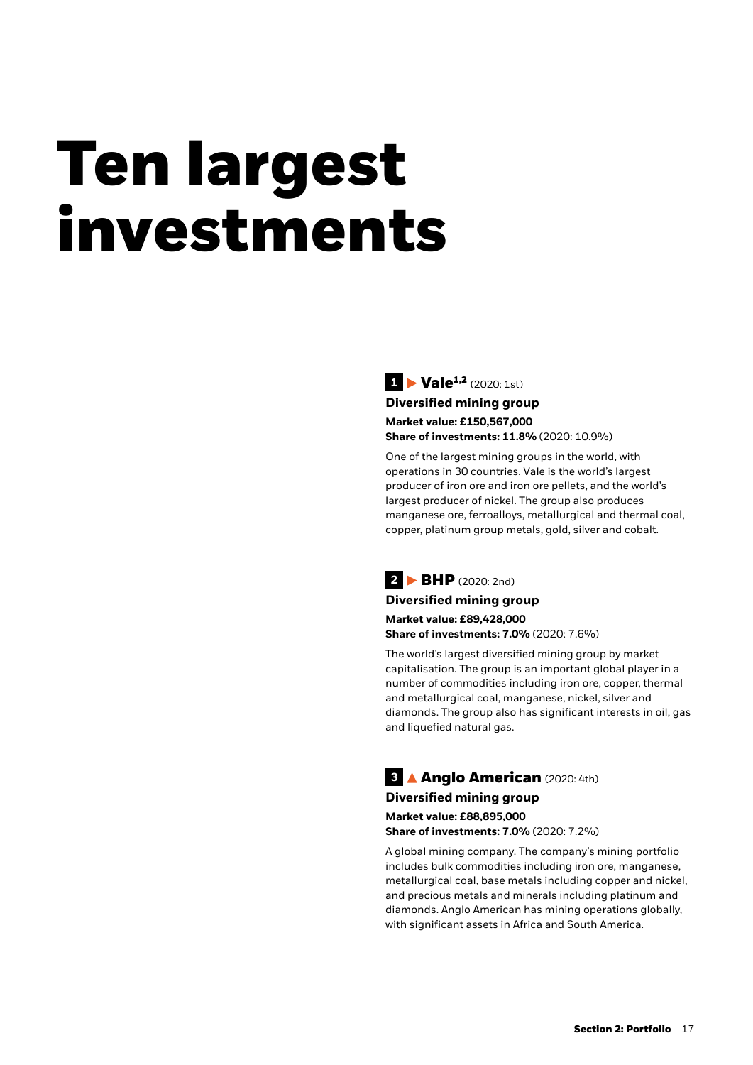# Ten largest investments

### 1 ► Vale[1,2] (2020: 1st)

**Diversified mining group**

**Market value: £150,567,000**
**Share of investments: 11.8%** (2020: 10.9%)

One of the largest mining groups in the world, with operations in 30 countries. Vale is the world's largest producer of iron ore and iron ore pellets, and the world's largest producer of nickel. The group also produces manganese ore, ferroalloys, metallurgical and thermal coal, copper, platinum group metals, gold, silver and cobalt.

### 2 ► BHP (2020: 2nd)

**Diversified mining group**

**Market value: £89,428,000**
**Share of investments: 7.0%** (2020: 7.6%)

The world's largest diversified mining group by market capitalisation. The group is an important global player in a number of commodities including iron ore, copper, thermal and metallurgical coal, manganese, nickel, silver and diamonds. The group also has significant interests in oil, gas and liquefied natural gas.

### 3 ▲ Anglo American (2020: 4th)

**Diversified mining group**

**Market value: £88,895,000**
**Share of investments: 7.0%** (2020: 7.2%)

A global mining company. The company's mining portfolio includes bulk commodities including iron ore, manganese, metallurgical coal, base metals including copper and nickel, and precious metals and minerals including platinum and diamonds. Anglo American has mining operations globally, with significant assets in Africa and South America.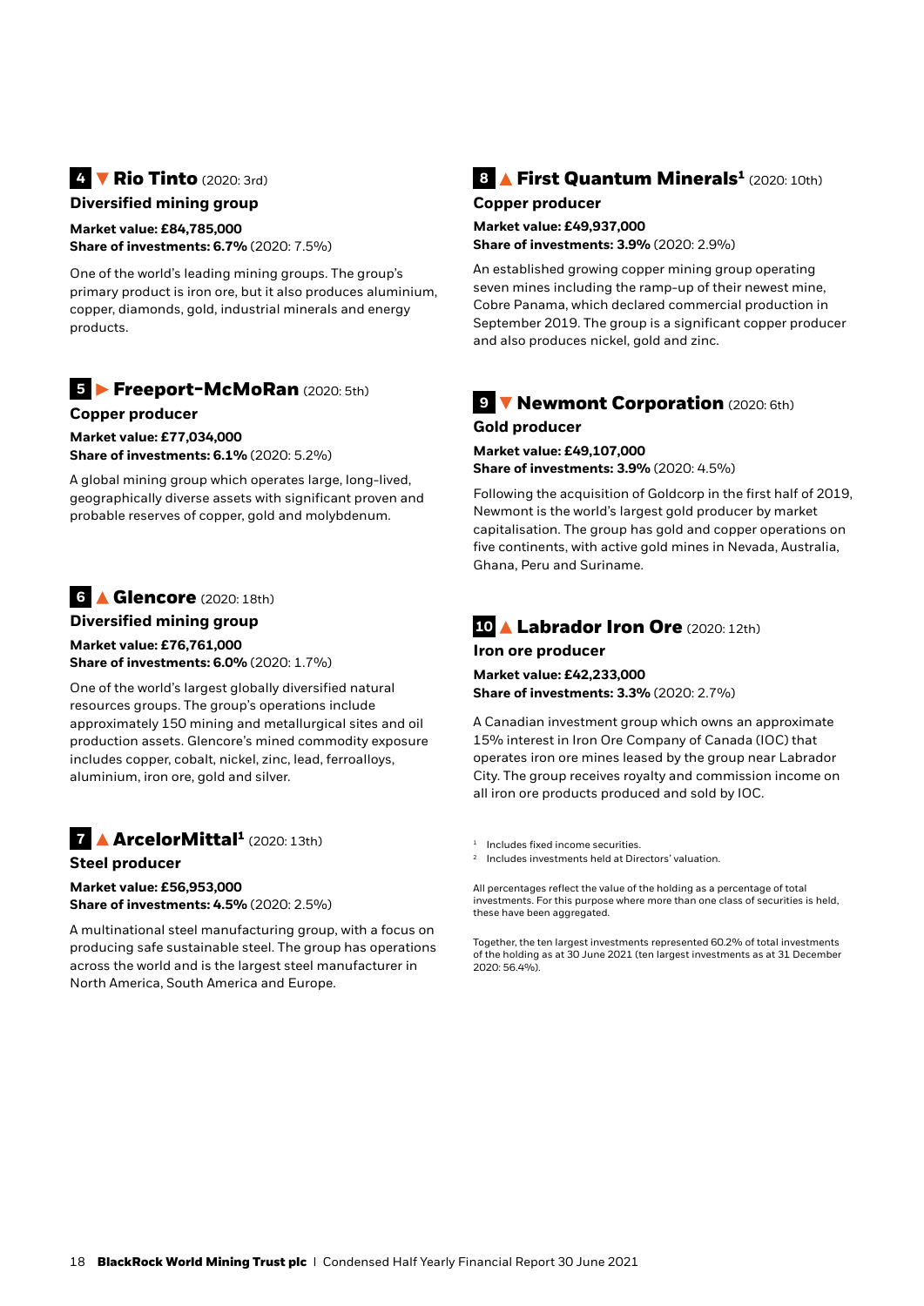### 4 ▼ Rio Tinto (2020: 3rd)

**Diversified mining group**

**Market value: £84,785,000**
**Share of investments: 6.7%** (2020: 7.5%)

One of the world's leading mining groups. The group's primary product is iron ore, but it also produces aluminium, copper, diamonds, gold, industrial minerals and energy products.

### 5 ▶ Freeport-McMoRan (2020: 5th)

**Copper producer**

**Market value: £77,034,000**
**Share of investments: 6.1%** (2020: 5.2%)

A global mining group which operates large, long-lived, geographically diverse assets with significant proven and probable reserves of copper, gold and molybdenum.

### 6 ▲ Glencore (2020: 18th)

**Diversified mining group**

**Market value: £76,761,000**
**Share of investments: 6.0%** (2020: 1.7%)

One of the world's largest globally diversified natural resources groups. The group's operations include approximately 150 mining and metallurgical sites and oil production assets. Glencore's mined commodity exposure includes copper, cobalt, nickel, zinc, lead, ferroalloys, aluminium, iron ore, gold and silver.

### 7 ▲ ArcelorMittal[1] (2020: 13th)

**Steel producer**

**Market value: £56,953,000**
**Share of investments: 4.5%** (2020: 2.5%)

A multinational steel manufacturing group, with a focus on producing safe sustainable steel. The group has operations across the world and is the largest steel manufacturer in North America, South America and Europe.

### 8 ▲ First Quantum Minerals[1] (2020: 10th)

**Copper producer**

**Market value: £49,937,000**
**Share of investments: 3.9%** (2020: 2.9%)

An established growing copper mining group operating seven mines including the ramp-up of their newest mine, Cobre Panama, which declared commercial production in September 2019. The group is a significant copper producer and also produces nickel, gold and zinc.

### 9 ▼ Newmont Corporation (2020: 6th)

**Gold producer**

**Market value: £49,107,000**
**Share of investments: 3.9%** (2020: 4.5%)

Following the acquisition of Goldcorp in the first half of 2019, Newmont is the world's largest gold producer by market capitalisation. The group has gold and copper operations on five continents, with active gold mines in Nevada, Australia, Ghana, Peru and Suriname.

### 10 ▲ Labrador Iron Ore (2020: 12th)

**Iron ore producer**

**Market value: £42,233,000**
**Share of investments: 3.3%** (2020: 2.7%)

A Canadian investment group which owns an approximate 15% interest in Iron Ore Company of Canada (IOC) that operates iron ore mines leased by the group near Labrador City. The group receives royalty and commission income on all iron ore products produced and sold by IOC.

[1] Includes fixed income securities.
[2] Includes investments held at Directors' valuation.

All percentages reflect the value of the holding as a percentage of total investments. For this purpose where more than one class of securities is held, these have been aggregated.

Together, the ten largest investments represented 60.2% of total investments of the holding as at 30 June 2021 (ten largest investments as at 31 December 2020: 56.4%).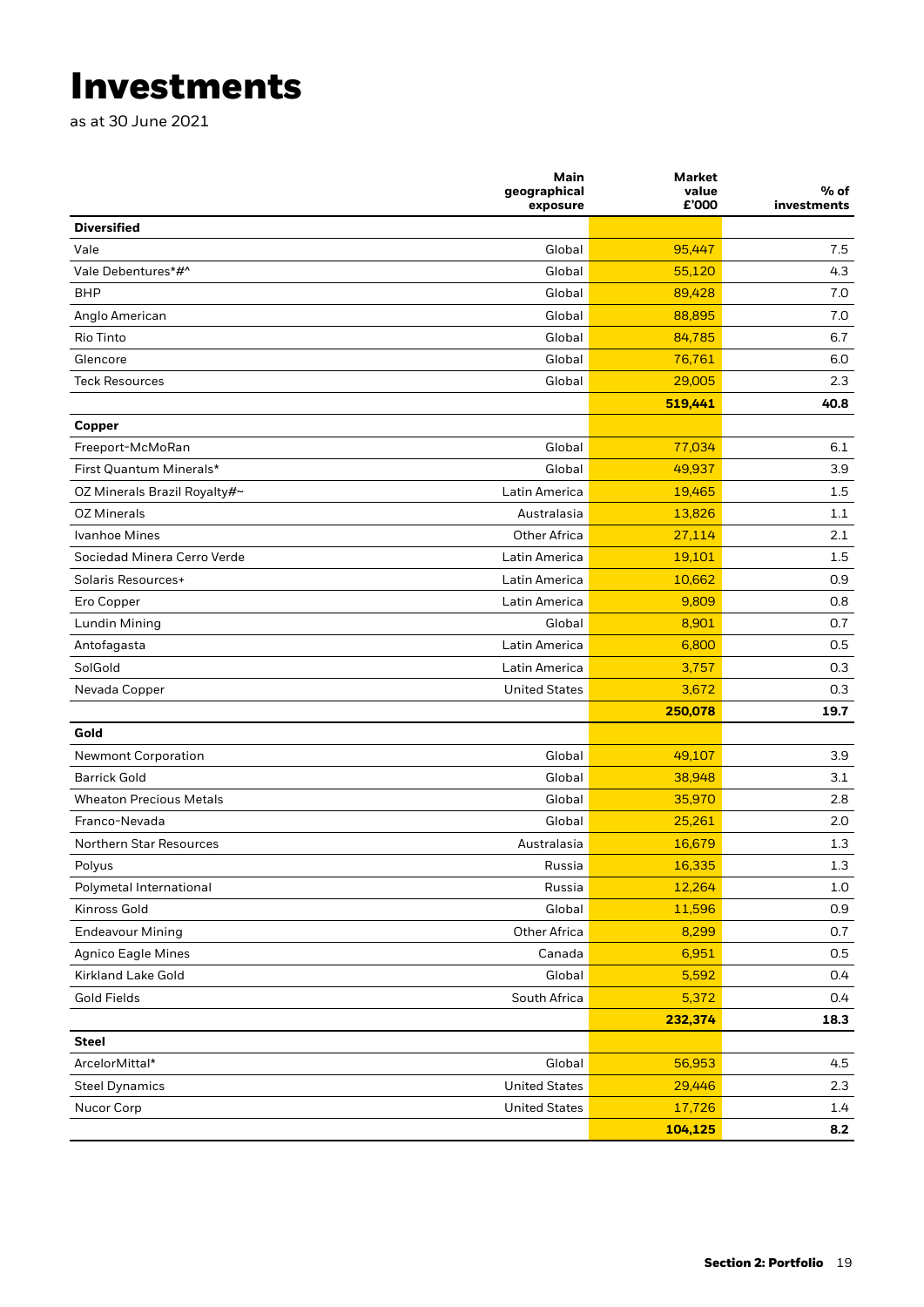# Investments

as at 30 June 2021

| | Main geographical exposure | Market value £'000 | % of investments |
|---|---|---|---|
| **Diversified** | | | |
| Vale | Global | 95,447 | 7.5 |
| Vale Debentures*#^ | Global | 55,120 | 4.3 |
| BHP | Global | 89,428 | 7.0 |
| Anglo American | Global | 88,895 | 7.0 |
| Rio Tinto | Global | 84,785 | 6.7 |
| Glencore | Global | 76,761 | 6.0 |
| Teck Resources | Global | 29,005 | 2.3 |
| | | **519,441** | **40.8** |
| **Copper** | | | |
| Freeport-McMoRan | Global | 77,034 | 6.1 |
| First Quantum Minerals* | Global | 49,937 | 3.9 |
| OZ Minerals Brazil Royalty#~ | Latin America | 19,465 | 1.5 |
| OZ Minerals | Australasia | 13,826 | 1.1 |
| Ivanhoe Mines | Other Africa | 27,114 | 2.1 |
| Sociedad Minera Cerro Verde | Latin America | 19,101 | 1.5 |
| Solaris Resources+ | Latin America | 10,662 | 0.9 |
| Ero Copper | Latin America | 9,809 | 0.8 |
| Lundin Mining | Global | 8,901 | 0.7 |
| Antofagasta | Latin America | 6,800 | 0.5 |
| SolGold | Latin America | 3,757 | 0.3 |
| Nevada Copper | United States | 3,672 | 0.3 |
| | | **250,078** | **19.7** |
| **Gold** | | | |
| Newmont Corporation | Global | 49,107 | 3.9 |
| Barrick Gold | Global | 38,948 | 3.1 |
| Wheaton Precious Metals | Global | 35,970 | 2.8 |
| Franco-Nevada | Global | 25,261 | 2.0 |
| Northern Star Resources | Australasia | 16,679 | 1.3 |
| Polyus | Russia | 16,335 | 1.3 |
| Polymetal International | Russia | 12,264 | 1.0 |
| Kinross Gold | Global | 11,596 | 0.9 |
| Endeavour Mining | Other Africa | 8,299 | 0.7 |
| Agnico Eagle Mines | Canada | 6,951 | 0.5 |
| Kirkland Lake Gold | Global | 5,592 | 0.4 |
| Gold Fields | South Africa | 5,372 | 0.4 |
| | | **232,374** | **18.3** |
| **Steel** | | | |
| ArcelorMittal* | Global | 56,953 | 4.5 |
| Steel Dynamics | United States | 29,446 | 2.3 |
| Nucor Corp | United States | 17,726 | 1.4 |
| | | **104,125** | **8.2** |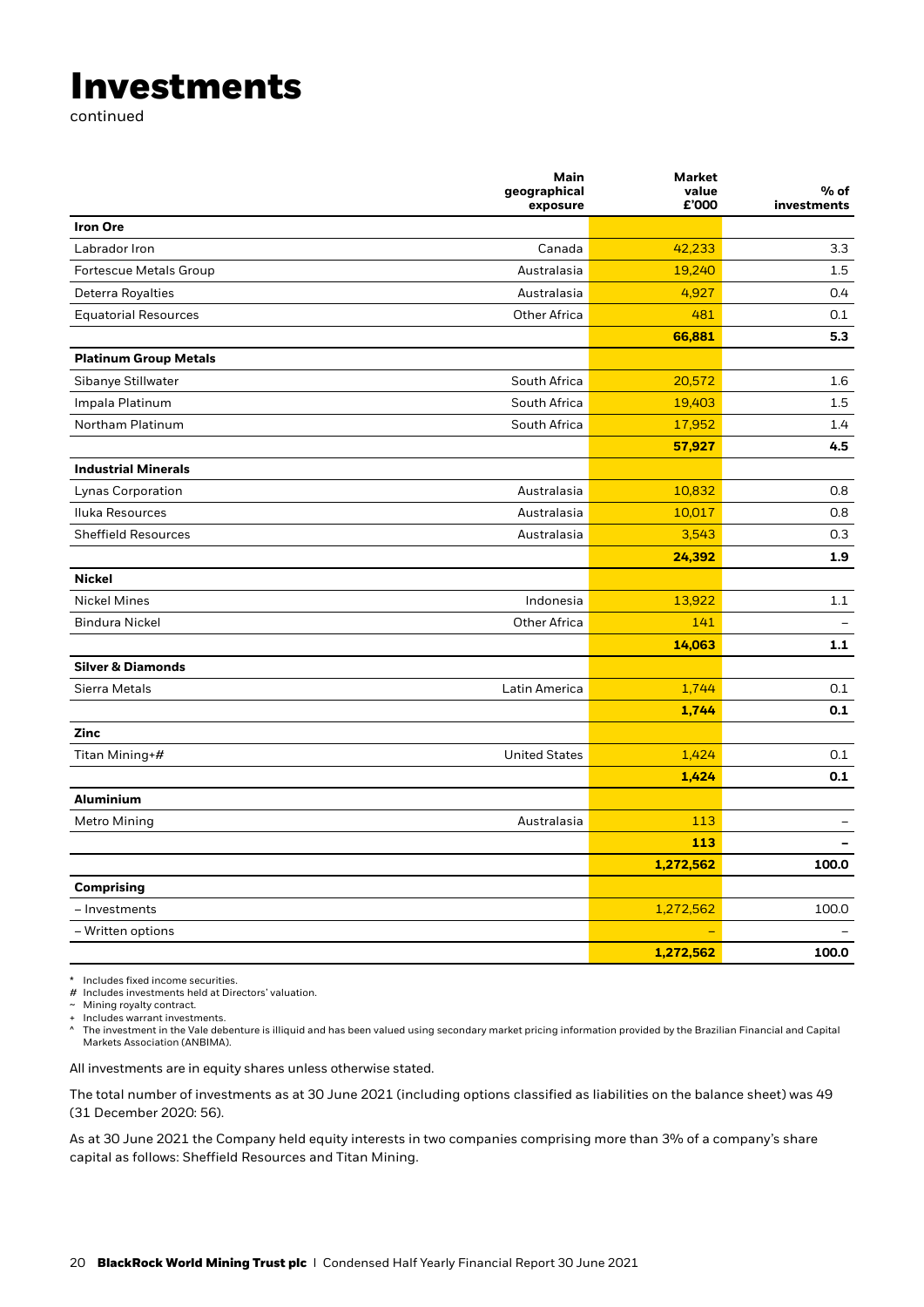# Investments

continued

| | Main geographical exposure | Market value £'000 | % of investments |
|---|---|---|---|
| **Iron Ore** | | | |
| Labrador Iron | Canada | 42,233 | 3.3 |
| Fortescue Metals Group | Australasia | 19,240 | 1.5 |
| Deterra Royalties | Australasia | 4,927 | 0.4 |
| Equatorial Resources | Other Africa | 481 | 0.1 |
| | | **66,881** | **5.3** |
| **Platinum Group Metals** | | | |
| Sibanye Stillwater | South Africa | 20,572 | 1.6 |
| Impala Platinum | South Africa | 19,403 | 1.5 |
| Northam Platinum | South Africa | 17,952 | 1.4 |
| | | **57,927** | **4.5** |
| **Industrial Minerals** | | | |
| Lynas Corporation | Australasia | 10,832 | 0.8 |
| Iluka Resources | Australasia | 10,017 | 0.8 |
| Sheffield Resources | Australasia | 3,543 | 0.3 |
| | | **24,392** | **1.9** |
| **Nickel** | | | |
| Nickel Mines | Indonesia | 13,922 | 1.1 |
| Bindura Nickel | Other Africa | 141 | – |
| | | **14,063** | **1.1** |
| **Silver & Diamonds** | | | |
| Sierra Metals | Latin America | 1,744 | 0.1 |
| | | **1,744** | **0.1** |
| **Zinc** | | | |
| Titan Mining+# | United States | 1,424 | 0.1 |
| | | **1,424** | **0.1** |
| **Aluminium** | | | |
| Metro Mining | Australasia | 113 | – |
| | | **113** | **–** |
| | | **1,272,562** | **100.0** |
| **Comprising** | | | |
| – Investments | | 1,272,562 | 100.0 |
| – Written options | | – | – |
| | | **1,272,562** | **100.0** |

\* Includes fixed income securities.
\# Includes investments held at Directors' valuation.
~ Mining royalty contract.
\+ Includes warrant investments.
^ The investment in the Vale debenture is illiquid and has been valued using secondary market pricing information provided by the Brazilian Financial and Capital Markets Association (ANBIMA).

All investments are in equity shares unless otherwise stated.

The total number of investments as at 30 June 2021 (including options classified as liabilities on the balance sheet) was 49 (31 December 2020: 56).

As at 30 June 2021 the Company held equity interests in two companies comprising more than 3% of a company's share capital as follows: Sheffield Resources and Titan Mining.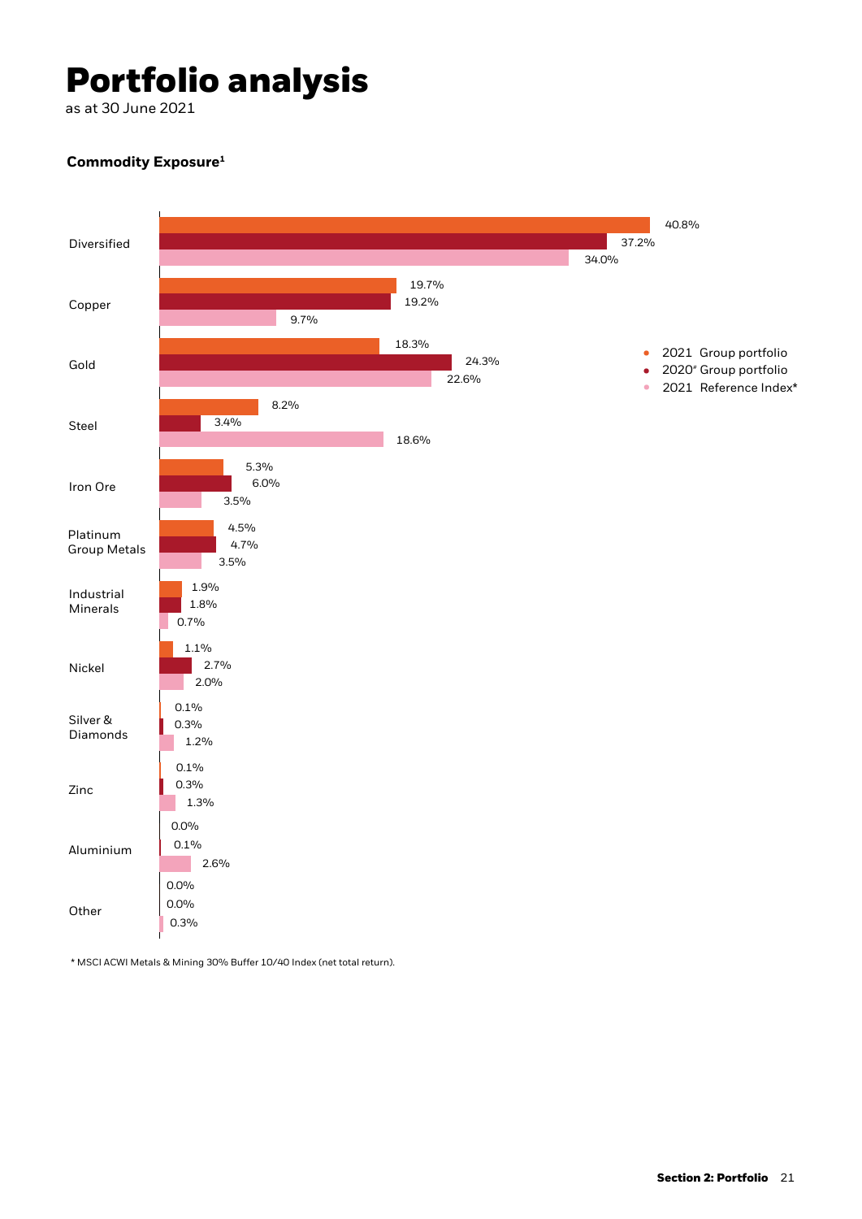# Portfolio analysis

as at 30 June 2021

### Commodity Exposure[1]

| Commodity | 2021 Group portfolio | 2020# Group portfolio | 2021 Reference Index* |
|---|---|---|---|
| Diversified | 40.8% | 37.2% | 34.0% |
| Copper | 19.7% | 19.2% | 9.7% |
| Gold | 18.3% | 24.3% | 22.6% |
| Steel | 8.2% | 3.4% | 18.6% |
| Iron Ore | 5.3% | 6.0% | 3.5% |
| Platinum Group Metals | 4.5% | 4.7% | 3.5% |
| Industrial Minerals | 1.9% | 1.8% | 0.7% |
| Nickel | 1.1% | 2.7% | 2.0% |
| Silver & Diamonds | 0.1% | 0.3% | 1.2% |
| Zinc | 0.1% | 0.3% | 1.3% |
| Aluminium | 0.0% | 0.1% | 2.6% |
| Other | 0.0% | 0.0% | 0.3% |

* MSCI ACWI Metals & Mining 30% Buffer 10/40 Index (net total return).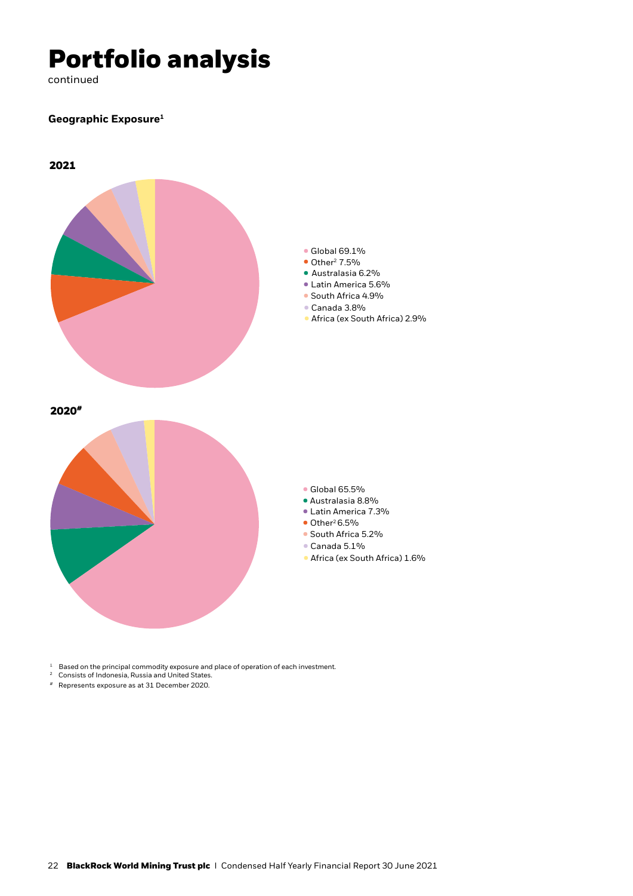# Portfolio analysis

continued

**Geographic Exposure[1]**

**2021**

- Global 69.1%
- Other[2] 7.5%
- Australasia 6.2%
- Latin America 5.6%
- South Africa 4.9%
- Canada 3.8%
- Africa (ex South Africa) 2.9%

**2020[#]**

- Global 65.5%
- Australasia 8.8%
- Latin America 7.3%
- Other[2] 6.5%
- South Africa 5.2%
- Canada 5.1%
- Africa (ex South Africa) 1.6%

[1] Based on the principal commodity exposure and place of operation of each investment.
[2] Consists of Indonesia, Russia and United States.
[#] Represents exposure as at 31 December 2020.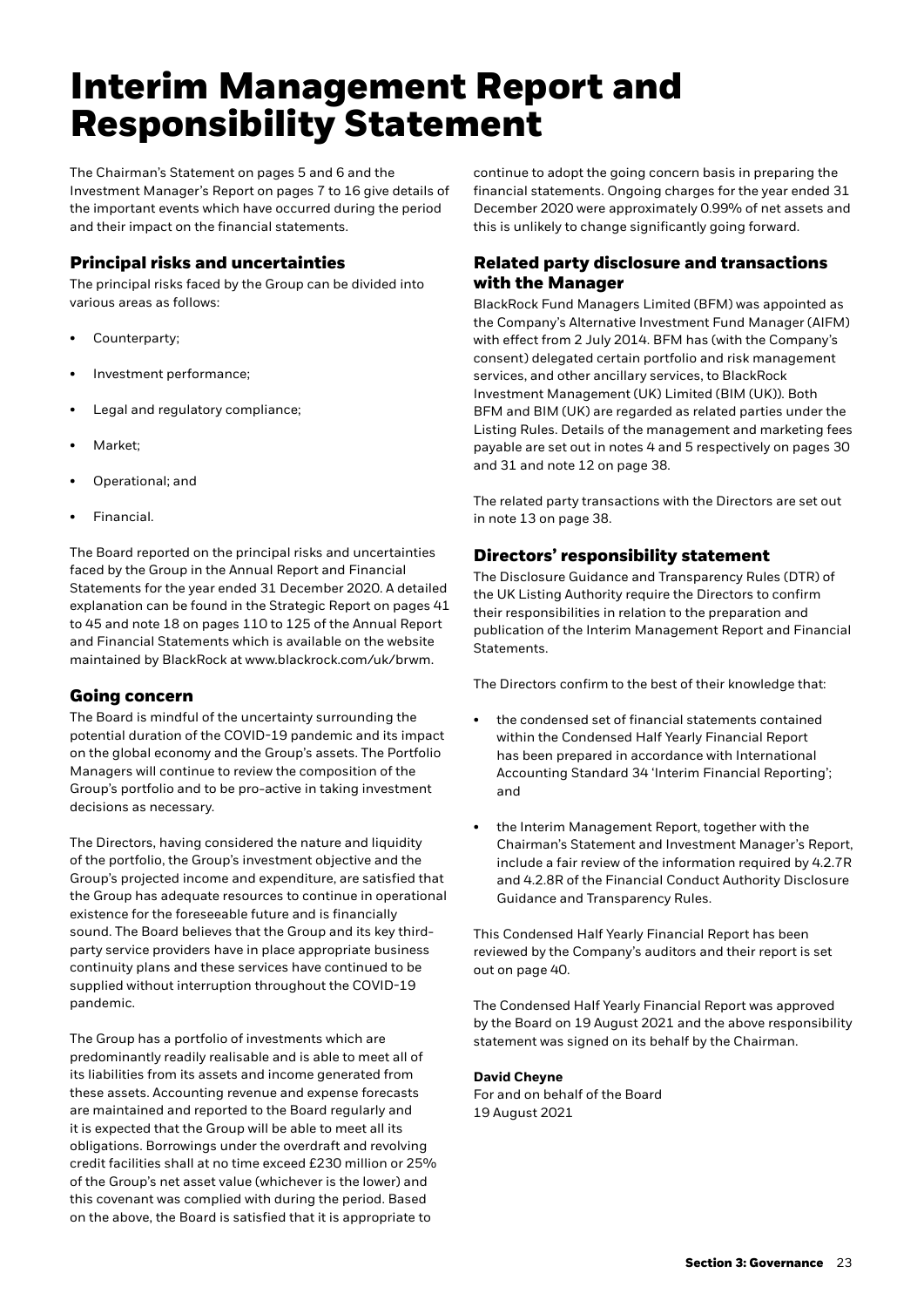# Interim Management Report and Responsibility Statement

The Chairman's Statement on pages 5 and 6 and the Investment Manager's Report on pages 7 to 16 give details of the important events which have occurred during the period and their impact on the financial statements.

## Principal risks and uncertainties

The principal risks faced by the Group can be divided into various areas as follows:

- Counterparty;
- Investment performance;
- Legal and regulatory compliance;
- Market;
- Operational; and
- Financial.

The Board reported on the principal risks and uncertainties faced by the Group in the Annual Report and Financial Statements for the year ended 31 December 2020. A detailed explanation can be found in the Strategic Report on pages 41 to 45 and note 18 on pages 110 to 125 of the Annual Report and Financial Statements which is available on the website maintained by BlackRock at www.blackrock.com/uk/brwm.

## Going concern

The Board is mindful of the uncertainty surrounding the potential duration of the COVID-19 pandemic and its impact on the global economy and the Group's assets. The Portfolio Managers will continue to review the composition of the Group's portfolio and to be pro-active in taking investment decisions as necessary.

The Directors, having considered the nature and liquidity of the portfolio, the Group's investment objective and the Group's projected income and expenditure, are satisfied that the Group has adequate resources to continue in operational existence for the foreseeable future and is financially sound. The Board believes that the Group and its key third-party service providers have in place appropriate business continuity plans and these services have continued to be supplied without interruption throughout the COVID-19 pandemic.

The Group has a portfolio of investments which are predominantly readily realisable and is able to meet all of its liabilities from its assets and income generated from these assets. Accounting revenue and expense forecasts are maintained and reported to the Board regularly and it is expected that the Group will be able to meet all its obligations. Borrowings under the overdraft and revolving credit facilities shall at no time exceed £230 million or 25% of the Group's net asset value (whichever is the lower) and this covenant was complied with during the period. Based on the above, the Board is satisfied that it is appropriate to continue to adopt the going concern basis in preparing the financial statements. Ongoing charges for the year ended 31 December 2020 were approximately 0.99% of net assets and this is unlikely to change significantly going forward.

## Related party disclosure and transactions with the Manager

BlackRock Fund Managers Limited (BFM) was appointed as the Company's Alternative Investment Fund Manager (AIFM) with effect from 2 July 2014. BFM has (with the Company's consent) delegated certain portfolio and risk management services, and other ancillary services, to BlackRock Investment Management (UK) Limited (BIM (UK)). Both BFM and BIM (UK) are regarded as related parties under the Listing Rules. Details of the management and marketing fees payable are set out in notes 4 and 5 respectively on pages 30 and 31 and note 12 on page 38.

The related party transactions with the Directors are set out in note 13 on page 38.

## Directors' responsibility statement

The Disclosure Guidance and Transparency Rules (DTR) of the UK Listing Authority require the Directors to confirm their responsibilities in relation to the preparation and publication of the Interim Management Report and Financial Statements.

The Directors confirm to the best of their knowledge that:

- the condensed set of financial statements contained within the Condensed Half Yearly Financial Report has been prepared in accordance with International Accounting Standard 34 'Interim Financial Reporting'; and
- the Interim Management Report, together with the Chairman's Statement and Investment Manager's Report, include a fair review of the information required by 4.2.7R and 4.2.8R of the Financial Conduct Authority Disclosure Guidance and Transparency Rules.

This Condensed Half Yearly Financial Report has been reviewed by the Company's auditors and their report is set out on page 40.

The Condensed Half Yearly Financial Report was approved by the Board on 19 August 2021 and the above responsibility statement was signed on its behalf by the Chairman.

**David Cheyne**
For and on behalf of the Board
19 August 2021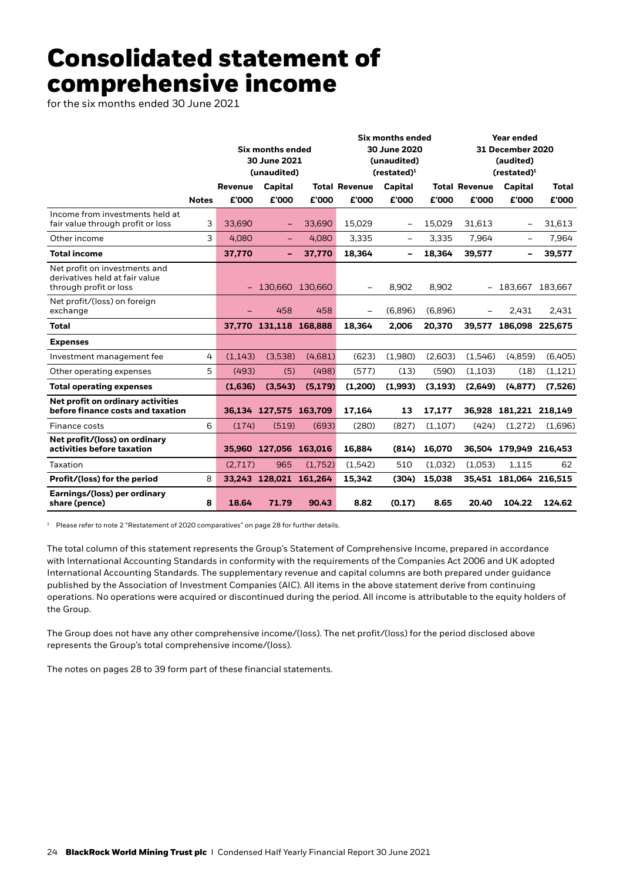# Consolidated statement of comprehensive income

for the six months ended 30 June 2021

| | | Six months ended 30 June 2021 (unaudited) | | | Six months ended 30 June 2020 (unaudited) (restated)[1] | | | Year ended 31 December 2020 (audited) (restated)[1] | | |
|---|---|---|---|---|---|---|---|---|---|---|
| | **Notes** | **Revenue £'000** | **Capital £'000** | **Total £'000** | **Revenue £'000** | **Capital £'000** | **Total £'000** | **Revenue £'000** | **Capital £'000** | **Total £'000** |
| Income from investments held at fair value through profit or loss | 3 | 33,690 | – | 33,690 | 15,029 | – | 15,029 | 31,613 | – | 31,613 |
| Other income | 3 | 4,080 | – | 4,080 | 3,335 | – | 3,335 | 7,964 | – | 7,964 |
| **Total income** | | **37,770** | **–** | **37,770** | **18,364** | **–** | **18,364** | **39,577** | **–** | **39,577** |
| Net profit on investments and derivatives held at fair value through profit or loss | | – | 130,660 | 130,660 | – | 8,902 | 8,902 | – | 183,667 | 183,667 |
| Net profit/(loss) on foreign exchange | | – | 458 | 458 | – | (6,896) | (6,896) | – | 2,431 | 2,431 |
| **Total** | | **37,770** | **131,118** | **168,888** | **18,364** | **2,006** | **20,370** | **39,577** | **186,098** | **225,675** |
| **Expenses** | | | | | | | | | | |
| Investment management fee | 4 | (1,143) | (3,538) | (4,681) | (623) | (1,980) | (2,603) | (1,546) | (4,859) | (6,405) |
| Other operating expenses | 5 | (493) | (5) | (498) | (577) | (13) | (590) | (1,103) | (18) | (1,121) |
| **Total operating expenses** | | **(1,636)** | **(3,543)** | **(5,179)** | **(1,200)** | **(1,993)** | **(3,193)** | **(2,649)** | **(4,877)** | **(7,526)** |
| **Net profit on ordinary activities before finance costs and taxation** | | **36,134** | **127,575** | **163,709** | **17,164** | **13** | **17,177** | **36,928** | **181,221** | **218,149** |
| Finance costs | 6 | (174) | (519) | (693) | (280) | (827) | (1,107) | (424) | (1,272) | (1,696) |
| **Net profit/(loss) on ordinary activities before taxation** | | **35,960** | **127,056** | **163,016** | **16,884** | **(814)** | **16,070** | **36,504** | **179,949** | **216,453** |
| Taxation | | (2,717) | 965 | (1,752) | (1,542) | 510 | (1,032) | (1,053) | 1,115 | 62 |
| **Profit/(loss) for the period** | 8 | **33,243** | **128,021** | **161,264** | **15,342** | **(304)** | **15,038** | **35,451** | **181,064** | **216,515** |
| **Earnings/(loss) per ordinary share (pence)** | **8** | **18.64** | **71.79** | **90.43** | **8.82** | **(0.17)** | **8.65** | **20.40** | **104.22** | **124.62** |

[1] Please refer to note 2 "Restatement of 2020 comparatives" on page 28 for further details.

The total column of this statement represents the Group's Statement of Comprehensive Income, prepared in accordance with International Accounting Standards in conformity with the requirements of the Companies Act 2006 and UK adopted International Accounting Standards. The supplementary revenue and capital columns are both prepared under guidance published by the Association of Investment Companies (AIC). All items in the above statement derive from continuing operations. No operations were acquired or discontinued during the period. All income is attributable to the equity holders of the Group.

The Group does not have any other comprehensive income/(loss). The net profit/(loss) for the period disclosed above represents the Group's total comprehensive income/(loss).

The notes on pages 28 to 39 form part of these financial statements.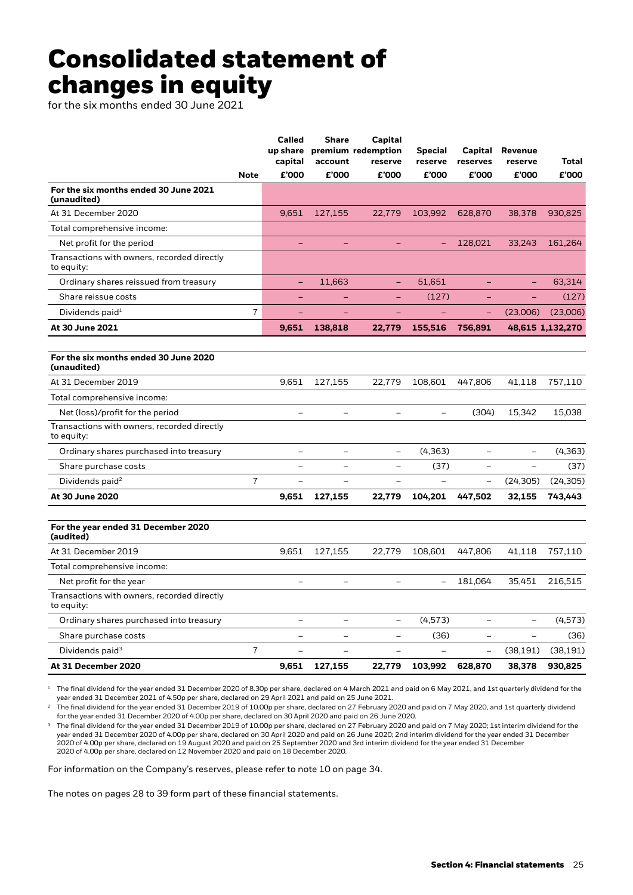# Consolidated statement of changes in equity

for the six months ended 30 June 2021

| | Note | Called up share capital £'000 | Share premium account £'000 | Capital redemption reserve £'000 | Special reserve £'000 | Capital reserves £'000 | Revenue reserve £'000 | Total £'000 |
|---|---|---|---|---|---|---|---|---|
| **For the six months ended 30 June 2021 (unaudited)** | | | | | | | | |
| At 31 December 2020 | | 9,651 | 127,155 | 22,779 | 103,992 | 628,870 | 38,378 | 930,825 |
| Total comprehensive income: | | | | | | | | |
| Net profit for the period | | – | – | – | – | 128,021 | 33,243 | 161,264 |
| Transactions with owners, recorded directly to equity: | | | | | | | | |
| Ordinary shares reissued from treasury | | – | 11,663 | – | 51,651 | – | – | 63,314 |
| Share reissue costs | | – | – | – | (127) | – | – | (127) |
| Dividends paid[1] | 7 | – | – | – | – | – | (23,006) | (23,006) |
| **At 30 June 2021** | | **9,651** | **138,818** | **22,779** | **155,516** | **756,891** | **48,615** | **1,132,270** |
| | | | | | | | | |
| **For the six months ended 30 June 2020 (unaudited)** | | | | | | | | |
| At 31 December 2019 | | 9,651 | 127,155 | 22,779 | 108,601 | 447,806 | 41,118 | 757,110 |
| Total comprehensive income: | | | | | | | | |
| Net (loss)/profit for the period | | – | – | – | – | (304) | 15,342 | 15,038 |
| Transactions with owners, recorded directly to equity: | | | | | | | | |
| Ordinary shares purchased into treasury | | – | – | – | (4,363) | – | – | (4,363) |
| Share purchase costs | | – | – | – | (37) | – | – | (37) |
| Dividends paid[2] | 7 | – | – | – | – | – | (24,305) | (24,305) |
| **At 30 June 2020** | | **9,651** | **127,155** | **22,779** | **104,201** | **447,502** | **32,155** | **743,443** |
| | | | | | | | | |
| **For the year ended 31 December 2020 (audited)** | | | | | | | | |
| At 31 December 2019 | | 9,651 | 127,155 | 22,779 | 108,601 | 447,806 | 41,118 | 757,110 |
| Total comprehensive income: | | | | | | | | |
| Net profit for the year | | – | – | – | – | 181,064 | 35,451 | 216,515 |
| Transactions with owners, recorded directly to equity: | | | | | | | | |
| Ordinary shares purchased into treasury | | – | – | – | (4,573) | – | – | (4,573) |
| Share purchase costs | | – | – | – | (36) | – | – | (36) |
| Dividends paid[3] | 7 | – | – | – | – | – | (38,191) | (38,191) |
| **At 31 December 2020** | | **9,651** | **127,155** | **22,779** | **103,992** | **628,870** | **38,378** | **930,825** |

[1] The final dividend for the year ended 31 December 2020 of 8.30p per share, declared on 4 March 2021 and paid on 6 May 2021, and 1st quarterly dividend for the year ended 31 December 2021 of 4.50p per share, declared on 29 April 2021 and paid on 25 June 2021.

[2] The final dividend for the year ended 31 December 2019 of 10.00p per share, declared on 27 February 2020 and paid on 7 May 2020, and 1st quarterly dividend for the year ended 31 December 2020 of 4.00p per share, declared on 30 April 2020 and paid on 26 June 2020.

[3] The final dividend for the year ended 31 December 2019 of 10.00p per share, declared on 27 February 2020 and paid on 7 May 2020; 1st interim dividend for the year ended 31 December 2020 of 4.00p per share, declared on 30 April 2020 and paid on 26 June 2020; 2nd interim dividend for the year ended 31 December 2020 of 4.00p per share, declared on 19 August 2020 and paid on 25 September 2020 and 3rd interim dividend for the year ended 31 December 2020 of 4.00p per share, declared on 12 November 2020 and paid on 18 December 2020.

For information on the Company's reserves, please refer to note 10 on page 34.

The notes on pages 28 to 39 form part of these financial statements.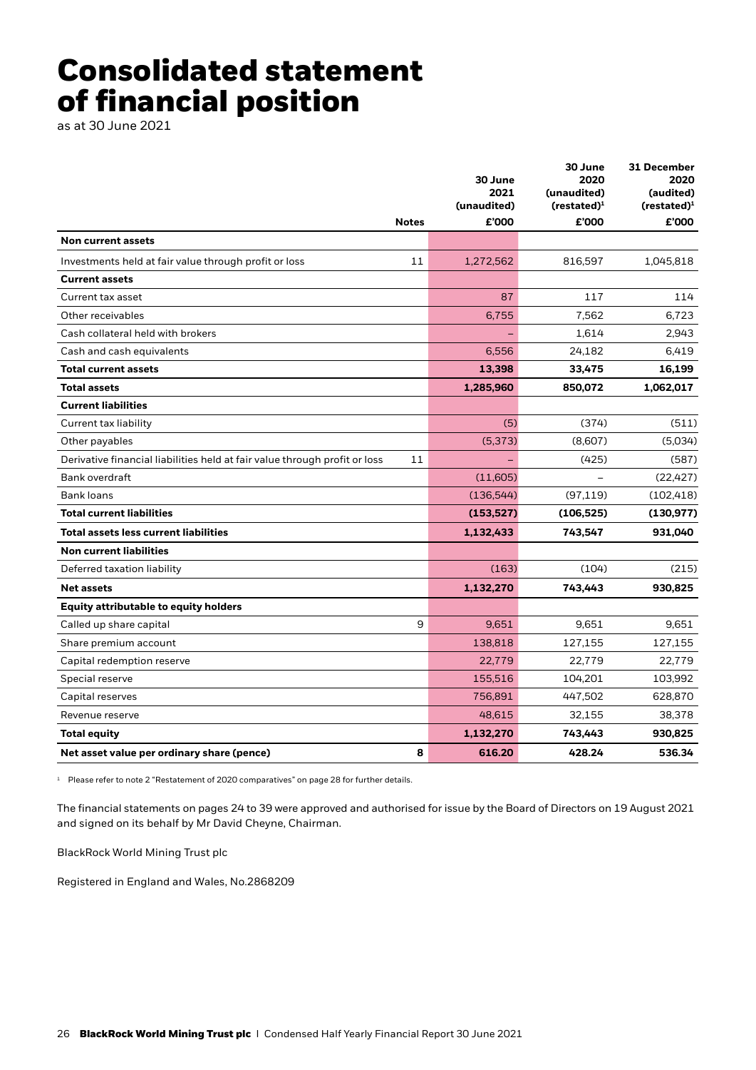# Consolidated statement of financial position

as at 30 June 2021

| | Notes | 30 June 2021 (unaudited) £'000 | 30 June 2020 (unaudited) (restated)[1] £'000 | 31 December 2020 (audited) (restated)[1] £'000 |
|---|---|---|---|---|
| **Non current assets** | | | | |
| Investments held at fair value through profit or loss | 11 | 1,272,562 | 816,597 | 1,045,818 |
| **Current assets** | | | | |
| Current tax asset | | 87 | 117 | 114 |
| Other receivables | | 6,755 | 7,562 | 6,723 |
| Cash collateral held with brokers | | – | 1,614 | 2,943 |
| Cash and cash equivalents | | 6,556 | 24,182 | 6,419 |
| **Total current assets** | | **13,398** | **33,475** | **16,199** |
| **Total assets** | | **1,285,960** | **850,072** | **1,062,017** |
| **Current liabilities** | | | | |
| Current tax liability | | (5) | (374) | (511) |
| Other payables | | (5,373) | (8,607) | (5,034) |
| Derivative financial liabilities held at fair value through profit or loss | 11 | – | (425) | (587) |
| Bank overdraft | | (11,605) | – | (22,427) |
| Bank loans | | (136,544) | (97,119) | (102,418) |
| **Total current liabilities** | | **(153,527)** | **(106,525)** | **(130,977)** |
| **Total assets less current liabilities** | | **1,132,433** | **743,547** | **931,040** |
| **Non current liabilities** | | | | |
| Deferred taxation liability | | (163) | (104) | (215) |
| **Net assets** | | **1,132,270** | **743,443** | **930,825** |
| **Equity attributable to equity holders** | | | | |
| Called up share capital | 9 | 9,651 | 9,651 | 9,651 |
| Share premium account | | 138,818 | 127,155 | 127,155 |
| Capital redemption reserve | | 22,779 | 22,779 | 22,779 |
| Special reserve | | 155,516 | 104,201 | 103,992 |
| Capital reserves | | 756,891 | 447,502 | 628,870 |
| Revenue reserve | | 48,615 | 32,155 | 38,378 |
| **Total equity** | | **1,132,270** | **743,443** | **930,825** |
| **Net asset value per ordinary share (pence)** | **8** | **616.20** | **428.24** | **536.34** |

[1] Please refer to note 2 "Restatement of 2020 comparatives" on page 28 for further details.

The financial statements on pages 24 to 39 were approved and authorised for issue by the Board of Directors on 19 August 2021 and signed on its behalf by Mr David Cheyne, Chairman.

BlackRock World Mining Trust plc

Registered in England and Wales, No.2868209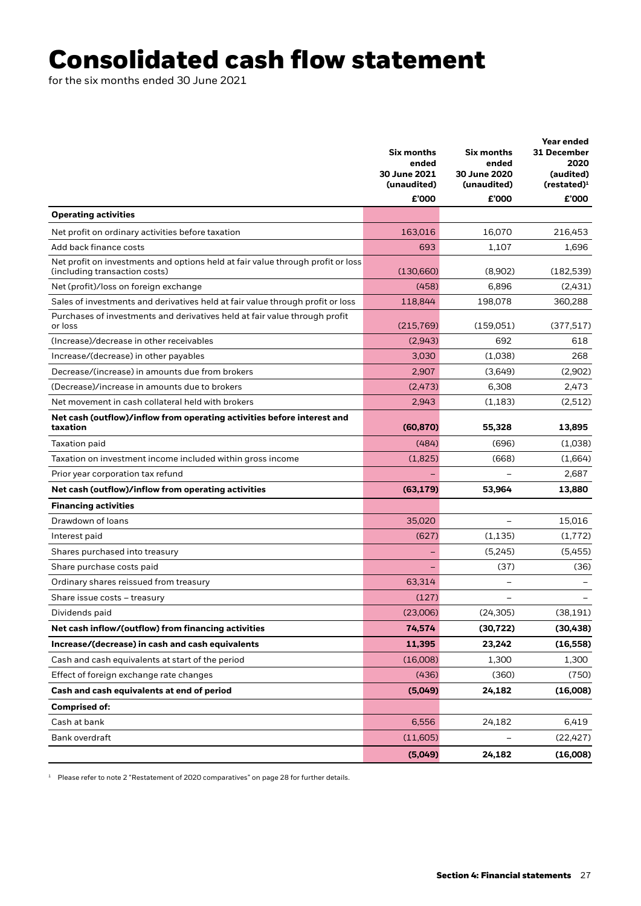# Consolidated cash flow statement

for the six months ended 30 June 2021

| | Six months ended 30 June 2021 (unaudited) | Six months ended 30 June 2020 (unaudited) | Year ended 31 December 2020 (audited) (restated)[1] |
|---|---|---|---|
| | £'000 | £'000 | £'000 |
| **Operating activities** | | | |
| Net profit on ordinary activities before taxation | 163,016 | 16,070 | 216,453 |
| Add back finance costs | 693 | 1,107 | 1,696 |
| Net profit on investments and options held at fair value through profit or loss (including transaction costs) | (130,660) | (8,902) | (182,539) |
| Net (profit)/loss on foreign exchange | (458) | 6,896 | (2,431) |
| Sales of investments and derivatives held at fair value through profit or loss | 118,844 | 198,078 | 360,288 |
| Purchases of investments and derivatives held at fair value through profit or loss | (215,769) | (159,051) | (377,517) |
| (Increase)/decrease in other receivables | (2,943) | 692 | 618 |
| Increase/(decrease) in other payables | 3,030 | (1,038) | 268 |
| Decrease/(increase) in amounts due from brokers | 2,907 | (3,649) | (2,902) |
| (Decrease)/increase in amounts due to brokers | (2,473) | 6,308 | 2,473 |
| Net movement in cash collateral held with brokers | 2,943 | (1,183) | (2,512) |
| **Net cash (outflow)/inflow from operating activities before interest and taxation** | **(60,870)** | **55,328** | **13,895** |
| Taxation paid | (484) | (696) | (1,038) |
| Taxation on investment income included within gross income | (1,825) | (668) | (1,664) |
| Prior year corporation tax refund | – | – | 2,687 |
| **Net cash (outflow)/inflow from operating activities** | **(63,179)** | **53,964** | **13,880** |
| **Financing activities** | | | |
| Drawdown of loans | 35,020 | – | 15,016 |
| Interest paid | (627) | (1,135) | (1,772) |
| Shares purchased into treasury | – | (5,245) | (5,455) |
| Share purchase costs paid | – | (37) | (36) |
| Ordinary shares reissued from treasury | 63,314 | – | – |
| Share issue costs – treasury | (127) | – | – |
| Dividends paid | (23,006) | (24,305) | (38,191) |
| **Net cash inflow/(outflow) from financing activities** | **74,574** | **(30,722)** | **(30,438)** |
| **Increase/(decrease) in cash and cash equivalents** | **11,395** | **23,242** | **(16,558)** |
| Cash and cash equivalents at start of the period | (16,008) | 1,300 | 1,300 |
| Effect of foreign exchange rate changes | (436) | (360) | (750) |
| **Cash and cash equivalents at end of period** | **(5,049)** | **24,182** | **(16,008)** |
| **Comprised of:** | | | |
| Cash at bank | 6,556 | 24,182 | 6,419 |
| Bank overdraft | (11,605) | – | (22,427) |
| | **(5,049)** | **24,182** | **(16,008)** |

[1] Please refer to note 2 "Restatement of 2020 comparatives" on page 28 for further details.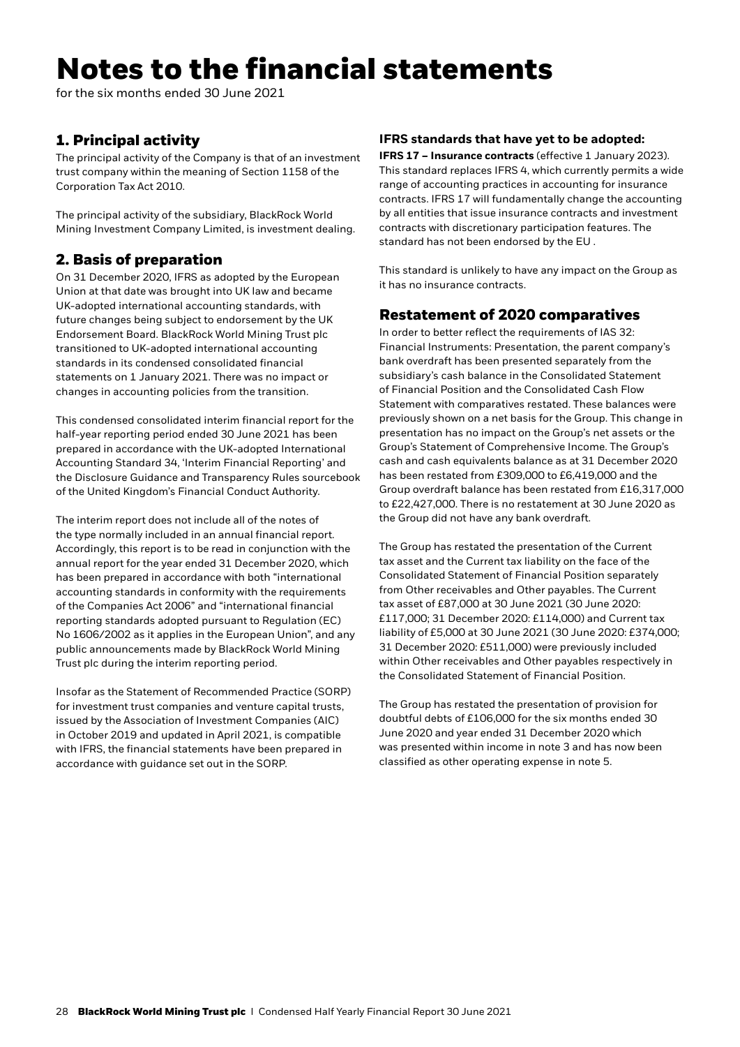# Notes to the financial statements

for the six months ended 30 June 2021

## 1. Principal activity

The principal activity of the Company is that of an investment trust company within the meaning of Section 1158 of the Corporation Tax Act 2010.

The principal activity of the subsidiary, BlackRock World Mining Investment Company Limited, is investment dealing.

## 2. Basis of preparation

On 31 December 2020, IFRS as adopted by the European Union at that date was brought into UK law and became UK-adopted international accounting standards, with future changes being subject to endorsement by the UK Endorsement Board. BlackRock World Mining Trust plc transitioned to UK-adopted international accounting standards in its condensed consolidated financial statements on 1 January 2021. There was no impact or changes in accounting policies from the transition.

This condensed consolidated interim financial report for the half-year reporting period ended 30 June 2021 has been prepared in accordance with the UK-adopted International Accounting Standard 34, 'Interim Financial Reporting' and the Disclosure Guidance and Transparency Rules sourcebook of the United Kingdom's Financial Conduct Authority.

The interim report does not include all of the notes of the type normally included in an annual financial report. Accordingly, this report is to be read in conjunction with the annual report for the year ended 31 December 2020, which has been prepared in accordance with both "international accounting standards in conformity with the requirements of the Companies Act 2006" and "international financial reporting standards adopted pursuant to Regulation (EC) No 1606/2002 as it applies in the European Union", and any public announcements made by BlackRock World Mining Trust plc during the interim reporting period.

Insofar as the Statement of Recommended Practice (SORP) for investment trust companies and venture capital trusts, issued by the Association of Investment Companies (AIC) in October 2019 and updated in April 2021, is compatible with IFRS, the financial statements have been prepared in accordance with guidance set out in the SORP.

### IFRS standards that have yet to be adopted:

**IFRS 17 – Insurance contracts** (effective 1 January 2023). This standard replaces IFRS 4, which currently permits a wide range of accounting practices in accounting for insurance contracts. IFRS 17 will fundamentally change the accounting by all entities that issue insurance contracts and investment contracts with discretionary participation features. The standard has not been endorsed by the EU .

This standard is unlikely to have any impact on the Group as it has no insurance contracts.

## Restatement of 2020 comparatives

In order to better reflect the requirements of IAS 32: Financial Instruments: Presentation, the parent company's bank overdraft has been presented separately from the subsidiary's cash balance in the Consolidated Statement of Financial Position and the Consolidated Cash Flow Statement with comparatives restated. These balances were previously shown on a net basis for the Group. This change in presentation has no impact on the Group's net assets or the Group's Statement of Comprehensive Income. The Group's cash and cash equivalents balance as at 31 December 2020 has been restated from £309,000 to £6,419,000 and the Group overdraft balance has been restated from £16,317,000 to £22,427,000. There is no restatement at 30 June 2020 as the Group did not have any bank overdraft.

The Group has restated the presentation of the Current tax asset and the Current tax liability on the face of the Consolidated Statement of Financial Position separately from Other receivables and Other payables. The Current tax asset of £87,000 at 30 June 2021 (30 June 2020: £117,000; 31 December 2020: £114,000) and Current tax liability of £5,000 at 30 June 2021 (30 June 2020: £374,000; 31 December 2020: £511,000) were previously included within Other receivables and Other payables respectively in the Consolidated Statement of Financial Position.

The Group has restated the presentation of provision for doubtful debts of £106,000 for the six months ended 30 June 2020 and year ended 31 December 2020 which was presented within income in note 3 and has now been classified as other operating expense in note 5.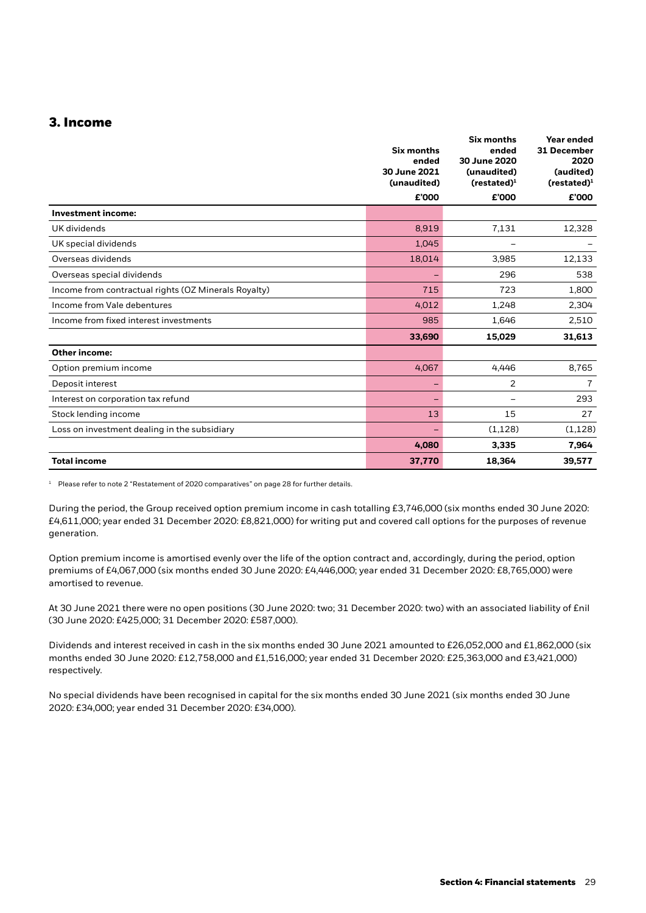## 3. Income

| | Six months ended 30 June 2021 (unaudited) £'000 | Six months ended 30 June 2020 (unaudited) (restated)[1] £'000 | Year ended 31 December 2020 (audited) (restated)[1] £'000 |
|---|---|---|---|
| **Investment income:** | | | |
| UK dividends | 8,919 | 7,131 | 12,328 |
| UK special dividends | 1,045 | – | – |
| Overseas dividends | 18,014 | 3,985 | 12,133 |
| Overseas special dividends | – | 296 | 538 |
| Income from contractual rights (OZ Minerals Royalty) | 715 | 723 | 1,800 |
| Income from Vale debentures | 4,012 | 1,248 | 2,304 |
| Income from fixed interest investments | 985 | 1,646 | 2,510 |
| | **33,690** | **15,029** | **31,613** |
| **Other income:** | | | |
| Option premium income | 4,067 | 4,446 | 8,765 |
| Deposit interest | – | 2 | 7 |
| Interest on corporation tax refund | – | – | 293 |
| Stock lending income | 13 | 15 | 27 |
| Loss on investment dealing in the subsidiary | – | (1,128) | (1,128) |
| | **4,080** | **3,335** | **7,964** |
| **Total income** | **37,770** | **18,364** | **39,577** |

[1] Please refer to note 2 "Restatement of 2020 comparatives" on page 28 for further details.

During the period, the Group received option premium income in cash totalling £3,746,000 (six months ended 30 June 2020: £4,611,000; year ended 31 December 2020: £8,821,000) for writing put and covered call options for the purposes of revenue generation.

Option premium income is amortised evenly over the life of the option contract and, accordingly, during the period, option premiums of £4,067,000 (six months ended 30 June 2020: £4,446,000; year ended 31 December 2020: £8,765,000) were amortised to revenue.

At 30 June 2021 there were no open positions (30 June 2020: two; 31 December 2020: two) with an associated liability of £nil (30 June 2020: £425,000; 31 December 2020: £587,000).

Dividends and interest received in cash in the six months ended 30 June 2021 amounted to £26,052,000 and £1,862,000 (six months ended 30 June 2020: £12,758,000 and £1,516,000; year ended 31 December 2020: £25,363,000 and £3,421,000) respectively.

No special dividends have been recognised in capital for the six months ended 30 June 2021 (six months ended 30 June 2020: £34,000; year ended 31 December 2020: £34,000).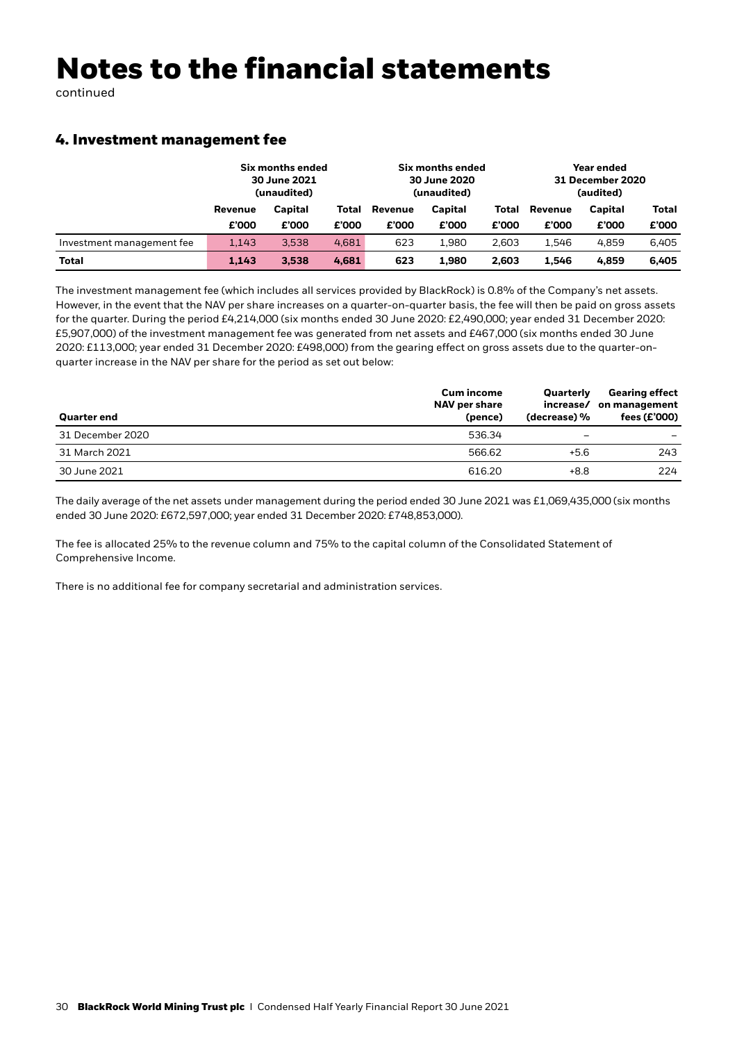# Notes to the financial statements

continued

## 4. Investment management fee

| | Six months ended 30 June 2021 (unaudited) | | | Six months ended 30 June 2020 (unaudited) | | | Year ended 31 December 2020 (audited) | | |
|---|---|---|---|---|---|---|---|---|---|
| | Revenue £'000 | Capital £'000 | Total £'000 | Revenue £'000 | Capital £'000 | Total £'000 | Revenue £'000 | Capital £'000 | Total £'000 |
| Investment management fee | 1,143 | 3,538 | 4,681 | 623 | 1,980 | 2,603 | 1,546 | 4,859 | 6,405 |
| **Total** | **1,143** | **3,538** | **4,681** | **623** | **1,980** | **2,603** | **1,546** | **4,859** | **6,405** |

The investment management fee (which includes all services provided by BlackRock) is 0.8% of the Company's net assets. However, in the event that the NAV per share increases on a quarter-on-quarter basis, the fee will then be paid on gross assets for the quarter. During the period £4,214,000 (six months ended 30 June 2020: £2,490,000; year ended 31 December 2020: £5,907,000) of the investment management fee was generated from net assets and £467,000 (six months ended 30 June 2020: £113,000; year ended 31 December 2020: £498,000) from the gearing effect on gross assets due to the quarter-on-quarter increase in the NAV per share for the period as set out below:

| Quarter end | Cum income NAV per share (pence) | Quarterly increase/ (decrease) % | Gearing effect on management fees (£'000) |
|---|---|---|---|
| 31 December 2020 | 536.34 | – | – |
| 31 March 2021 | 566.62 | +5.6 | 243 |
| 30 June 2021 | 616.20 | +8.8 | 224 |

The daily average of the net assets under management during the period ended 30 June 2021 was £1,069,435,000 (six months ended 30 June 2020: £672,597,000; year ended 31 December 2020: £748,853,000).

The fee is allocated 25% to the revenue column and 75% to the capital column of the Consolidated Statement of Comprehensive Income.

There is no additional fee for company secretarial and administration services.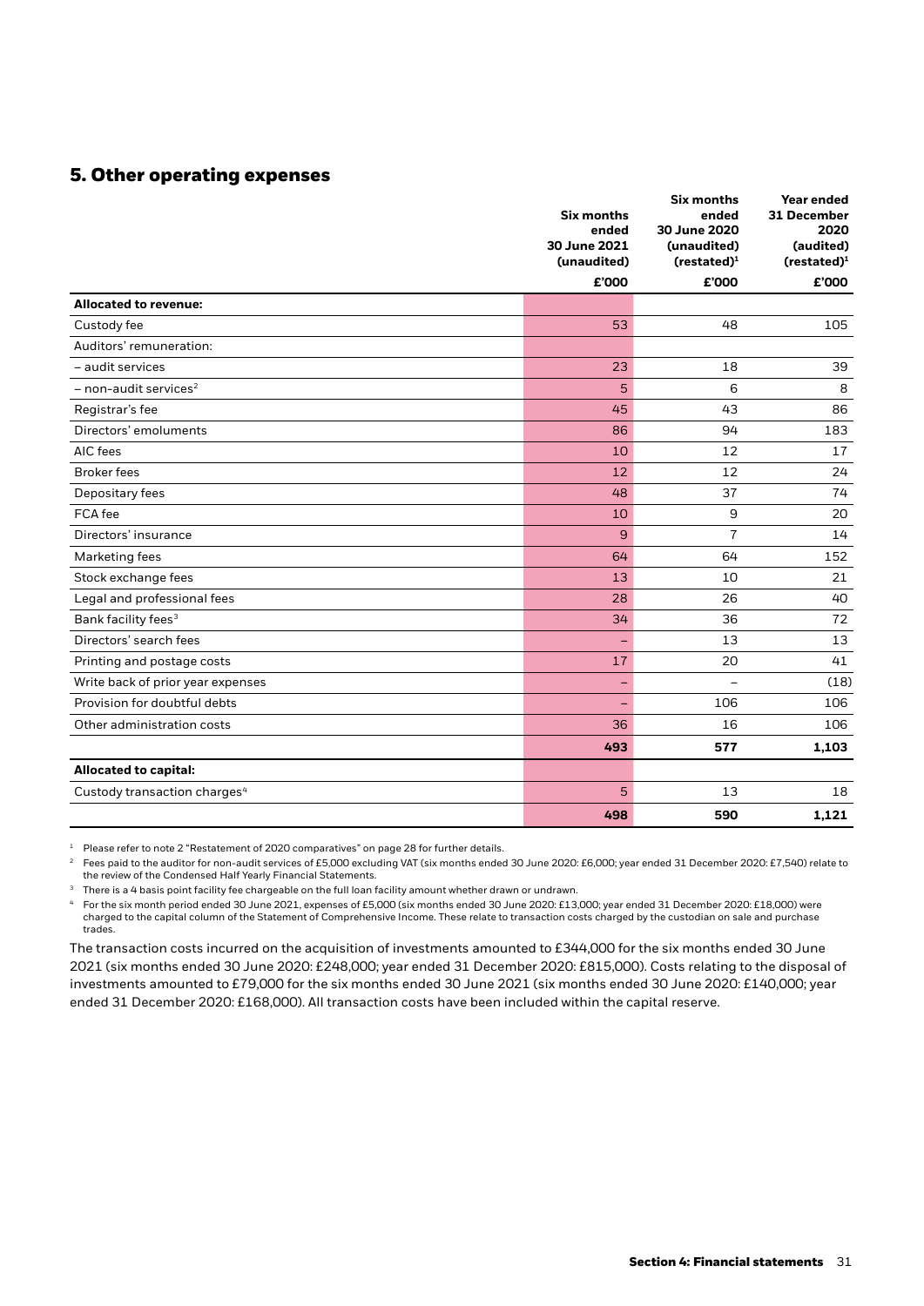## 5. Other operating expenses

| | Six months ended 30 June 2021 (unaudited) £'000 | Six months ended 30 June 2020 (unaudited) (restated)[1] £'000 | Year ended 31 December 2020 (audited) (restated)[1] £'000 |
|---|---|---|---|
| **Allocated to revenue:** | | | |
| Custody fee | 53 | 48 | 105 |
| Auditors' remuneration: | | | |
| – audit services | 23 | 18 | 39 |
| – non-audit services[2] | 5 | 6 | 8 |
| Registrar's fee | 45 | 43 | 86 |
| Directors' emoluments | 86 | 94 | 183 |
| AIC fees | 10 | 12 | 17 |
| Broker fees | 12 | 12 | 24 |
| Depositary fees | 48 | 37 | 74 |
| FCA fee | 10 | 9 | 20 |
| Directors' insurance | 9 | 7 | 14 |
| Marketing fees | 64 | 64 | 152 |
| Stock exchange fees | 13 | 10 | 21 |
| Legal and professional fees | 28 | 26 | 40 |
| Bank facility fees[3] | 34 | 36 | 72 |
| Directors' search fees | – | 13 | 13 |
| Printing and postage costs | 17 | 20 | 41 |
| Write back of prior year expenses | – | – | (18) |
| Provision for doubtful debts | – | 106 | 106 |
| Other administration costs | 36 | 16 | 106 |
| | **493** | **577** | **1,103** |
| **Allocated to capital:** | | | |
| Custody transaction charges[4] | 5 | 13 | 18 |
| | **498** | **590** | **1,121** |

[1] Please refer to note 2 "Restatement of 2020 comparatives" on page 28 for further details.

[2] Fees paid to the auditor for non-audit services of £5,000 excluding VAT (six months ended 30 June 2020: £6,000; year ended 31 December 2020: £7,540) relate to the review of the Condensed Half Yearly Financial Statements.

[3] There is a 4 basis point facility fee chargeable on the full loan facility amount whether drawn or undrawn.

[4] For the six month period ended 30 June 2021, expenses of £5,000 (six months ended 30 June 2020: £13,000; year ended 31 December 2020: £18,000) were charged to the capital column of the Statement of Comprehensive Income. These relate to transaction costs charged by the custodian on sale and purchase trades.

The transaction costs incurred on the acquisition of investments amounted to £344,000 for the six months ended 30 June 2021 (six months ended 30 June 2020: £248,000; year ended 31 December 2020: £815,000). Costs relating to the disposal of investments amounted to £79,000 for the six months ended 30 June 2021 (six months ended 30 June 2020: £140,000; year ended 31 December 2020: £168,000). All transaction costs have been included within the capital reserve.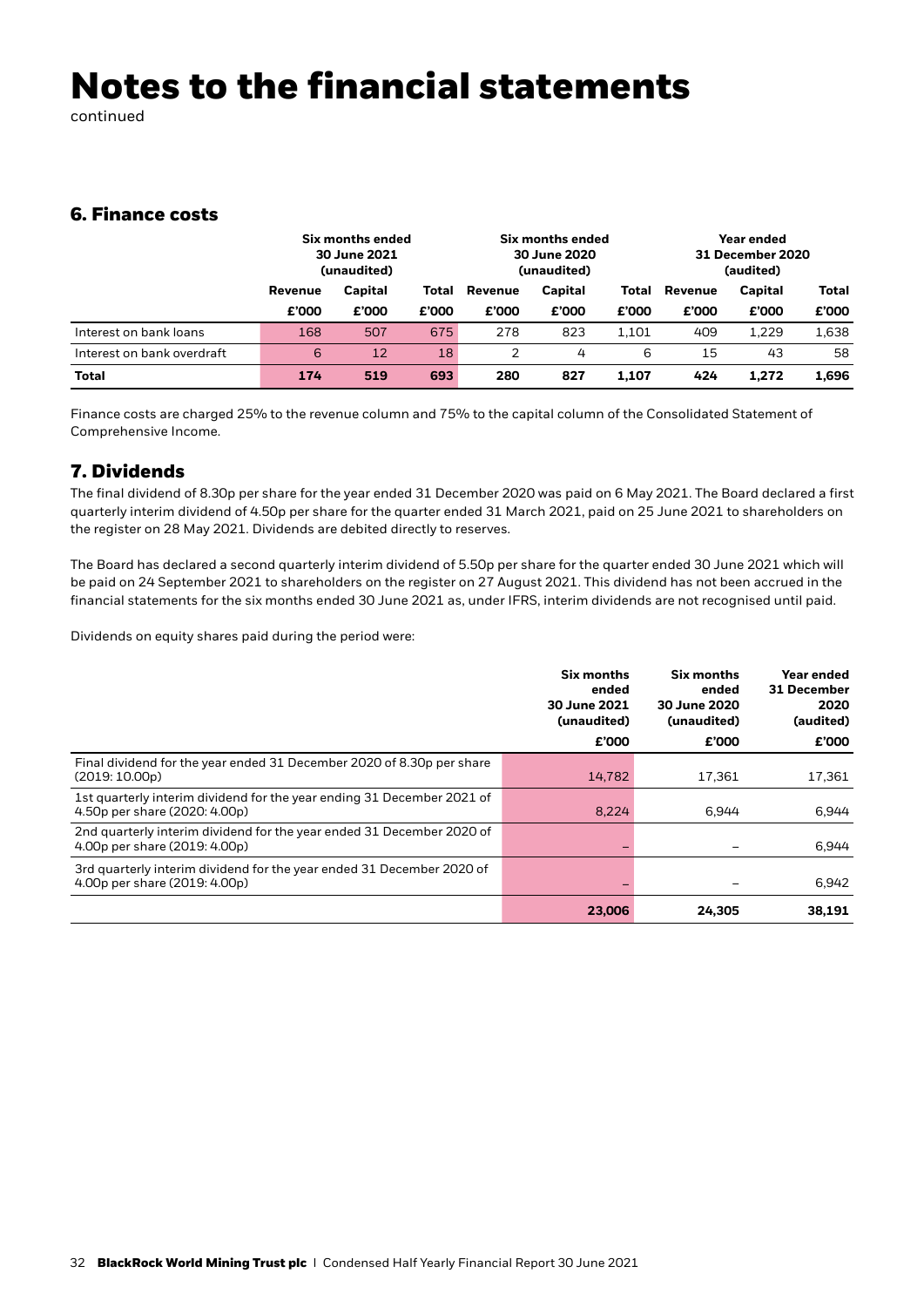# Notes to the financial statements

continued

## 6. Finance costs

| | Six months ended 30 June 2021 (unaudited) | | | Six months ended 30 June 2020 (unaudited) | | | Year ended 31 December 2020 (audited) | | |
|---|---|---|---|---|---|---|---|---|---|
| | Revenue | Capital | Total | Revenue | Capital | Total | Revenue | Capital | Total |
| | £'000 | £'000 | £'000 | £'000 | £'000 | £'000 | £'000 | £'000 | £'000 |
| Interest on bank loans | 168 | 507 | 675 | 278 | 823 | 1,101 | 409 | 1,229 | 1,638 |
| Interest on bank overdraft | 6 | 12 | 18 | 2 | 4 | 6 | 15 | 43 | 58 |
| **Total** | **174** | **519** | **693** | **280** | **827** | **1,107** | **424** | **1,272** | **1,696** |

Finance costs are charged 25% to the revenue column and 75% to the capital column of the Consolidated Statement of Comprehensive Income.

## 7. Dividends

The final dividend of 8.30p per share for the year ended 31 December 2020 was paid on 6 May 2021. The Board declared a first quarterly interim dividend of 4.50p per share for the quarter ended 31 March 2021, paid on 25 June 2021 to shareholders on the register on 28 May 2021. Dividends are debited directly to reserves.

The Board has declared a second quarterly interim dividend of 5.50p per share for the quarter ended 30 June 2021 which will be paid on 24 September 2021 to shareholders on the register on 27 August 2021. This dividend has not been accrued in the financial statements for the six months ended 30 June 2021 as, under IFRS, interim dividends are not recognised until paid.

Dividends on equity shares paid during the period were:

| | Six months ended 30 June 2021 (unaudited) | Six months ended 30 June 2020 (unaudited) | Year ended 31 December 2020 (audited) |
|---|---|---|---|
| | £'000 | £'000 | £'000 |
| Final dividend for the year ended 31 December 2020 of 8.30p per share (2019: 10.00p) | 14,782 | 17,361 | 17,361 |
| 1st quarterly interim dividend for the year ending 31 December 2021 of 4.50p per share (2020: 4.00p) | 8,224 | 6,944 | 6,944 |
| 2nd quarterly interim dividend for the year ended 31 December 2020 of 4.00p per share (2019: 4.00p) | – | – | 6,944 |
| 3rd quarterly interim dividend for the year ended 31 December 2020 of 4.00p per share (2019: 4.00p) | – | – | 6,942 |
| | **23,006** | **24,305** | **38,191** |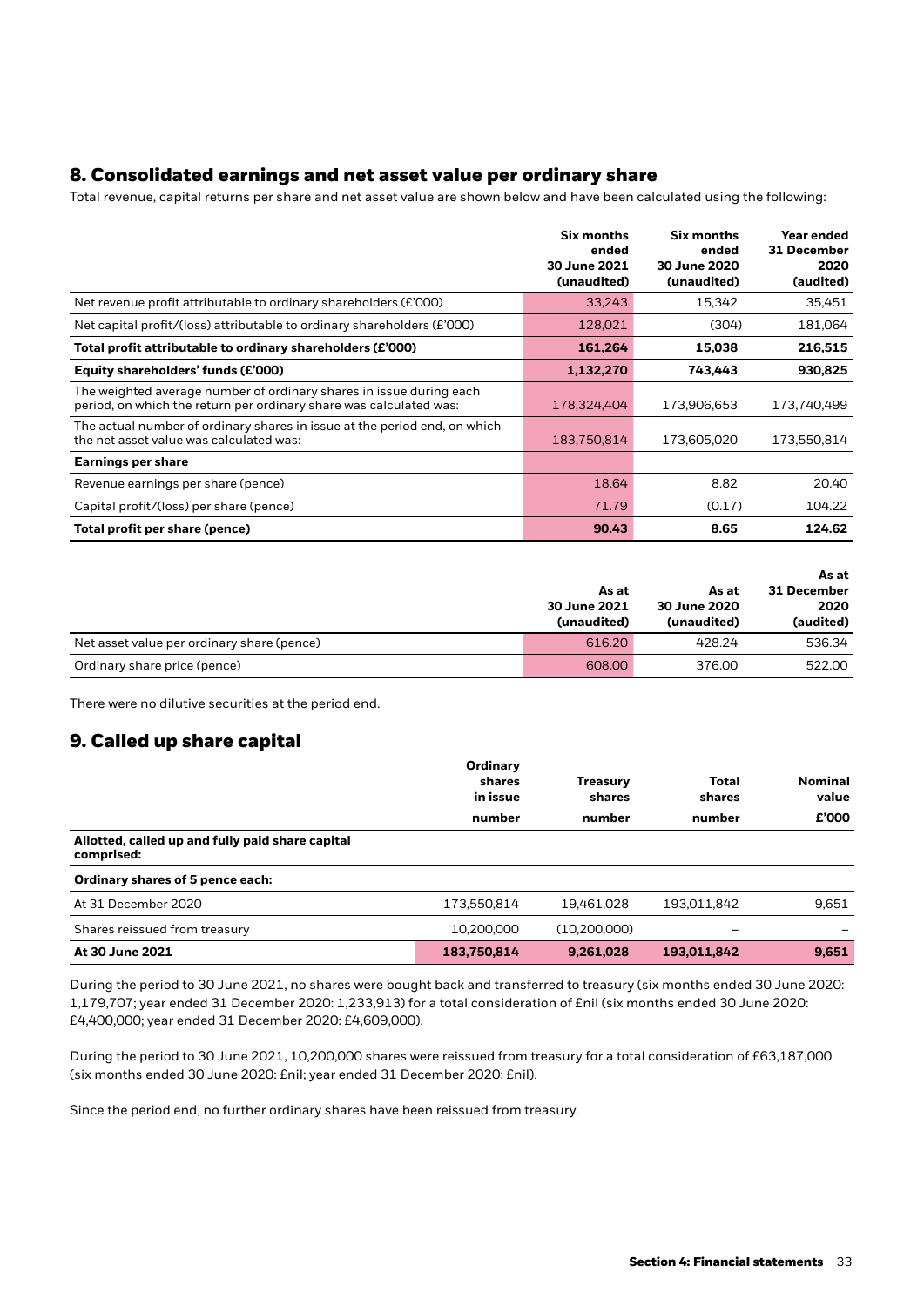## 8. Consolidated earnings and net asset value per ordinary share

Total revenue, capital returns per share and net asset value are shown below and have been calculated using the following:

| | Six months ended 30 June 2021 (unaudited) | Six months ended 30 June 2020 (unaudited) | Year ended 31 December 2020 (audited) |
|---|---|---|---|
| Net revenue profit attributable to ordinary shareholders (£'000) | 33,243 | 15,342 | 35,451 |
| Net capital profit/(loss) attributable to ordinary shareholders (£'000) | 128,021 | (304) | 181,064 |
| **Total profit attributable to ordinary shareholders (£'000)** | **161,264** | **15,038** | **216,515** |
| **Equity shareholders' funds (£'000)** | **1,132,270** | **743,443** | **930,825** |
| The weighted average number of ordinary shares in issue during each period, on which the return per ordinary share was calculated was: | 178,324,404 | 173,906,653 | 173,740,499 |
| The actual number of ordinary shares in issue at the period end, on which the net asset value was calculated was: | 183,750,814 | 173,605,020 | 173,550,814 |
| **Earnings per share** | | | |
| Revenue earnings per share (pence) | 18.64 | 8.82 | 20.40 |
| Capital profit/(loss) per share (pence) | 71.79 | (0.17) | 104.22 |
| **Total profit per share (pence)** | **90.43** | **8.65** | **124.62** |

| | As at 30 June 2021 (unaudited) | As at 30 June 2020 (unaudited) | As at 31 December 2020 (audited) |
|---|---|---|---|
| Net asset value per ordinary share (pence) | 616.20 | 428.24 | 536.34 |
| Ordinary share price (pence) | 608.00 | 376.00 | 522.00 |

There were no dilutive securities at the period end.

## 9. Called up share capital

| | Ordinary shares in issue number | Treasury shares number | Total shares number | Nominal value £'000 |
|---|---|---|---|---|
| **Allotted, called up and fully paid share capital comprised:** | | | | |
| **Ordinary shares of 5 pence each:** | | | | |
| At 31 December 2020 | 173,550,814 | 19,461,028 | 193,011,842 | 9,651 |
| Shares reissued from treasury | 10,200,000 | (10,200,000) | – | – |
| **At 30 June 2021** | **183,750,814** | **9,261,028** | **193,011,842** | **9,651** |

During the period to 30 June 2021, no shares were bought back and transferred to treasury (six months ended 30 June 2020: 1,179,707; year ended 31 December 2020: 1,233,913) for a total consideration of £nil (six months ended 30 June 2020: £4,400,000; year ended 31 December 2020: £4,609,000).

During the period to 30 June 2021, 10,200,000 shares were reissued from treasury for a total consideration of £63,187,000 (six months ended 30 June 2020: £nil; year ended 31 December 2020: £nil).

Since the period end, no further ordinary shares have been reissued from treasury.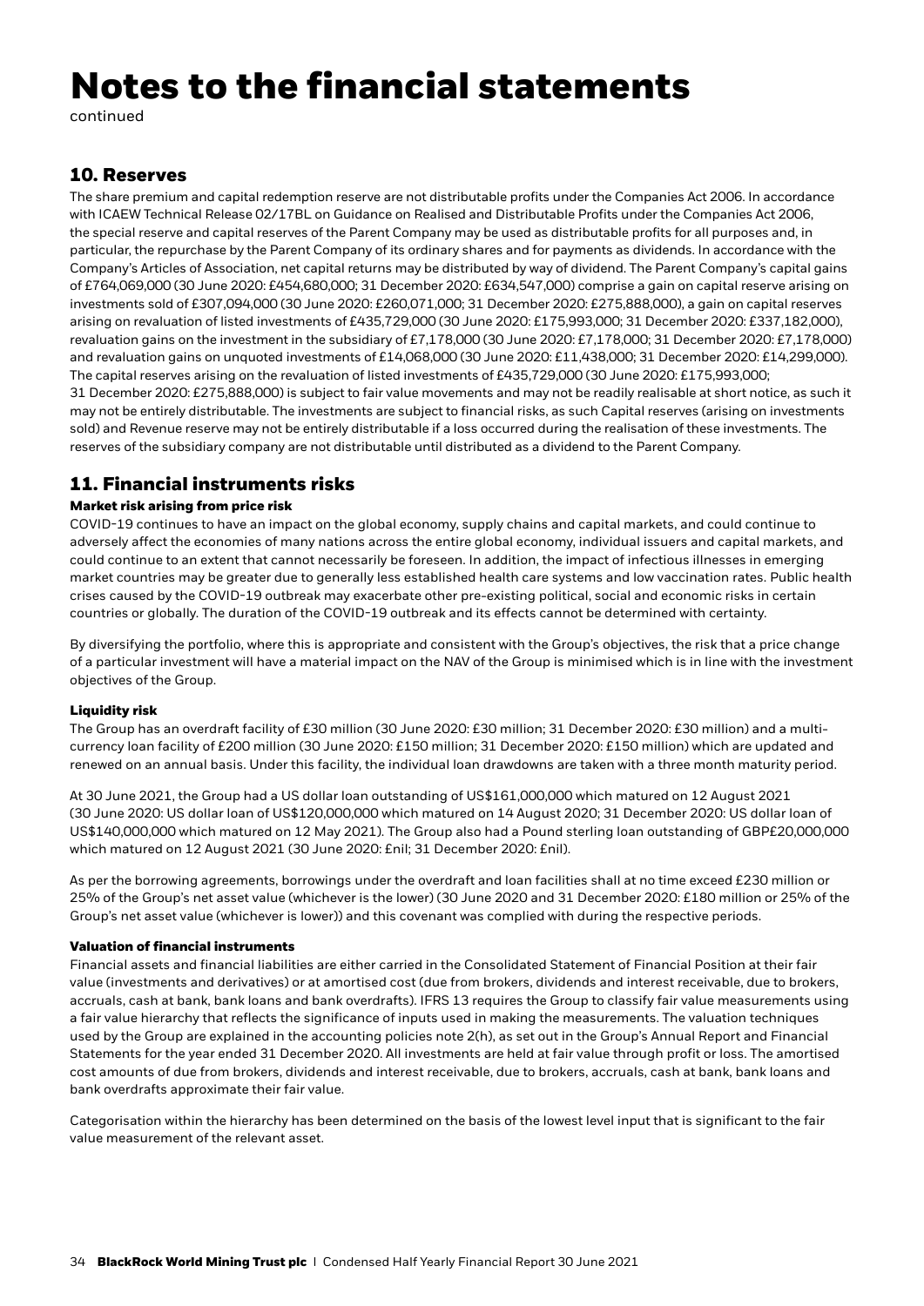# Notes to the financial statements

continued

## 10. Reserves

The share premium and capital redemption reserve are not distributable profits under the Companies Act 2006. In accordance with ICAEW Technical Release 02/17BL on Guidance on Realised and Distributable Profits under the Companies Act 2006, the special reserve and capital reserves of the Parent Company may be used as distributable profits for all purposes and, in particular, the repurchase by the Parent Company of its ordinary shares and for payments as dividends. In accordance with the Company's Articles of Association, net capital returns may be distributed by way of dividend. The Parent Company's capital gains of £764,069,000 (30 June 2020: £454,680,000; 31 December 2020: £634,547,000) comprise a gain on capital reserve arising on investments sold of £307,094,000 (30 June 2020: £260,071,000; 31 December 2020: £275,888,000), a gain on capital reserves arising on revaluation of listed investments of £435,729,000 (30 June 2020: £175,993,000; 31 December 2020: £337,182,000), revaluation gains on the investment in the subsidiary of £7,178,000 (30 June 2020: £7,178,000; 31 December 2020: £7,178,000) and revaluation gains on unquoted investments of £14,068,000 (30 June 2020: £11,438,000; 31 December 2020: £14,299,000). The capital reserves arising on the revaluation of listed investments of £435,729,000 (30 June 2020: £175,993,000; 31 December 2020: £275,888,000) is subject to fair value movements and may not be readily realisable at short notice, as such it may not be entirely distributable. The investments are subject to financial risks, as such Capital reserves (arising on investments sold) and Revenue reserve may not be entirely distributable if a loss occurred during the realisation of these investments. The reserves of the subsidiary company are not distributable until distributed as a dividend to the Parent Company.

## 11. Financial instruments risks

### Market risk arising from price risk

COVID-19 continues to have an impact on the global economy, supply chains and capital markets, and could continue to adversely affect the economies of many nations across the entire global economy, individual issuers and capital markets, and could continue to an extent that cannot necessarily be foreseen. In addition, the impact of infectious illnesses in emerging market countries may be greater due to generally less established health care systems and low vaccination rates. Public health crises caused by the COVID-19 outbreak may exacerbate other pre-existing political, social and economic risks in certain countries or globally. The duration of the COVID-19 outbreak and its effects cannot be determined with certainty.

By diversifying the portfolio, where this is appropriate and consistent with the Group's objectives, the risk that a price change of a particular investment will have a material impact on the NAV of the Group is minimised which is in line with the investment objectives of the Group.

### Liquidity risk

The Group has an overdraft facility of £30 million (30 June 2020: £30 million; 31 December 2020: £30 million) and a multi-currency loan facility of £200 million (30 June 2020: £150 million; 31 December 2020: £150 million) which are updated and renewed on an annual basis. Under this facility, the individual loan drawdowns are taken with a three month maturity period.

At 30 June 2021, the Group had a US dollar loan outstanding of US$161,000,000 which matured on 12 August 2021 (30 June 2020: US dollar loan of US$120,000,000 which matured on 14 August 2020; 31 December 2020: US dollar loan of US$140,000,000 which matured on 12 May 2021). The Group also had a Pound sterling loan outstanding of GBP£20,000,000 which matured on 12 August 2021 (30 June 2020: £nil; 31 December 2020: £nil).

As per the borrowing agreements, borrowings under the overdraft and loan facilities shall at no time exceed £230 million or 25% of the Group's net asset value (whichever is the lower) (30 June 2020 and 31 December 2020: £180 million or 25% of the Group's net asset value (whichever is lower)) and this covenant was complied with during the respective periods.

### Valuation of financial instruments

Financial assets and financial liabilities are either carried in the Consolidated Statement of Financial Position at their fair value (investments and derivatives) or at amortised cost (due from brokers, dividends and interest receivable, due to brokers, accruals, cash at bank, bank loans and bank overdrafts). IFRS 13 requires the Group to classify fair value measurements using a fair value hierarchy that reflects the significance of inputs used in making the measurements. The valuation techniques used by the Group are explained in the accounting policies note 2(h), as set out in the Group's Annual Report and Financial Statements for the year ended 31 December 2020. All investments are held at fair value through profit or loss. The amortised cost amounts of due from brokers, dividends and interest receivable, due to brokers, accruals, cash at bank, bank loans and bank overdrafts approximate their fair value.

Categorisation within the hierarchy has been determined on the basis of the lowest level input that is significant to the fair value measurement of the relevant asset.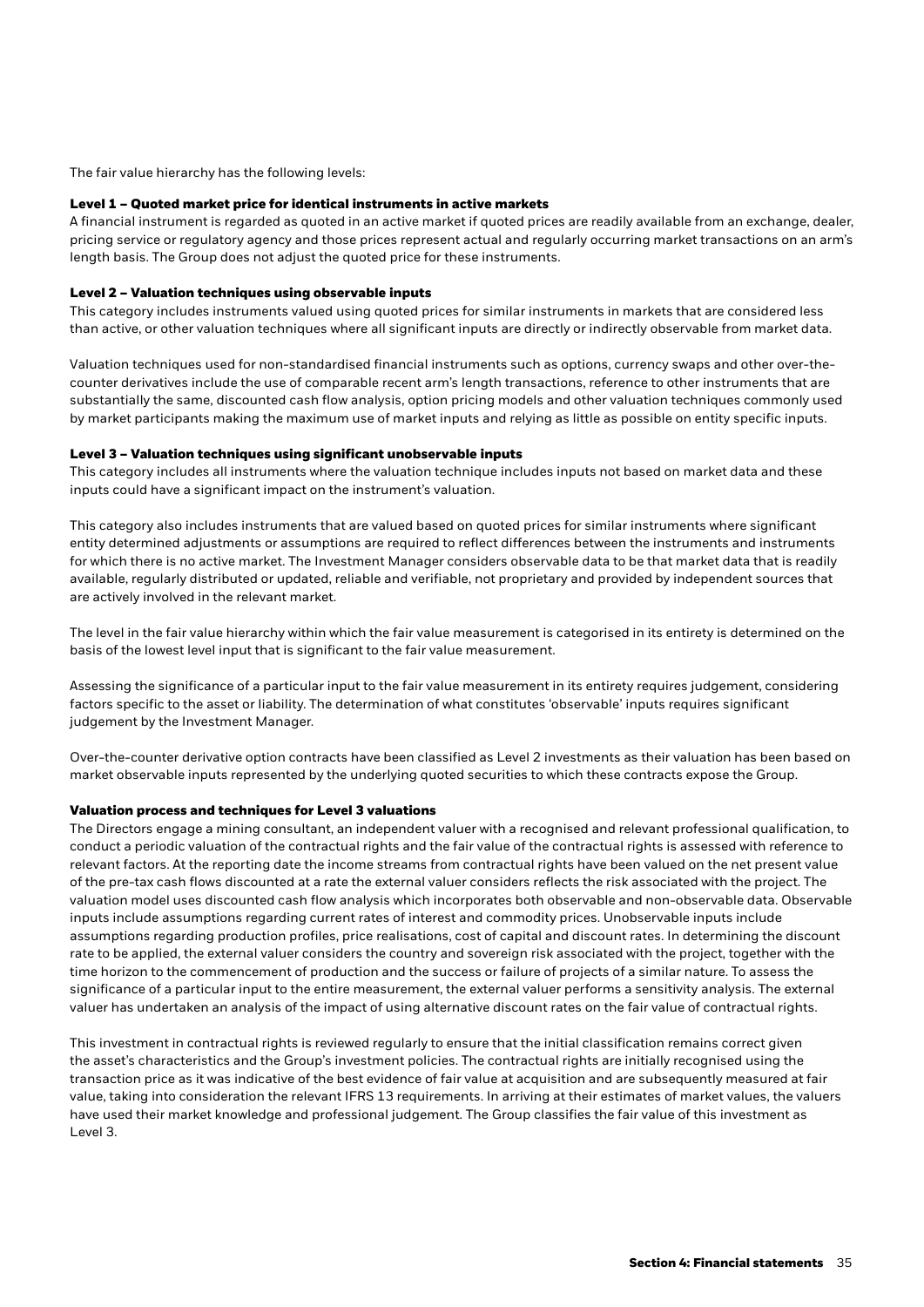The fair value hierarchy has the following levels:

**Level 1 – Quoted market price for identical instruments in active markets**

A financial instrument is regarded as quoted in an active market if quoted prices are readily available from an exchange, dealer, pricing service or regulatory agency and those prices represent actual and regularly occurring market transactions on an arm's length basis. The Group does not adjust the quoted price for these instruments.

**Level 2 – Valuation techniques using observable inputs**

This category includes instruments valued using quoted prices for similar instruments in markets that are considered less than active, or other valuation techniques where all significant inputs are directly or indirectly observable from market data.

Valuation techniques used for non-standardised financial instruments such as options, currency swaps and other over-the-counter derivatives include the use of comparable recent arm's length transactions, reference to other instruments that are substantially the same, discounted cash flow analysis, option pricing models and other valuation techniques commonly used by market participants making the maximum use of market inputs and relying as little as possible on entity specific inputs.

**Level 3 – Valuation techniques using significant unobservable inputs**

This category includes all instruments where the valuation technique includes inputs not based on market data and these inputs could have a significant impact on the instrument's valuation.

This category also includes instruments that are valued based on quoted prices for similar instruments where significant entity determined adjustments or assumptions are required to reflect differences between the instruments and instruments for which there is no active market. The Investment Manager considers observable data to be that market data that is readily available, regularly distributed or updated, reliable and verifiable, not proprietary and provided by independent sources that are actively involved in the relevant market.

The level in the fair value hierarchy within which the fair value measurement is categorised in its entirety is determined on the basis of the lowest level input that is significant to the fair value measurement.

Assessing the significance of a particular input to the fair value measurement in its entirety requires judgement, considering factors specific to the asset or liability. The determination of what constitutes 'observable' inputs requires significant judgement by the Investment Manager.

Over-the-counter derivative option contracts have been classified as Level 2 investments as their valuation has been based on market observable inputs represented by the underlying quoted securities to which these contracts expose the Group.

**Valuation process and techniques for Level 3 valuations**

The Directors engage a mining consultant, an independent valuer with a recognised and relevant professional qualification, to conduct a periodic valuation of the contractual rights and the fair value of the contractual rights is assessed with reference to relevant factors. At the reporting date the income streams from contractual rights have been valued on the net present value of the pre-tax cash flows discounted at a rate the external valuer considers reflects the risk associated with the project. The valuation model uses discounted cash flow analysis which incorporates both observable and non-observable data. Observable inputs include assumptions regarding current rates of interest and commodity prices. Unobservable inputs include assumptions regarding production profiles, price realisations, cost of capital and discount rates. In determining the discount rate to be applied, the external valuer considers the country and sovereign risk associated with the project, together with the time horizon to the commencement of production and the success or failure of projects of a similar nature. To assess the significance of a particular input to the entire measurement, the external valuer performs a sensitivity analysis. The external valuer has undertaken an analysis of the impact of using alternative discount rates on the fair value of contractual rights.

This investment in contractual rights is reviewed regularly to ensure that the initial classification remains correct given the asset's characteristics and the Group's investment policies. The contractual rights are initially recognised using the transaction price as it was indicative of the best evidence of fair value at acquisition and are subsequently measured at fair value, taking into consideration the relevant IFRS 13 requirements. In arriving at their estimates of market values, the valuers have used their market knowledge and professional judgement. The Group classifies the fair value of this investment as Level 3.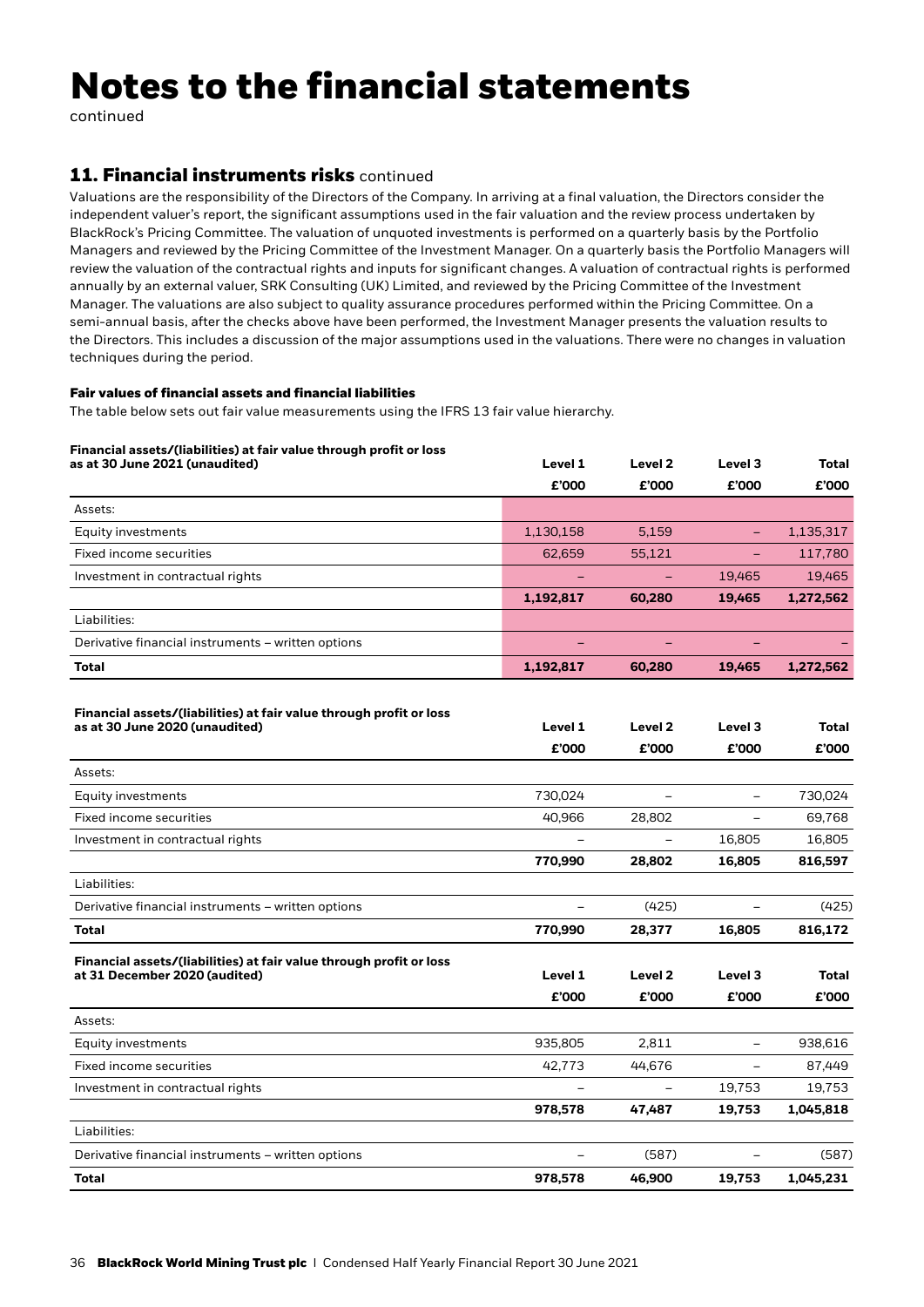# Notes to the financial statements

continued

## 11. Financial instruments risks continued

Valuations are the responsibility of the Directors of the Company. In arriving at a final valuation, the Directors consider the independent valuer's report, the significant assumptions used in the fair valuation and the review process undertaken by BlackRock's Pricing Committee. The valuation of unquoted investments is performed on a quarterly basis by the Portfolio Managers and reviewed by the Pricing Committee of the Investment Manager. On a quarterly basis the Portfolio Managers will review the valuation of the contractual rights and inputs for significant changes. A valuation of contractual rights is performed annually by an external valuer, SRK Consulting (UK) Limited, and reviewed by the Pricing Committee of the Investment Manager. The valuations are also subject to quality assurance procedures performed within the Pricing Committee. On a semi-annual basis, after the checks above have been performed, the Investment Manager presents the valuation results to the Directors. This includes a discussion of the major assumptions used in the valuations. There were no changes in valuation techniques during the period.

### Fair values of financial assets and financial liabilities

The table below sets out fair value measurements using the IFRS 13 fair value hierarchy.

| Financial assets/(liabilities) at fair value through profit or loss as at 30 June 2021 (unaudited) | Level 1 £'000 | Level 2 £'000 | Level 3 £'000 | Total £'000 |
|---|---|---|---|---|
| Assets: | | | | |
| Equity investments | 1,130,158 | 5,159 | – | 1,135,317 |
| Fixed income securities | 62,659 | 55,121 | – | 117,780 |
| Investment in contractual rights | – | – | 19,465 | 19,465 |
| | **1,192,817** | **60,280** | **19,465** | **1,272,562** |
| Liabilities: | | | | |
| Derivative financial instruments – written options | – | – | – | – |
| **Total** | **1,192,817** | **60,280** | **19,465** | **1,272,562** |

| Financial assets/(liabilities) at fair value through profit or loss as at 30 June 2020 (unaudited) | Level 1 £'000 | Level 2 £'000 | Level 3 £'000 | Total £'000 |
|---|---|---|---|---|
| Assets: | | | | |
| Equity investments | 730,024 | – | – | 730,024 |
| Fixed income securities | 40,966 | 28,802 | – | 69,768 |
| Investment in contractual rights | – | – | 16,805 | 16,805 |
| | **770,990** | **28,802** | **16,805** | **816,597** |
| Liabilities: | | | | |
| Derivative financial instruments – written options | – | (425) | – | (425) |
| **Total** | **770,990** | **28,377** | **16,805** | **816,172** |

| Financial assets/(liabilities) at fair value through profit or loss at 31 December 2020 (audited) | Level 1 £'000 | Level 2 £'000 | Level 3 £'000 | Total £'000 |
|---|---|---|---|---|
| Assets: | | | | |
| Equity investments | 935,805 | 2,811 | – | 938,616 |
| Fixed income securities | 42,773 | 44,676 | – | 87,449 |
| Investment in contractual rights | – | – | 19,753 | 19,753 |
| | **978,578** | **47,487** | **19,753** | **1,045,818** |
| Liabilities: | | | | |
| Derivative financial instruments – written options | – | (587) | – | (587) |
| **Total** | **978,578** | **46,900** | **19,753** | **1,045,231** |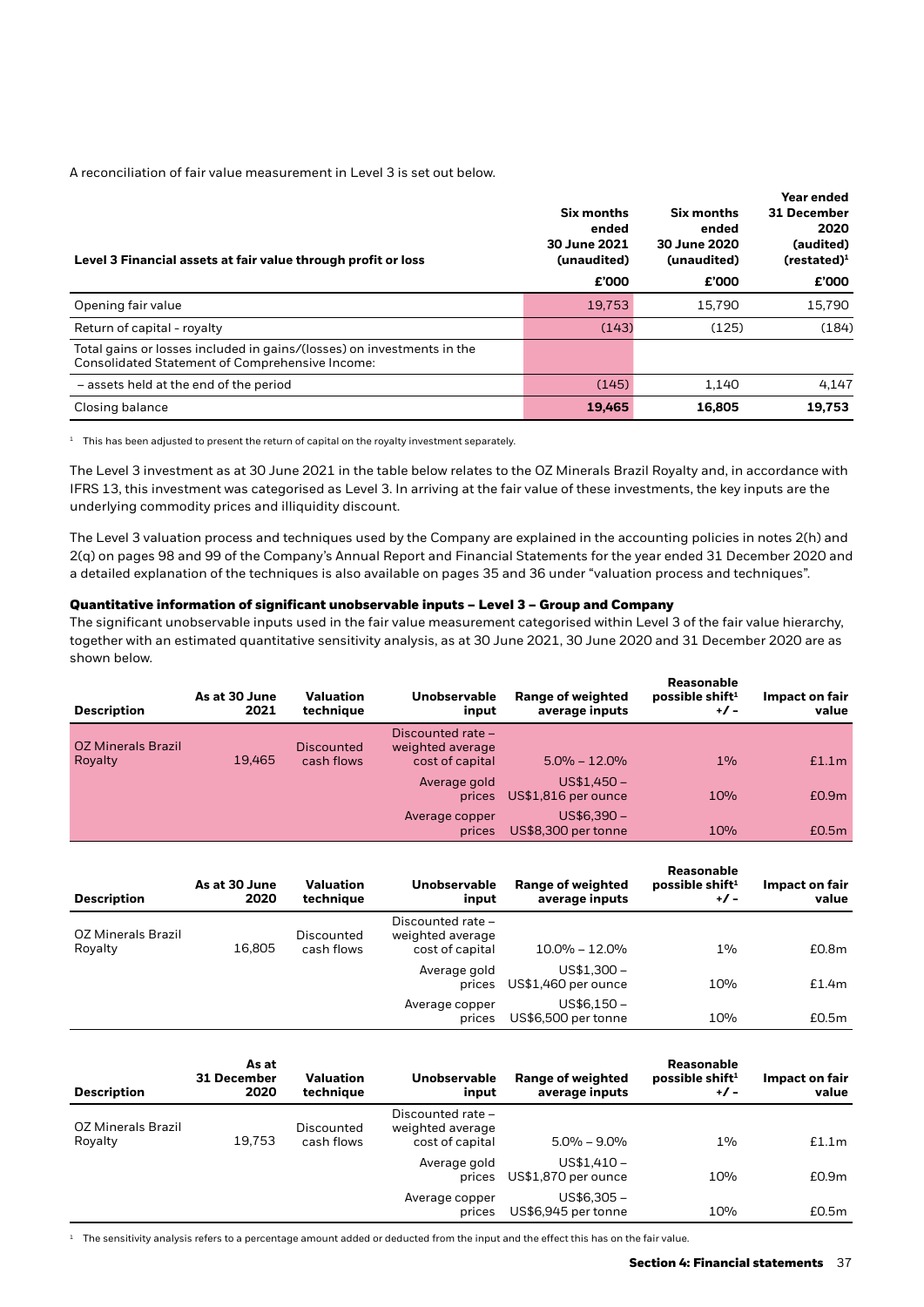A reconciliation of fair value measurement in Level 3 is set out below.

| Level 3 Financial assets at fair value through profit or loss | Six months ended 30 June 2021 (unaudited) £'000 | Six months ended 30 June 2020 (unaudited) £'000 | Year ended 31 December 2020 (audited) (restated)[1] £'000 |
|---|---|---|---|
| Opening fair value | 19,753 | 15,790 | 15,790 |
| Return of capital - royalty | (143) | (125) | (184) |
| Total gains or losses included in gains/(losses) on investments in the Consolidated Statement of Comprehensive Income: | | | |
| – assets held at the end of the period | (145) | 1,140 | 4,147 |
| Closing balance | **19,465** | **16,805** | **19,753** |

[1] This has been adjusted to present the return of capital on the royalty investment separately.

The Level 3 investment as at 30 June 2021 in the table below relates to the OZ Minerals Brazil Royalty and, in accordance with IFRS 13, this investment was categorised as Level 3. In arriving at the fair value of these investments, the key inputs are the underlying commodity prices and illiquidity discount.

The Level 3 valuation process and techniques used by the Company are explained in the accounting policies in notes 2(h) and 2(q) on pages 98 and 99 of the Company's Annual Report and Financial Statements for the year ended 31 December 2020 and a detailed explanation of the techniques is also available on pages 35 and 36 under "valuation process and techniques".

**Quantitative information of significant unobservable inputs – Level 3 – Group and Company**

The significant unobservable inputs used in the fair value measurement categorised within Level 3 of the fair value hierarchy, together with an estimated quantitative sensitivity analysis, as at 30 June 2021, 30 June 2020 and 31 December 2020 are as shown below.

| Description | As at 30 June 2021 | Valuation technique | Unobservable input | Range of weighted average inputs | Reasonable possible shift[1] +/- | Impact on fair value |
|---|---|---|---|---|---|---|
| OZ Minerals Brazil Royalty | 19,465 | Discounted cash flows | Discounted rate – weighted average cost of capital | 5.0% – 12.0% | 1% | £1.1m |
| | | | Average gold prices | US$1,450 – US$1,816 per ounce | 10% | £0.9m |
| | | | Average copper prices | US$6,390 – US$8,300 per tonne | 10% | £0.5m |

| Description | As at 30 June 2020 | Valuation technique | Unobservable input | Range of weighted average inputs | Reasonable possible shift[1] +/- | Impact on fair value |
|---|---|---|---|---|---|---|
| OZ Minerals Brazil Royalty | 16,805 | Discounted cash flows | Discounted rate – weighted average cost of capital | 10.0% – 12.0% | 1% | £0.8m |
| | | | Average gold prices | US$1,300 – US$1,460 per ounce | 10% | £1.4m |
| | | | Average copper prices | US$6,150 – US$6,500 per tonne | 10% | £0.5m |

| Description | As at 31 December 2020 | Valuation technique | Unobservable input | Range of weighted average inputs | Reasonable possible shift[1] +/- | Impact on fair value |
|---|---|---|---|---|---|---|
| OZ Minerals Brazil Royalty | 19,753 | Discounted cash flows | Discounted rate – weighted average cost of capital | 5.0% – 9.0% | 1% | £1.1m |
| | | | Average gold prices | US$1,410 – US$1,870 per ounce | 10% | £0.9m |
| | | | Average copper prices | US$6,305 – US$6,945 per tonne | 10% | £0.5m |

[1] The sensitivity analysis refers to a percentage amount added or deducted from the input and the effect this has on the fair value.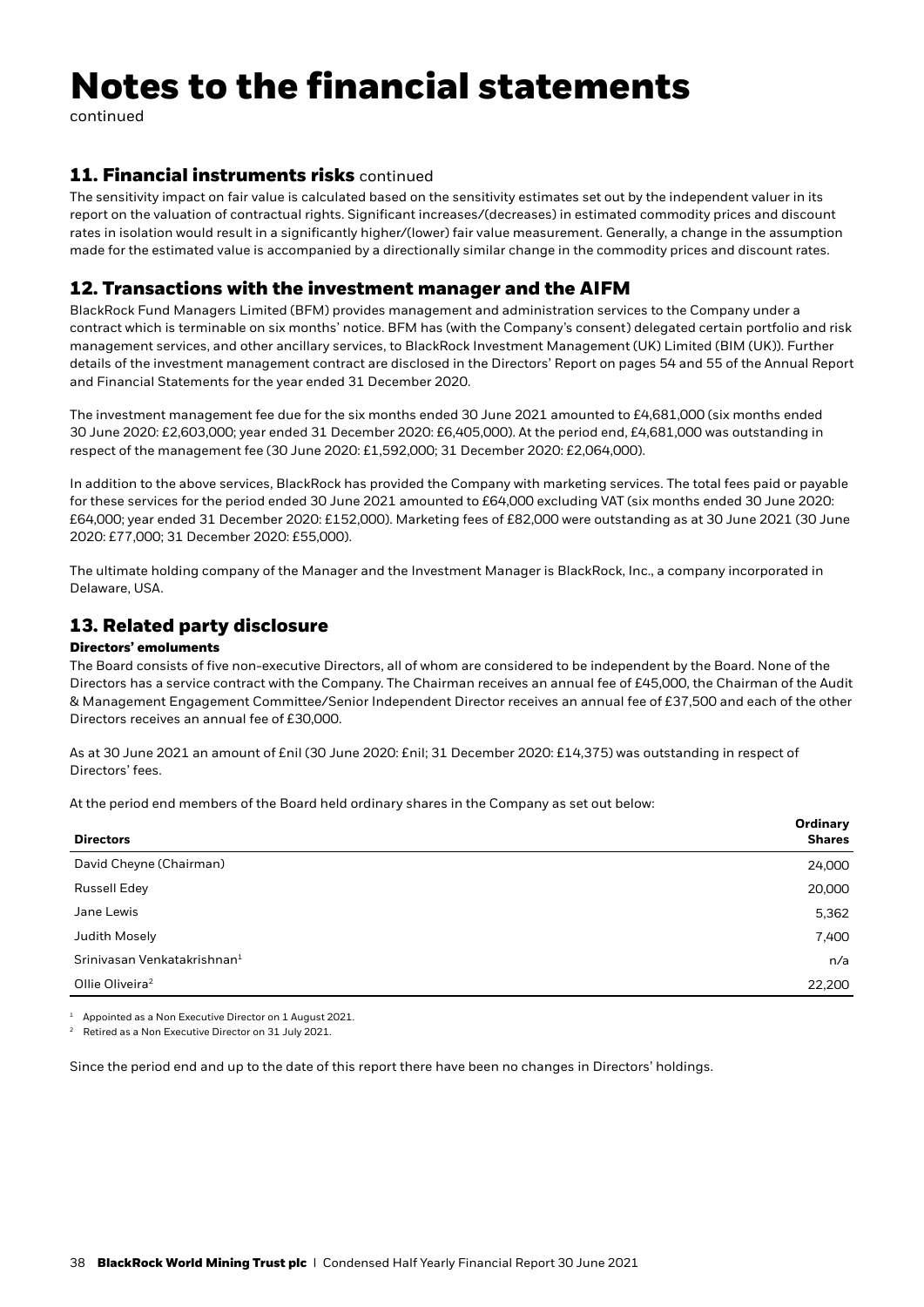# Notes to the financial statements

continued

## 11. Financial instruments risks continued

The sensitivity impact on fair value is calculated based on the sensitivity estimates set out by the independent valuer in its report on the valuation of contractual rights. Significant increases/(decreases) in estimated commodity prices and discount rates in isolation would result in a significantly higher/(lower) fair value measurement. Generally, a change in the assumption made for the estimated value is accompanied by a directionally similar change in the commodity prices and discount rates.

## 12. Transactions with the investment manager and the AIFM

BlackRock Fund Managers Limited (BFM) provides management and administration services to the Company under a contract which is terminable on six months' notice. BFM has (with the Company's consent) delegated certain portfolio and risk management services, and other ancillary services, to BlackRock Investment Management (UK) Limited (BIM (UK)). Further details of the investment management contract are disclosed in the Directors' Report on pages 54 and 55 of the Annual Report and Financial Statements for the year ended 31 December 2020.

The investment management fee due for the six months ended 30 June 2021 amounted to £4,681,000 (six months ended 30 June 2020: £2,603,000; year ended 31 December 2020: £6,405,000). At the period end, £4,681,000 was outstanding in respect of the management fee (30 June 2020: £1,592,000; 31 December 2020: £2,064,000).

In addition to the above services, BlackRock has provided the Company with marketing services. The total fees paid or payable for these services for the period ended 30 June 2021 amounted to £64,000 excluding VAT (six months ended 30 June 2020: £64,000; year ended 31 December 2020: £152,000). Marketing fees of £82,000 were outstanding as at 30 June 2021 (30 June 2020: £77,000; 31 December 2020: £55,000).

The ultimate holding company of the Manager and the Investment Manager is BlackRock, Inc., a company incorporated in Delaware, USA.

## 13. Related party disclosure

### Directors' emoluments

The Board consists of five non-executive Directors, all of whom are considered to be independent by the Board. None of the Directors has a service contract with the Company. The Chairman receives an annual fee of £45,000, the Chairman of the Audit & Management Engagement Committee/Senior Independent Director receives an annual fee of £37,500 and each of the other Directors receives an annual fee of £30,000.

As at 30 June 2021 an amount of £nil (30 June 2020: £nil; 31 December 2020: £14,375) was outstanding in respect of Directors' fees.

At the period end members of the Board held ordinary shares in the Company as set out below:

| Directors | Ordinary Shares |
|---|---|
| David Cheyne (Chairman) | 24,000 |
| Russell Edey | 20,000 |
| Jane Lewis | 5,362 |
| Judith Mosely | 7,400 |
| Srinivasan Venkatakrishnan[1] | n/a |
| Ollie Oliveira[2] | 22,200 |

[1] Appointed as a Non Executive Director on 1 August 2021.

[2] Retired as a Non Executive Director on 31 July 2021.

Since the period end and up to the date of this report there have been no changes in Directors' holdings.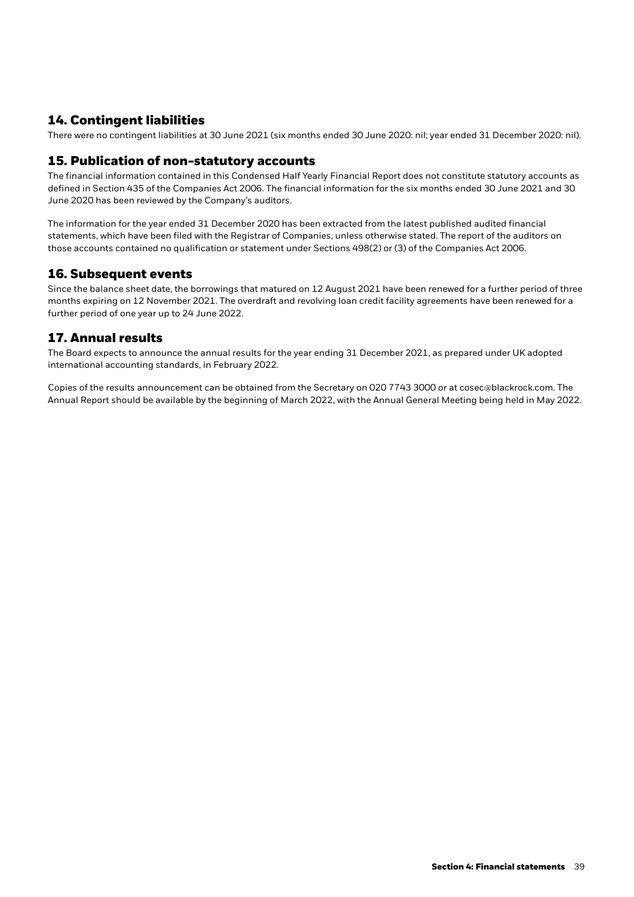## 14. Contingent liabilities

There were no contingent liabilities at 30 June 2021 (six months ended 30 June 2020: nil; year ended 31 December 2020: nil).

## 15. Publication of non-statutory accounts

The financial information contained in this Condensed Half Yearly Financial Report does not constitute statutory accounts as defined in Section 435 of the Companies Act 2006. The financial information for the six months ended 30 June 2021 and 30 June 2020 has been reviewed by the Company's auditors.

The information for the year ended 31 December 2020 has been extracted from the latest published audited financial statements, which have been filed with the Registrar of Companies, unless otherwise stated. The report of the auditors on those accounts contained no qualification or statement under Sections 498(2) or (3) of the Companies Act 2006.

## 16. Subsequent events

Since the balance sheet date, the borrowings that matured on 12 August 2021 have been renewed for a further period of three months expiring on 12 November 2021. The overdraft and revolving loan credit facility agreements have been renewed for a further period of one year up to 24 June 2022.

## 17. Annual results

The Board expects to announce the annual results for the year ending 31 December 2021, as prepared under UK adopted international accounting standards, in February 2022.

Copies of the results announcement can be obtained from the Secretary on 020 7743 3000 or at cosec@blackrock.com. The Annual Report should be available by the beginning of March 2022, with the Annual General Meeting being held in May 2022.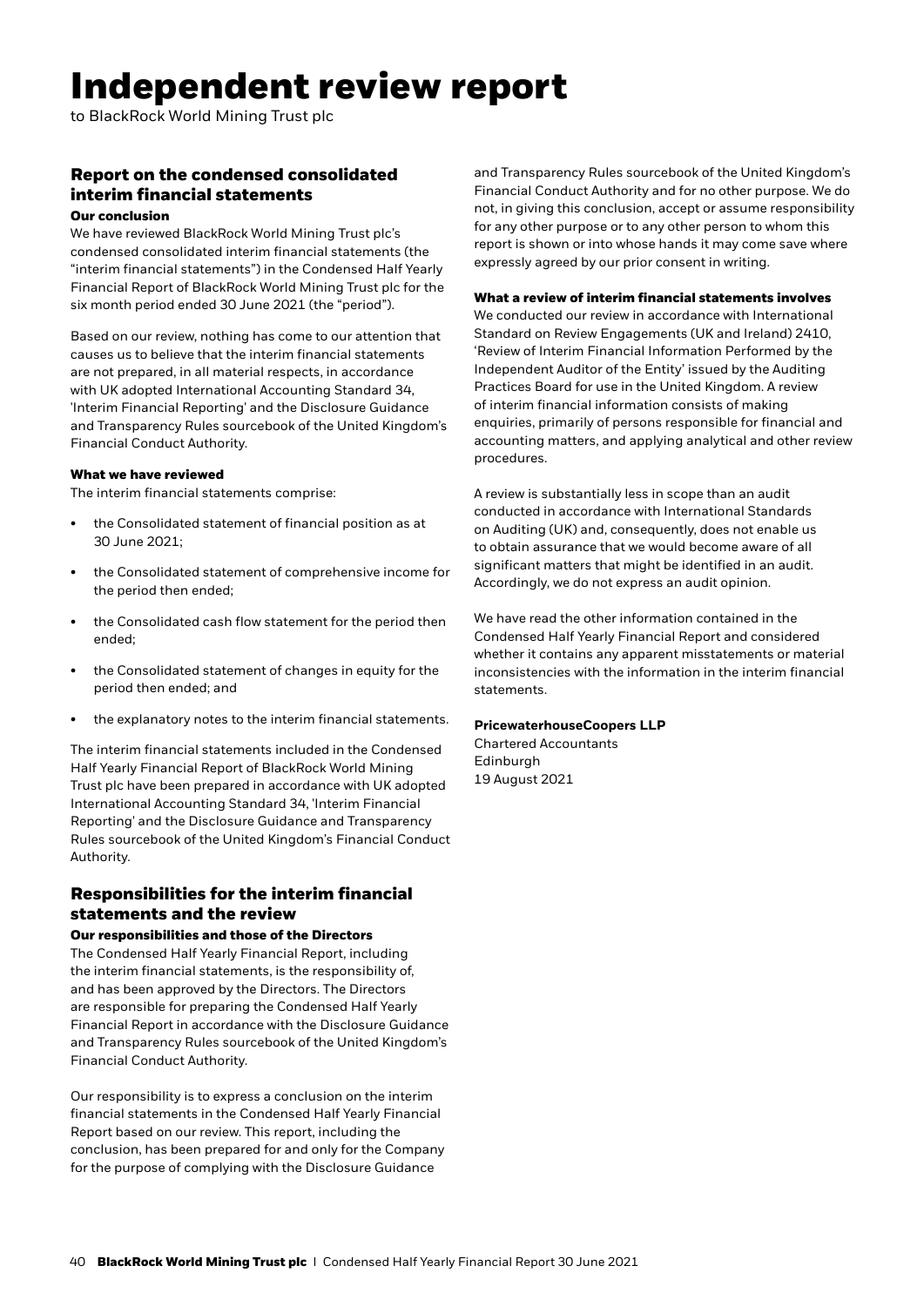# Independent review report

to BlackRock World Mining Trust plc

## Report on the condensed consolidated interim financial statements

### Our conclusion

We have reviewed BlackRock World Mining Trust plc's condensed consolidated interim financial statements (the "interim financial statements") in the Condensed Half Yearly Financial Report of BlackRock World Mining Trust plc for the six month period ended 30 June 2021 (the "period").

Based on our review, nothing has come to our attention that causes us to believe that the interim financial statements are not prepared, in all material respects, in accordance with UK adopted International Accounting Standard 34, 'Interim Financial Reporting' and the Disclosure Guidance and Transparency Rules sourcebook of the United Kingdom's Financial Conduct Authority.

### What we have reviewed

The interim financial statements comprise:

- the Consolidated statement of financial position as at 30 June 2021;
- the Consolidated statement of comprehensive income for the period then ended;
- the Consolidated cash flow statement for the period then ended;
- the Consolidated statement of changes in equity for the period then ended; and
- the explanatory notes to the interim financial statements.

The interim financial statements included in the Condensed Half Yearly Financial Report of BlackRock World Mining Trust plc have been prepared in accordance with UK adopted International Accounting Standard 34, 'Interim Financial Reporting' and the Disclosure Guidance and Transparency Rules sourcebook of the United Kingdom's Financial Conduct Authority.

## Responsibilities for the interim financial statements and the review

### Our responsibilities and those of the Directors

The Condensed Half Yearly Financial Report, including the interim financial statements, is the responsibility of, and has been approved by the Directors. The Directors are responsible for preparing the Condensed Half Yearly Financial Report in accordance with the Disclosure Guidance and Transparency Rules sourcebook of the United Kingdom's Financial Conduct Authority.

Our responsibility is to express a conclusion on the interim financial statements in the Condensed Half Yearly Financial Report based on our review. This report, including the conclusion, has been prepared for and only for the Company for the purpose of complying with the Disclosure Guidance and Transparency Rules sourcebook of the United Kingdom's Financial Conduct Authority and for no other purpose. We do not, in giving this conclusion, accept or assume responsibility for any other purpose or to any other person to whom this report is shown or into whose hands it may come save where expressly agreed by our prior consent in writing.

### What a review of interim financial statements involves

We conducted our review in accordance with International Standard on Review Engagements (UK and Ireland) 2410, 'Review of Interim Financial Information Performed by the Independent Auditor of the Entity' issued by the Auditing Practices Board for use in the United Kingdom. A review of interim financial information consists of making enquiries, primarily of persons responsible for financial and accounting matters, and applying analytical and other review procedures.

A review is substantially less in scope than an audit conducted in accordance with International Standards on Auditing (UK) and, consequently, does not enable us to obtain assurance that we would become aware of all significant matters that might be identified in an audit. Accordingly, we do not express an audit opinion.

We have read the other information contained in the Condensed Half Yearly Financial Report and considered whether it contains any apparent misstatements or material inconsistencies with the information in the interim financial statements.

**PricewaterhouseCoopers LLP**
Chartered Accountants
Edinburgh
19 August 2021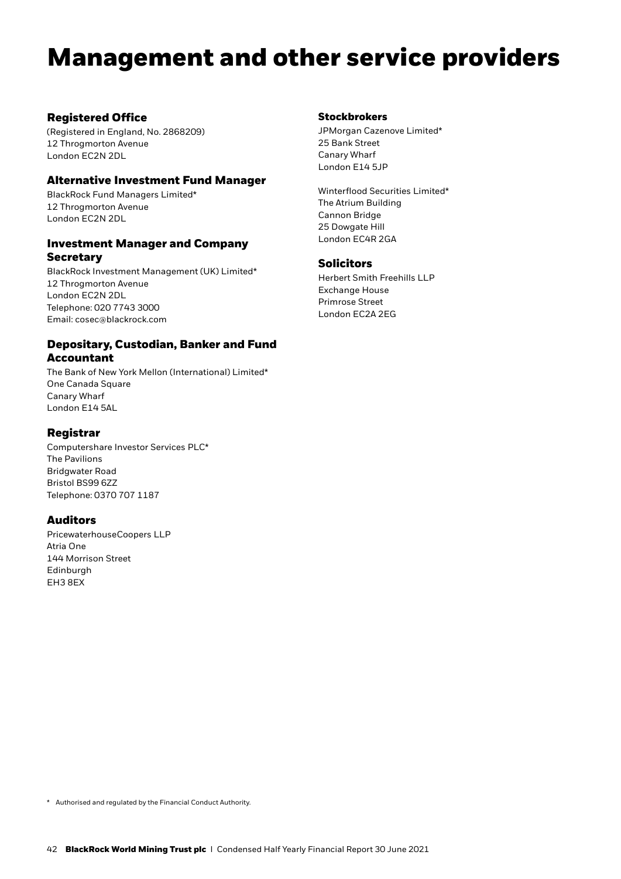# Management and other service providers

## Registered Office

(Registered in England, No. 2868209)
12 Throgmorton Avenue
London EC2N 2DL

## Alternative Investment Fund Manager

BlackRock Fund Managers Limited*
12 Throgmorton Avenue
London EC2N 2DL

## Investment Manager and Company Secretary

BlackRock Investment Management (UK) Limited*
12 Throgmorton Avenue
London EC2N 2DL
Telephone: 020 7743 3000
Email: cosec@blackrock.com

## Depositary, Custodian, Banker and Fund Accountant

The Bank of New York Mellon (International) Limited*
One Canada Square
Canary Wharf
London E14 5AL

## Registrar

Computershare Investor Services PLC*
The Pavilions
Bridgwater Road
Bristol BS99 6ZZ
Telephone: 0370 707 1187

## Auditors

PricewaterhouseCoopers LLP
Atria One
144 Morrison Street
Edinburgh
EH3 8EX

## Stockbrokers

JPMorgan Cazenove Limited*
25 Bank Street
Canary Wharf
London E14 5JP

Winterflood Securities Limited*
The Atrium Building
Cannon Bridge
25 Dowgate Hill
London EC4R 2GA

## Solicitors

Herbert Smith Freehills LLP
Exchange House
Primrose Street
London EC2A 2EG

\* Authorised and regulated by the Financial Conduct Authority.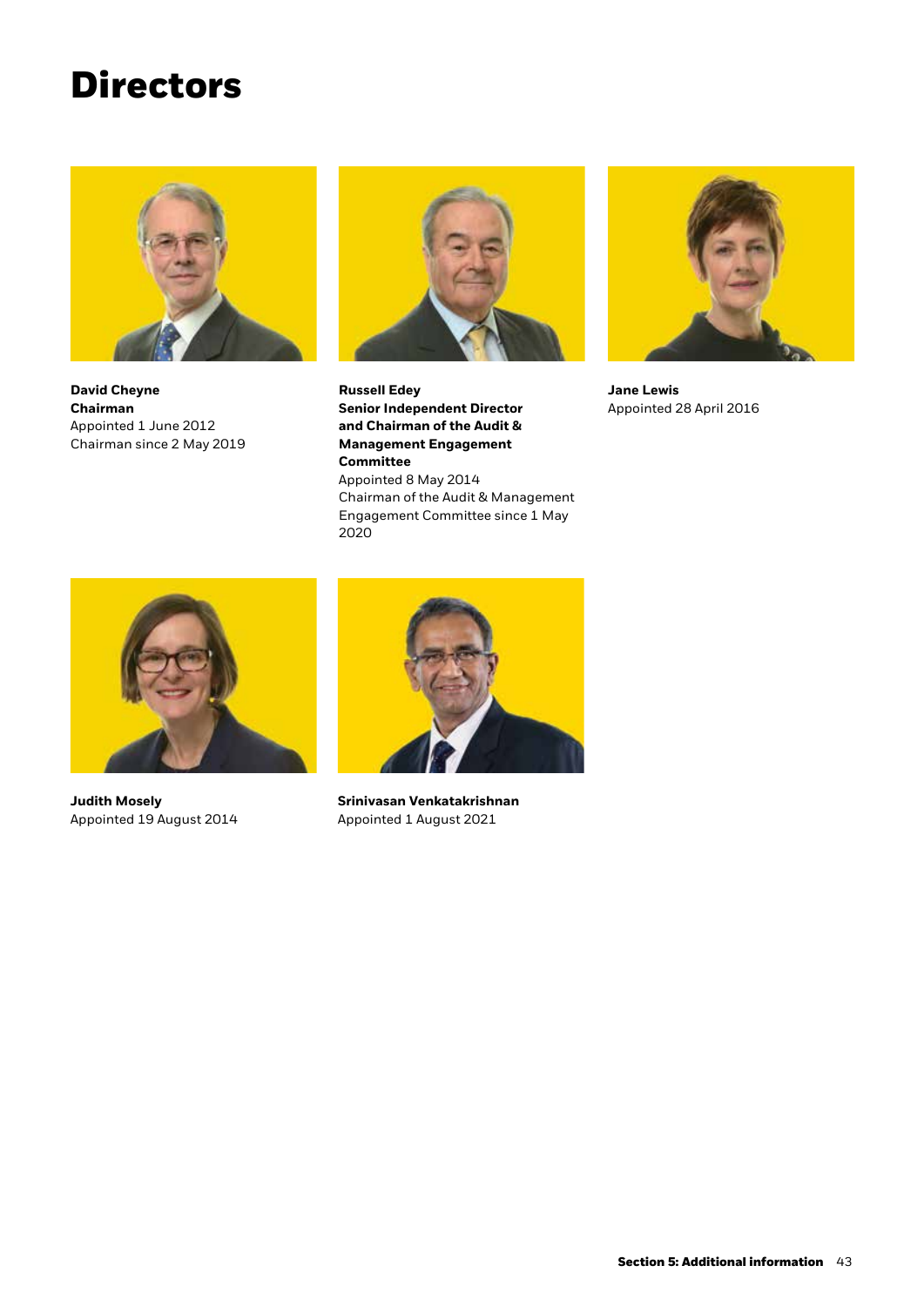# Directors

**David Cheyne**
**Chairman**
Appointed 1 June 2012
Chairman since 2 May 2019

**Russell Edey**
**Senior Independent Director and Chairman of the Audit & Management Engagement Committee**
Appointed 8 May 2014
Chairman of the Audit & Management Engagement Committee since 1 May 2020

**Jane Lewis**
Appointed 28 April 2016

**Judith Mosely**
Appointed 19 August 2014

**Srinivasan Venkatakrishnan**
Appointed 1 August 2021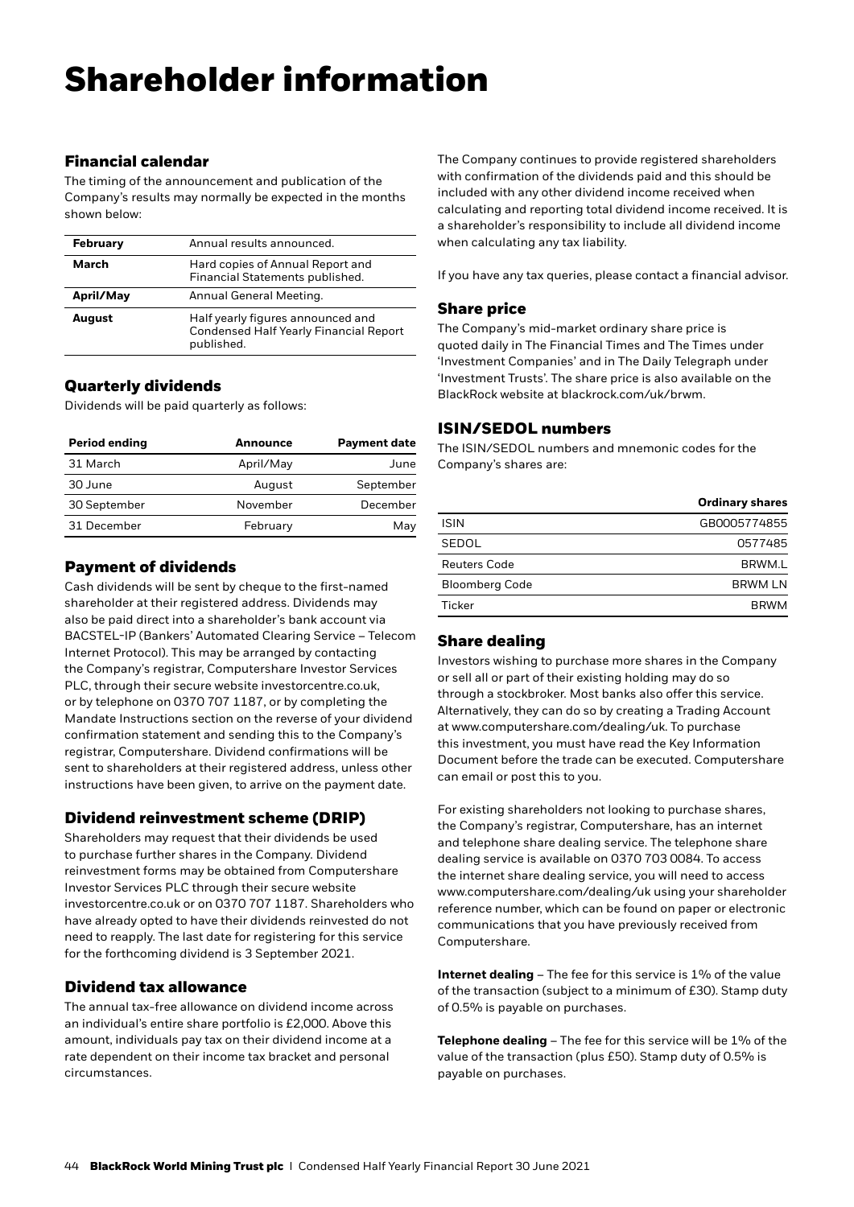# Shareholder information

## Financial calendar

The timing of the announcement and publication of the Company's results may normally be expected in the months shown below:

| | |
|---|---|
| **February** | Annual results announced. |
| **March** | Hard copies of Annual Report and Financial Statements published. |
| **April/May** | Annual General Meeting. |
| **August** | Half yearly figures announced and Condensed Half Yearly Financial Report published. |

## Quarterly dividends

Dividends will be paid quarterly as follows:

| Period ending | Announce | Payment date |
|---|---|---|
| 31 March | April/May | June |
| 30 June | August | September |
| 30 September | November | December |
| 31 December | February | May |

## Payment of dividends

Cash dividends will be sent by cheque to the first-named shareholder at their registered address. Dividends may also be paid direct into a shareholder's bank account via BACSTEL-IP (Bankers' Automated Clearing Service – Telecom Internet Protocol). This may be arranged by contacting the Company's registrar, Computershare Investor Services PLC, through their secure website investorcentre.co.uk, or by telephone on 0370 707 1187, or by completing the Mandate Instructions section on the reverse of your dividend confirmation statement and sending this to the Company's registrar, Computershare. Dividend confirmations will be sent to shareholders at their registered address, unless other instructions have been given, to arrive on the payment date.

## Dividend reinvestment scheme (DRIP)

Shareholders may request that their dividends be used to purchase further shares in the Company. Dividend reinvestment forms may be obtained from Computershare Investor Services PLC through their secure website investorcentre.co.uk or on 0370 707 1187. Shareholders who have already opted to have their dividends reinvested do not need to reapply. The last date for registering for this service for the forthcoming dividend is 3 September 2021.

## Dividend tax allowance

The annual tax-free allowance on dividend income across an individual's entire share portfolio is £2,000. Above this amount, individuals pay tax on their dividend income at a rate dependent on their income tax bracket and personal circumstances.

The Company continues to provide registered shareholders with confirmation of the dividends paid and this should be included with any other dividend income received when calculating and reporting total dividend income received. It is a shareholder's responsibility to include all dividend income when calculating any tax liability.

If you have any tax queries, please contact a financial advisor.

## Share price

The Company's mid-market ordinary share price is quoted daily in The Financial Times and The Times under 'Investment Companies' and in The Daily Telegraph under 'Investment Trusts'. The share price is also available on the BlackRock website at blackrock.com/uk/brwm.

## ISIN/SEDOL numbers

The ISIN/SEDOL numbers and mnemonic codes for the Company's shares are:

| | Ordinary shares |
|---|---|
| ISIN | GB0005774855 |
| SEDOL | 0577485 |
| Reuters Code | BRWM.L |
| Bloomberg Code | BRWM LN |
| Ticker | BRWM |

## Share dealing

Investors wishing to purchase more shares in the Company or sell all or part of their existing holding may do so through a stockbroker. Most banks also offer this service. Alternatively, they can do so by creating a Trading Account at www.computershare.com/dealing/uk. To purchase this investment, you must have read the Key Information Document before the trade can be executed. Computershare can email or post this to you.

For existing shareholders not looking to purchase shares, the Company's registrar, Computershare, has an internet and telephone share dealing service. The telephone share dealing service is available on 0370 703 0084. To access the internet share dealing service, you will need to access www.computershare.com/dealing/uk using your shareholder reference number, which can be found on paper or electronic communications that you have previously received from Computershare.

**Internet dealing** – The fee for this service is 1% of the value of the transaction (subject to a minimum of £30). Stamp duty of 0.5% is payable on purchases.

**Telephone dealing** – The fee for this service will be 1% of the value of the transaction (plus £50). Stamp duty of 0.5% is payable on purchases.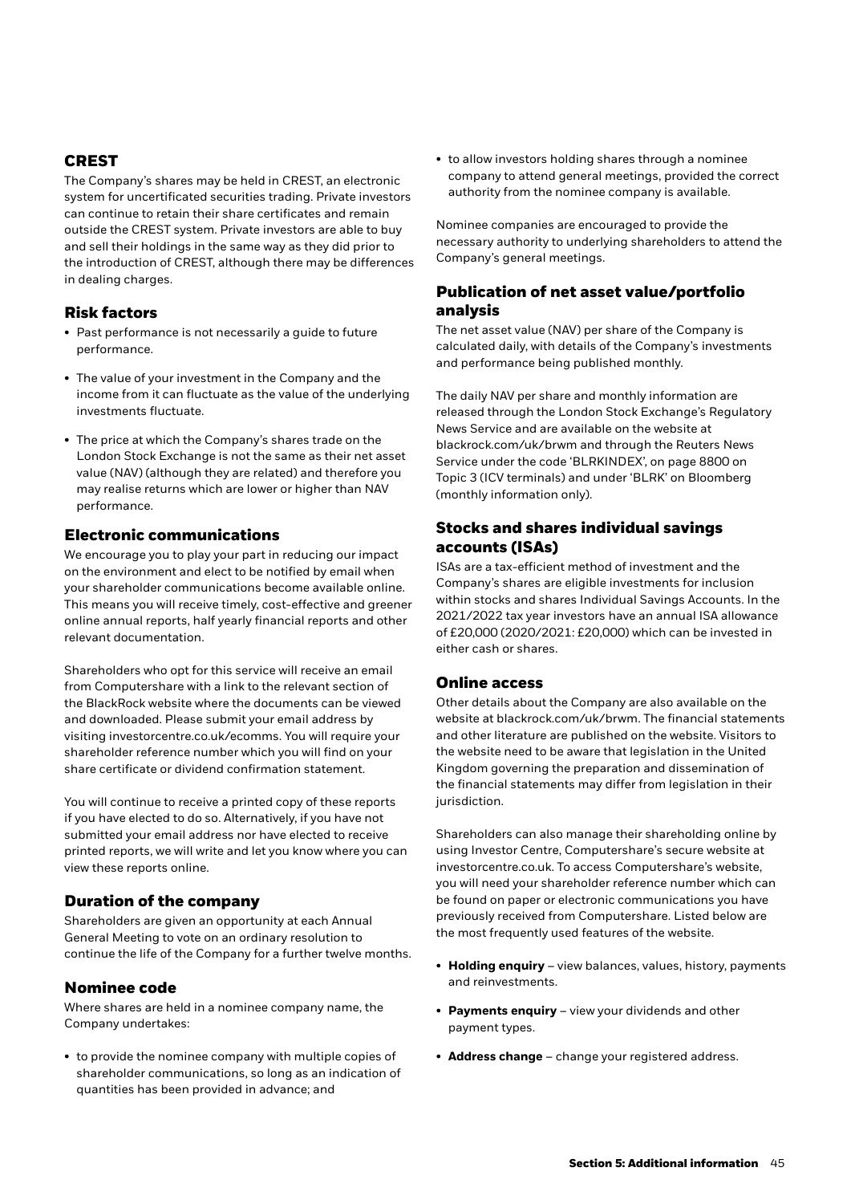## CREST

The Company's shares may be held in CREST, an electronic system for uncertificated securities trading. Private investors can continue to retain their share certificates and remain outside the CREST system. Private investors are able to buy and sell their holdings in the same way as they did prior to the introduction of CREST, although there may be differences in dealing charges.

## Risk factors

- Past performance is not necessarily a guide to future performance.
- The value of your investment in the Company and the income from it can fluctuate as the value of the underlying investments fluctuate.
- The price at which the Company's shares trade on the London Stock Exchange is not the same as their net asset value (NAV) (although they are related) and therefore you may realise returns which are lower or higher than NAV performance.

## Electronic communications

We encourage you to play your part in reducing our impact on the environment and elect to be notified by email when your shareholder communications become available online. This means you will receive timely, cost-effective and greener online annual reports, half yearly financial reports and other relevant documentation.

Shareholders who opt for this service will receive an email from Computershare with a link to the relevant section of the BlackRock website where the documents can be viewed and downloaded. Please submit your email address by visiting investorcentre.co.uk/ecomms. You will require your shareholder reference number which you will find on your share certificate or dividend confirmation statement.

You will continue to receive a printed copy of these reports if you have elected to do so. Alternatively, if you have not submitted your email address nor have elected to receive printed reports, we will write and let you know where you can view these reports online.

## Duration of the company

Shareholders are given an opportunity at each Annual General Meeting to vote on an ordinary resolution to continue the life of the Company for a further twelve months.

## Nominee code

Where shares are held in a nominee company name, the Company undertakes:

- to provide the nominee company with multiple copies of shareholder communications, so long as an indication of quantities has been provided in advance; and
- to allow investors holding shares through a nominee company to attend general meetings, provided the correct authority from the nominee company is available.

Nominee companies are encouraged to provide the necessary authority to underlying shareholders to attend the Company's general meetings.

## Publication of net asset value/portfolio analysis

The net asset value (NAV) per share of the Company is calculated daily, with details of the Company's investments and performance being published monthly.

The daily NAV per share and monthly information are released through the London Stock Exchange's Regulatory News Service and are available on the website at blackrock.com/uk/brwm and through the Reuters News Service under the code 'BLRKINDEX', on page 8800 on Topic 3 (ICV terminals) and under 'BLRK' on Bloomberg (monthly information only).

## Stocks and shares individual savings accounts (ISAs)

ISAs are a tax-efficient method of investment and the Company's shares are eligible investments for inclusion within stocks and shares Individual Savings Accounts. In the 2021/2022 tax year investors have an annual ISA allowance of £20,000 (2020/2021: £20,000) which can be invested in either cash or shares.

## Online access

Other details about the Company are also available on the website at blackrock.com/uk/brwm. The financial statements and other literature are published on the website. Visitors to the website need to be aware that legislation in the United Kingdom governing the preparation and dissemination of the financial statements may differ from legislation in their jurisdiction.

Shareholders can also manage their shareholding online by using Investor Centre, Computershare's secure website at investorcentre.co.uk. To access Computershare's website, you will need your shareholder reference number which can be found on paper or electronic communications you have previously received from Computershare. Listed below are the most frequently used features of the website.

- **Holding enquiry** – view balances, values, history, payments and reinvestments.
- **Payments enquiry** – view your dividends and other payment types.
- **Address change** – change your registered address.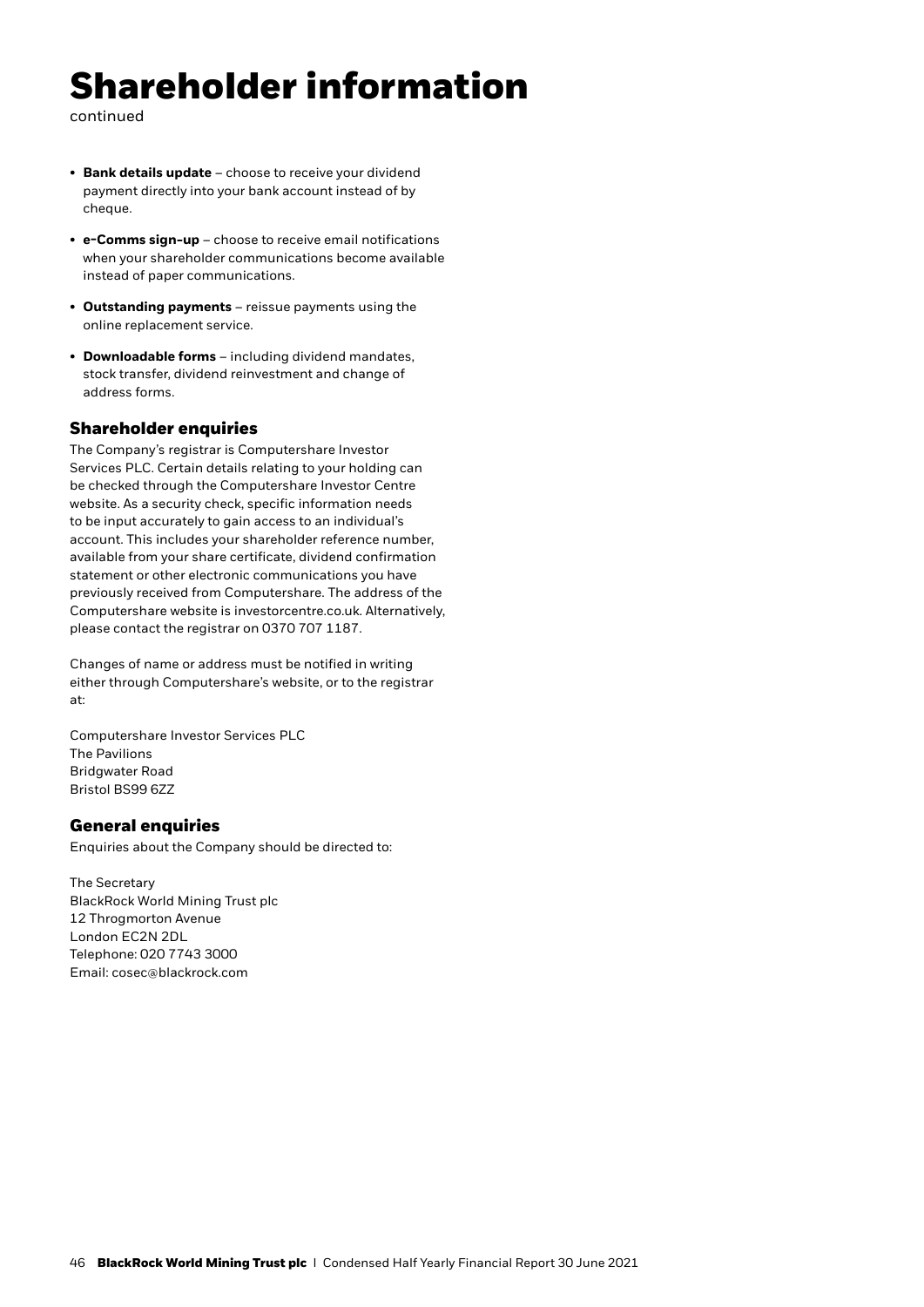# Shareholder information

continued

- **Bank details update** – choose to receive your dividend payment directly into your bank account instead of by cheque.
- **e-Comms sign-up** – choose to receive email notifications when your shareholder communications become available instead of paper communications.
- **Outstanding payments** – reissue payments using the online replacement service.
- **Downloadable forms** – including dividend mandates, stock transfer, dividend reinvestment and change of address forms.

## Shareholder enquiries

The Company's registrar is Computershare Investor Services PLC. Certain details relating to your holding can be checked through the Computershare Investor Centre website. As a security check, specific information needs to be input accurately to gain access to an individual's account. This includes your shareholder reference number, available from your share certificate, dividend confirmation statement or other electronic communications you have previously received from Computershare. The address of the Computershare website is investorcentre.co.uk. Alternatively, please contact the registrar on 0370 707 1187.

Changes of name or address must be notified in writing either through Computershare's website, or to the registrar at:

Computershare Investor Services PLC
The Pavilions
Bridgwater Road
Bristol BS99 6ZZ

## General enquiries

Enquiries about the Company should be directed to:

The Secretary
BlackRock World Mining Trust plc
12 Throgmorton Avenue
London EC2N 2DL
Telephone: 020 7743 3000
Email: cosec@blackrock.com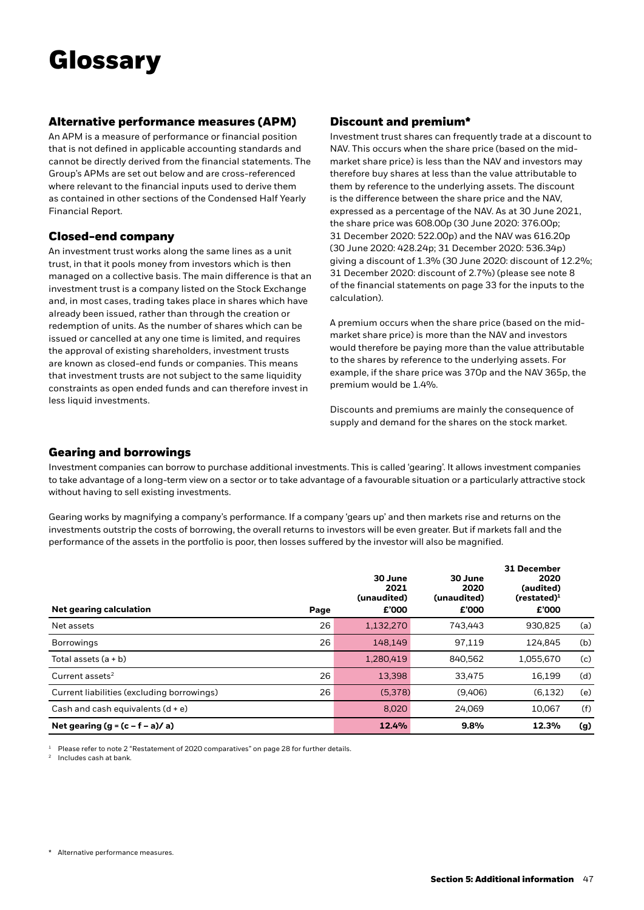# Glossary

## Alternative performance measures (APM)

An APM is a measure of performance or financial position that is not defined in applicable accounting standards and cannot be directly derived from the financial statements. The Group's APMs are set out below and are cross-referenced where relevant to the financial inputs used to derive them as contained in other sections of the Condensed Half Yearly Financial Report.

## Closed-end company

An investment trust works along the same lines as a unit trust, in that it pools money from investors which is then managed on a collective basis. The main difference is that an investment trust is a company listed on the Stock Exchange and, in most cases, trading takes place in shares which have already been issued, rather than through the creation or redemption of units. As the number of shares which can be issued or cancelled at any one time is limited, and requires the approval of existing shareholders, investment trusts are known as closed-end funds or companies. This means that investment trusts are not subject to the same liquidity constraints as open ended funds and can therefore invest in less liquid investments.

## Discount and premium*

Investment trust shares can frequently trade at a discount to NAV. This occurs when the share price (based on the mid-market share price) is less than the NAV and investors may therefore buy shares at less than the value attributable to them by reference to the underlying assets. The discount is the difference between the share price and the NAV, expressed as a percentage of the NAV. As at 30 June 2021, the share price was 608.00p (30 June 2020: 376.00p; 31 December 2020: 522.00p) and the NAV was 616.20p (30 June 2020: 428.24p; 31 December 2020: 536.34p) giving a discount of 1.3% (30 June 2020: discount of 12.2%; 31 December 2020: discount of 2.7%) (please see note 8 of the financial statements on page 33 for the inputs to the calculation).

A premium occurs when the share price (based on the mid-market share price) is more than the NAV and investors would therefore be paying more than the value attributable to the shares by reference to the underlying assets. For example, if the share price was 370p and the NAV 365p, the premium would be 1.4%.

Discounts and premiums are mainly the consequence of supply and demand for the shares on the stock market.

## Gearing and borrowings

Investment companies can borrow to purchase additional investments. This is called 'gearing'. It allows investment companies to take advantage of a long-term view on a sector or to take advantage of a favourable situation or a particularly attractive stock without having to sell existing investments.

Gearing works by magnifying a company's performance. If a company 'gears up' and then markets rise and returns on the investments outstrip the costs of borrowing, the overall returns to investors will be even greater. But if markets fall and the performance of the assets in the portfolio is poor, then losses suffered by the investor will also be magnified.

| Net gearing calculation | Page | 30 June 2021 (unaudited) £'000 | 30 June 2020 (unaudited) £'000 | 31 December 2020 (audited) (restated)[1] £'000 | |
|---|---|---|---|---|---|
| Net assets | 26 | 1,132,270 | 743,443 | 930,825 | (a) |
| Borrowings | 26 | 148,149 | 97,119 | 124,845 | (b) |
| Total assets (a + b) | | 1,280,419 | 840,562 | 1,055,670 | (c) |
| Current assets[2] | 26 | 13,398 | 33,475 | 16,199 | (d) |
| Current liabilities (excluding borrowings) | 26 | (5,378) | (9,406) | (6,132) | (e) |
| Cash and cash equivalents (d + e) | | 8,020 | 24,069 | 10,067 | (f) |
| **Net gearing (g = (c – f – a)/ a)** | | **12.4%** | **9.8%** | **12.3%** | **(g)** |

[1] Please refer to note 2 "Restatement of 2020 comparatives" on page 28 for further details.

[2] Includes cash at bank.

\* Alternative performance measures.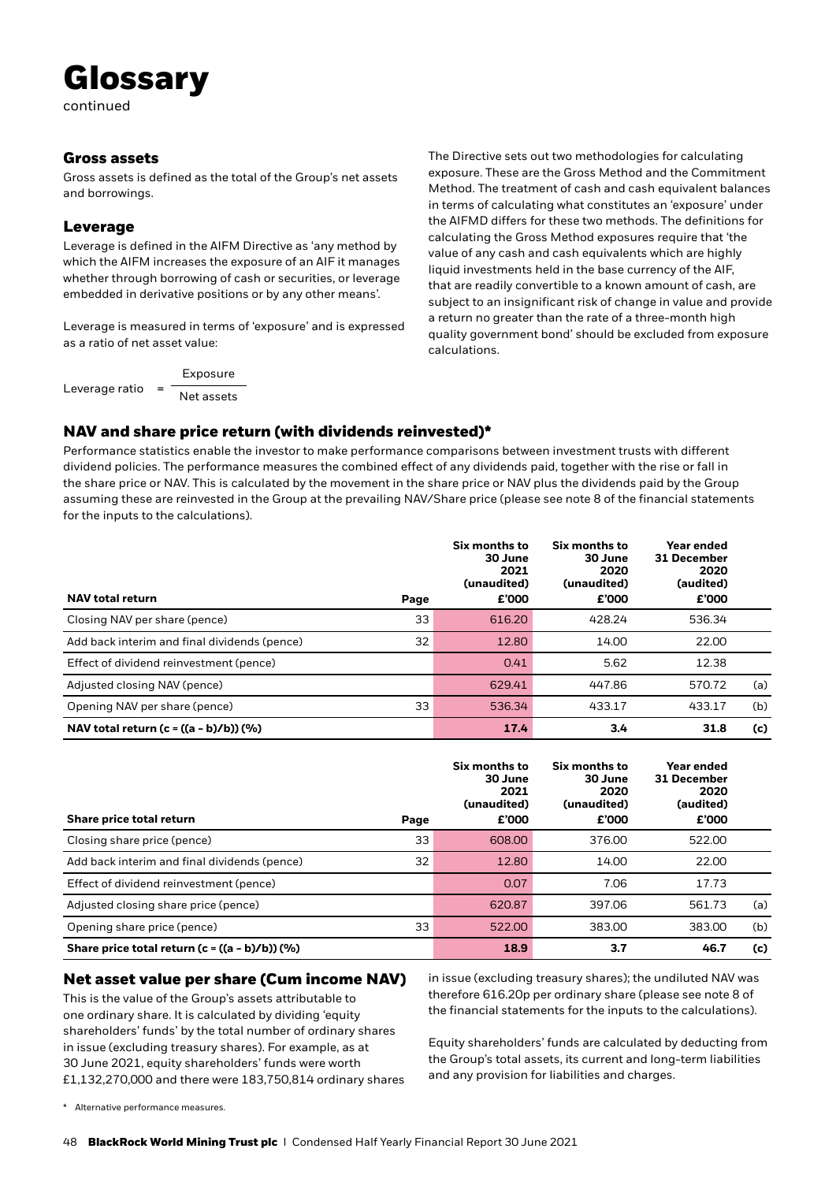# Glossary

continued

## Gross assets

Gross assets is defined as the total of the Group's net assets and borrowings.

## Leverage

Leverage is defined in the AIFM Directive as 'any method by which the AIFM increases the exposure of an AIF it manages whether through borrowing of cash or securities, or leverage embedded in derivative positions or by any other means'.

Leverage is measured in terms of 'exposure' and is expressed as a ratio of net asset value:

$$\text{Leverage ratio} = \frac{\text{Exposure}}{\text{Net assets}}$$

The Directive sets out two methodologies for calculating exposure. These are the Gross Method and the Commitment Method. The treatment of cash and cash equivalent balances in terms of calculating what constitutes an 'exposure' under the AIFMD differs for these two methods. The definitions for calculating the Gross Method exposures require that 'the value of any cash and cash equivalents which are highly liquid investments held in the base currency of the AIF, that are readily convertible to a known amount of cash, are subject to an insignificant risk of change in value and provide a return no greater than the rate of a three-month high quality government bond' should be excluded from exposure calculations.

## NAV and share price return (with dividends reinvested)*

Performance statistics enable the investor to make performance comparisons between investment trusts with different dividend policies. The performance measures the combined effect of any dividends paid, together with the rise or fall in the share price or NAV. This is calculated by the movement in the share price or NAV plus the dividends paid by the Group assuming these are reinvested in the Group at the prevailing NAV/Share price (please see note 8 of the financial statements for the inputs to the calculations).

| NAV total return | Page | Six months to 30 June 2021 (unaudited) £'000 | Six months to 30 June 2020 (unaudited) £'000 | Year ended 31 December 2020 (audited) £'000 | |
|---|---|---|---|---|---|
| Closing NAV per share (pence) | 33 | 616.20 | 428.24 | 536.34 | |
| Add back interim and final dividends (pence) | 32 | 12.80 | 14.00 | 22.00 | |
| Effect of dividend reinvestment (pence) | | 0.41 | 5.62 | 12.38 | |
| Adjusted closing NAV (pence) | | 629.41 | 447.86 | 570.72 | (a) |
| Opening NAV per share (pence) | 33 | 536.34 | 433.17 | 433.17 | (b) |
| **NAV total return (c = ((a – b)/b)) (%)** | | **17.4** | **3.4** | **31.8** | **(c)** |

| Share price total return | Page | Six months to 30 June 2021 (unaudited) £'000 | Six months to 30 June 2020 (unaudited) £'000 | Year ended 31 December 2020 (audited) £'000 | |
|---|---|---|---|---|---|
| Closing share price (pence) | 33 | 608.00 | 376.00 | 522.00 | |
| Add back interim and final dividends (pence) | 32 | 12.80 | 14.00 | 22.00 | |
| Effect of dividend reinvestment (pence) | | 0.07 | 7.06 | 17.73 | |
| Adjusted closing share price (pence) | | 620.87 | 397.06 | 561.73 | (a) |
| Opening share price (pence) | 33 | 522.00 | 383.00 | 383.00 | (b) |
| **Share price total return (c = ((a – b)/b)) (%)** | | **18.9** | **3.7** | **46.7** | **(c)** |

## Net asset value per share (Cum income NAV)

This is the value of the Group's assets attributable to one ordinary share. It is calculated by dividing 'equity shareholders' funds' by the total number of ordinary shares in issue (excluding treasury shares). For example, as at 30 June 2021, equity shareholders' funds were worth £1,132,270,000 and there were 183,750,814 ordinary shares in issue (excluding treasury shares); the undiluted NAV was therefore 616.20p per ordinary share (please see note 8 of the financial statements for the inputs to the calculations).

Equity shareholders' funds are calculated by deducting from the Group's total assets, its current and long-term liabilities and any provision for liabilities and charges.

\* Alternative performance measures.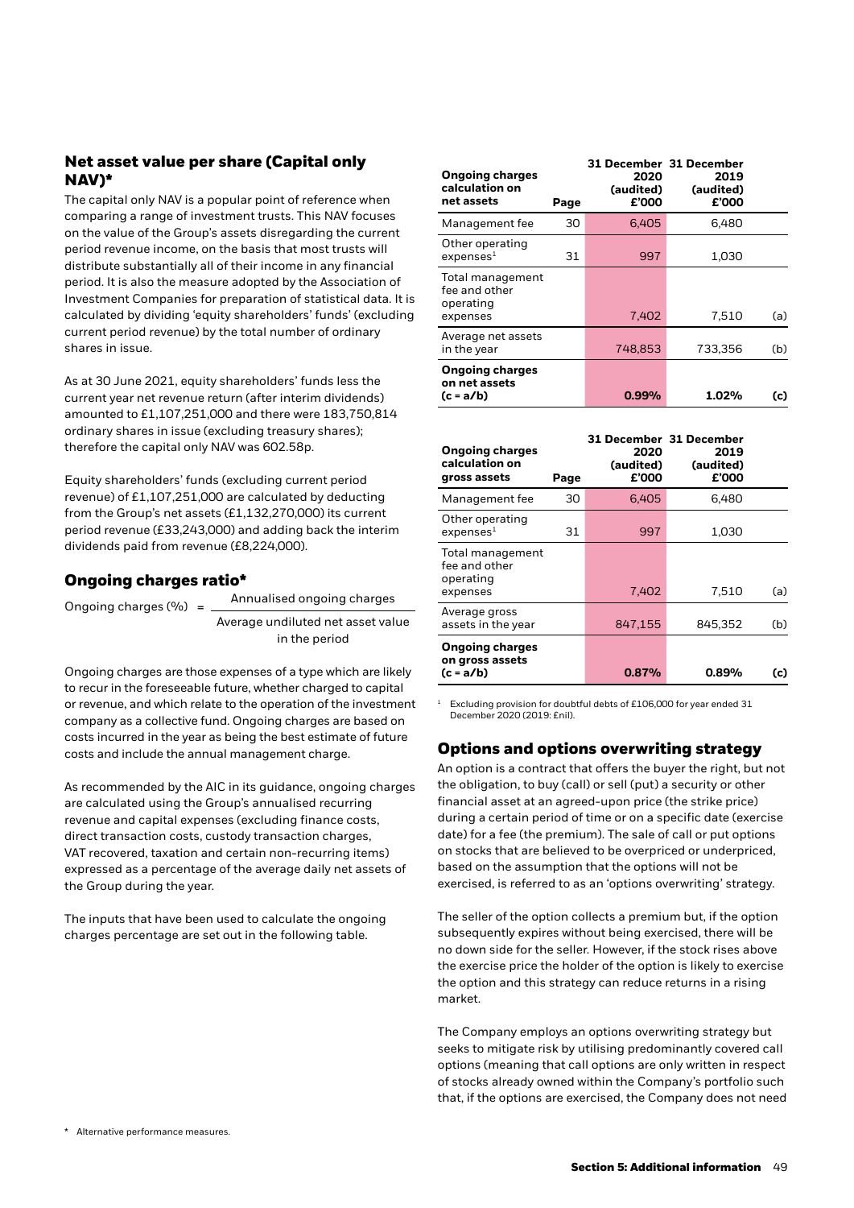## Net asset value per share (Capital only NAV)*

The capital only NAV is a popular point of reference when comparing a range of investment trusts. This NAV focuses on the value of the Group's assets disregarding the current period revenue income, on the basis that most trusts will distribute substantially all of their income in any financial period. It is also the measure adopted by the Association of Investment Companies for preparation of statistical data. It is calculated by dividing 'equity shareholders' funds' (excluding current period revenue) by the total number of ordinary shares in issue.

As at 30 June 2021, equity shareholders' funds less the current year net revenue return (after interim dividends) amounted to £1,107,251,000 and there were 183,750,814 ordinary shares in issue (excluding treasury shares); therefore the capital only NAV was 602.58p.

Equity shareholders' funds (excluding current period revenue) of £1,107,251,000 are calculated by deducting from the Group's net assets (£1,132,270,000) its current period revenue (£33,243,000) and adding back the interim dividends paid from revenue (£8,224,000).

## Ongoing charges ratio*

$$\text{Ongoing charges (\%)} = \frac{\text{Annualised ongoing charges}}{\text{Average undiluted net asset value in the period}}$$

Ongoing charges are those expenses of a type which are likely to recur in the foreseeable future, whether charged to capital or revenue, and which relate to the operation of the investment company as a collective fund. Ongoing charges are based on costs incurred in the year as being the best estimate of future costs and include the annual management charge.

As recommended by the AIC in its guidance, ongoing charges are calculated using the Group's annualised recurring revenue and capital expenses (excluding finance costs, direct transaction costs, custody transaction charges, VAT recovered, taxation and certain non-recurring items) expressed as a percentage of the average daily net assets of the Group during the year.

The inputs that have been used to calculate the ongoing charges percentage are set out in the following table.

| Ongoing charges calculation on net assets | Page | 31 December 2020 (audited) £'000 | 31 December 2019 (audited) £'000 | |
|---|---|---|---|---|
| Management fee | 30 | 6,405 | 6,480 | |
| Other operating expenses[1] | 31 | 997 | 1,030 | |
| Total management fee and other operating expenses | | 7,402 | 7,510 | (a) |
| Average net assets in the year | | 748,853 | 733,356 | (b) |
| **Ongoing charges on net assets (c = a/b)** | | **0.99%** | **1.02%** | **(c)** |

| Ongoing charges calculation on gross assets | Page | 31 December 2020 (audited) £'000 | 31 December 2019 (audited) £'000 | |
|---|---|---|---|---|
| Management fee | 30 | 6,405 | 6,480 | |
| Other operating expenses[1] | 31 | 997 | 1,030 | |
| Total management fee and other operating expenses | | 7,402 | 7,510 | (a) |
| Average gross assets in the year | | 847,155 | 845,352 | (b) |
| **Ongoing charges on gross assets (c = a/b)** | | **0.87%** | **0.89%** | **(c)** |

[1] Excluding provision for doubtful debts of £106,000 for year ended 31 December 2020 (2019: £nil).

## Options and options overwriting strategy

An option is a contract that offers the buyer the right, but not the obligation, to buy (call) or sell (put) a security or other financial asset at an agreed-upon price (the strike price) during a certain period of time or on a specific date (exercise date) for a fee (the premium). The sale of call or put options on stocks that are believed to be overpriced or underpriced, based on the assumption that the options will not be exercised, is referred to as an 'options overwriting' strategy.

The seller of the option collects a premium but, if the option subsequently expires without being exercised, there will be no down side for the seller. However, if the stock rises above the exercise price the holder of the option is likely to exercise the option and this strategy can reduce returns in a rising market.

The Company employs an options overwriting strategy but seeks to mitigate risk by utilising predominantly covered call options (meaning that call options are only written in respect of stocks already owned within the Company's portfolio such that, if the options are exercised, the Company does not need

* Alternative performance measures.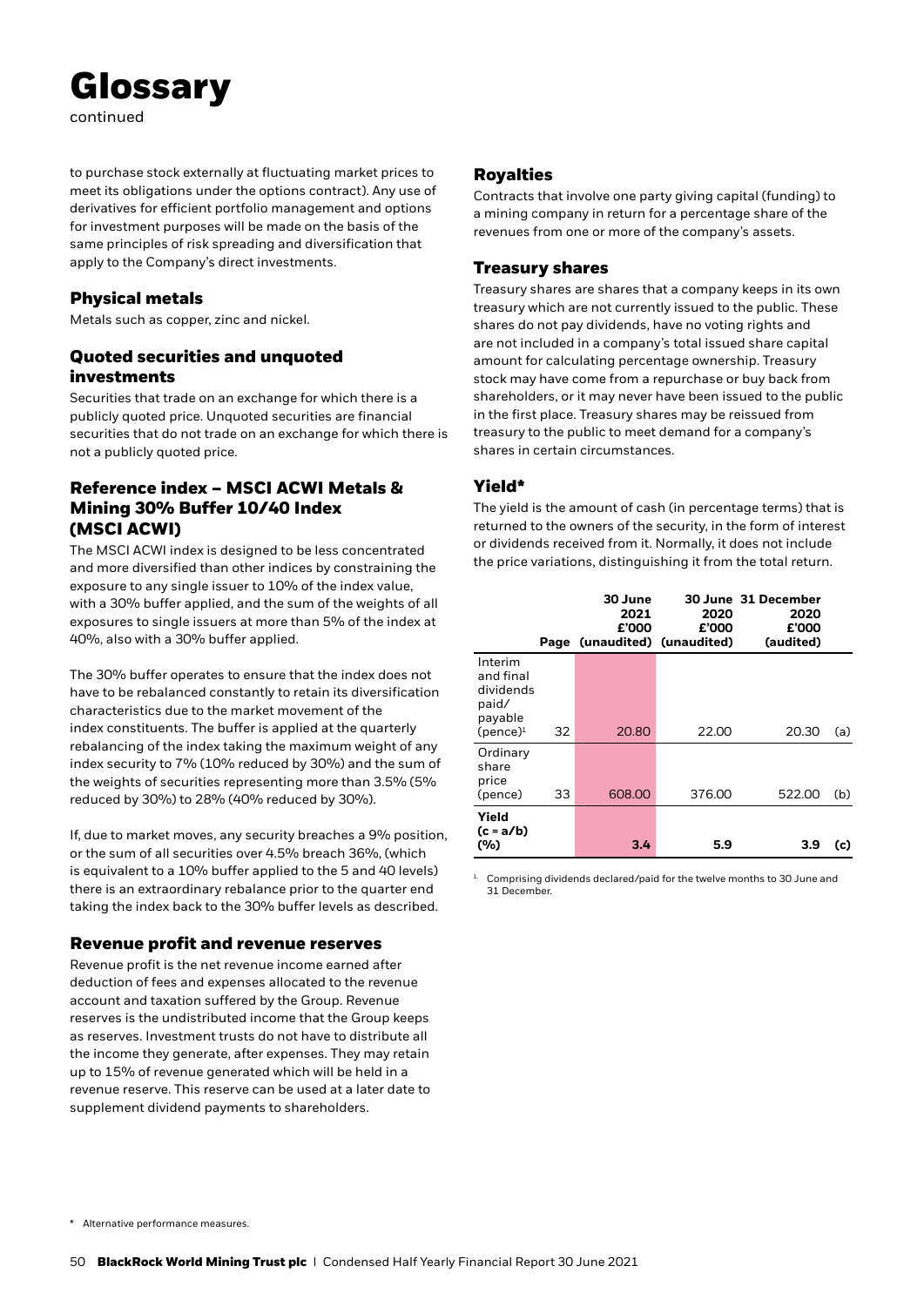# Glossary

continued

to purchase stock externally at fluctuating market prices to meet its obligations under the options contract). Any use of derivatives for efficient portfolio management and options for investment purposes will be made on the basis of the same principles of risk spreading and diversification that apply to the Company's direct investments.

### Physical metals

Metals such as copper, zinc and nickel.

### Quoted securities and unquoted investments

Securities that trade on an exchange for which there is a publicly quoted price. Unquoted securities are financial securities that do not trade on an exchange for which there is not a publicly quoted price.

### Reference index – MSCI ACWI Metals & Mining 30% Buffer 10/40 Index (MSCI ACWI)

The MSCI ACWI index is designed to be less concentrated and more diversified than other indices by constraining the exposure to any single issuer to 10% of the index value, with a 30% buffer applied, and the sum of the weights of all exposures to single issuers at more than 5% of the index at 40%, also with a 30% buffer applied.

The 30% buffer operates to ensure that the index does not have to be rebalanced constantly to retain its diversification characteristics due to the market movement of the index constituents. The buffer is applied at the quarterly rebalancing of the index taking the maximum weight of any index security to 7% (10% reduced by 30%) and the sum of the weights of securities representing more than 3.5% (5% reduced by 30%) to 28% (40% reduced by 30%).

If, due to market moves, any security breaches a 9% position, or the sum of all securities over 4.5% breach 36%, (which is equivalent to a 10% buffer applied to the 5 and 40 levels) there is an extraordinary rebalance prior to the quarter end taking the index back to the 30% buffer levels as described.

### Revenue profit and revenue reserves

Revenue profit is the net revenue income earned after deduction of fees and expenses allocated to the revenue account and taxation suffered by the Group. Revenue reserves is the undistributed income that the Group keeps as reserves. Investment trusts do not have to distribute all the income they generate, after expenses. They may retain up to 15% of revenue generated which will be held in a revenue reserve. This reserve can be used at a later date to supplement dividend payments to shareholders.

### Royalties

Contracts that involve one party giving capital (funding) to a mining company in return for a percentage share of the revenues from one or more of the company's assets.

### Treasury shares

Treasury shares are shares that a company keeps in its own treasury which are not currently issued to the public. These shares do not pay dividends, have no voting rights and are not included in a company's total issued share capital amount for calculating percentage ownership. Treasury stock may have come from a repurchase or buy back from shareholders, or it may never have been issued to the public in the first place. Treasury shares may be reissued from treasury to the public to meet demand for a company's shares in certain circumstances.

### Yield*

The yield is the amount of cash (in percentage terms) that is returned to the owners of the security, in the form of interest or dividends received from it. Normally, it does not include the price variations, distinguishing it from the total return.

| | Page | 30 June 2021 £'000 (unaudited) | 30 June 2020 £'000 (unaudited) | 31 December 2020 £'000 (audited) | |
|---|---|---|---|---|---|
| Interim and final dividends paid/payable (pence)[1] | 32 | 20.80 | 22.00 | 20.30 | (a) |
| Ordinary share price (pence) | 33 | 608.00 | 376.00 | 522.00 | (b) |
| **Yield (c = a/b) (%)** | | **3.4** | **5.9** | **3.9** | **(c)** |

[1] Comprising dividends declared/paid for the twelve months to 30 June and 31 December.

\* Alternative performance measures.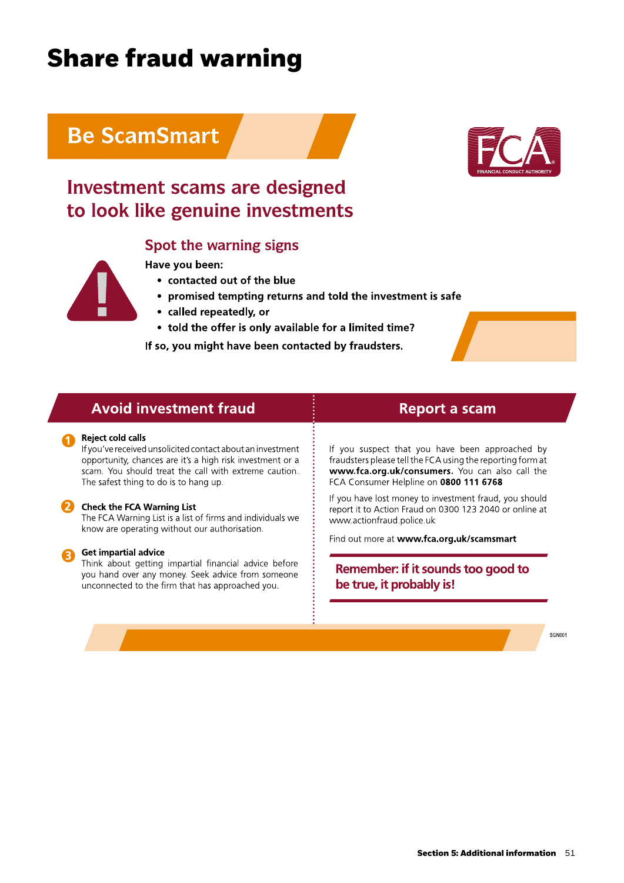# Share fraud warning

## Be ScamSmart

## Investment scams are designed to look like genuine investments

### Spot the warning signs

**Have you been:**

- **contacted out of the blue**
- **promised tempting returns and told the investment is safe**
- **called repeatedly, or**
- **told the offer is only available for a limited time?**

**If so, you might have been contacted by fraudsters.**

## Avoid investment fraud

**1 Reject cold calls**
If you've received unsolicited contact about an investment opportunity, chances are it's a high risk investment or a scam. You should treat the call with extreme caution. The safest thing to do is to hang up.

**2 Check the FCA Warning List**
The FCA Warning List is a list of firms and individuals we know are operating without our authorisation.

**3 Get impartial advice**
Think about getting impartial financial advice before you hand over any money. Seek advice from someone unconnected to the firm that has approached you.

## Report a scam

If you suspect that you have been approached by fraudsters please tell the FCA using the reporting form at **www.fca.org.uk/consumers.** You can also call the FCA Consumer Helpline on **0800 111 6768**

If you have lost money to investment fraud, you should report it to Action Fraud on 0300 123 2040 or online at www.actionfraud.police.uk

Find out more at **www.fca.org.uk/scamsmart**

**Remember: if it sounds too good to be true, it probably is!**

SGN001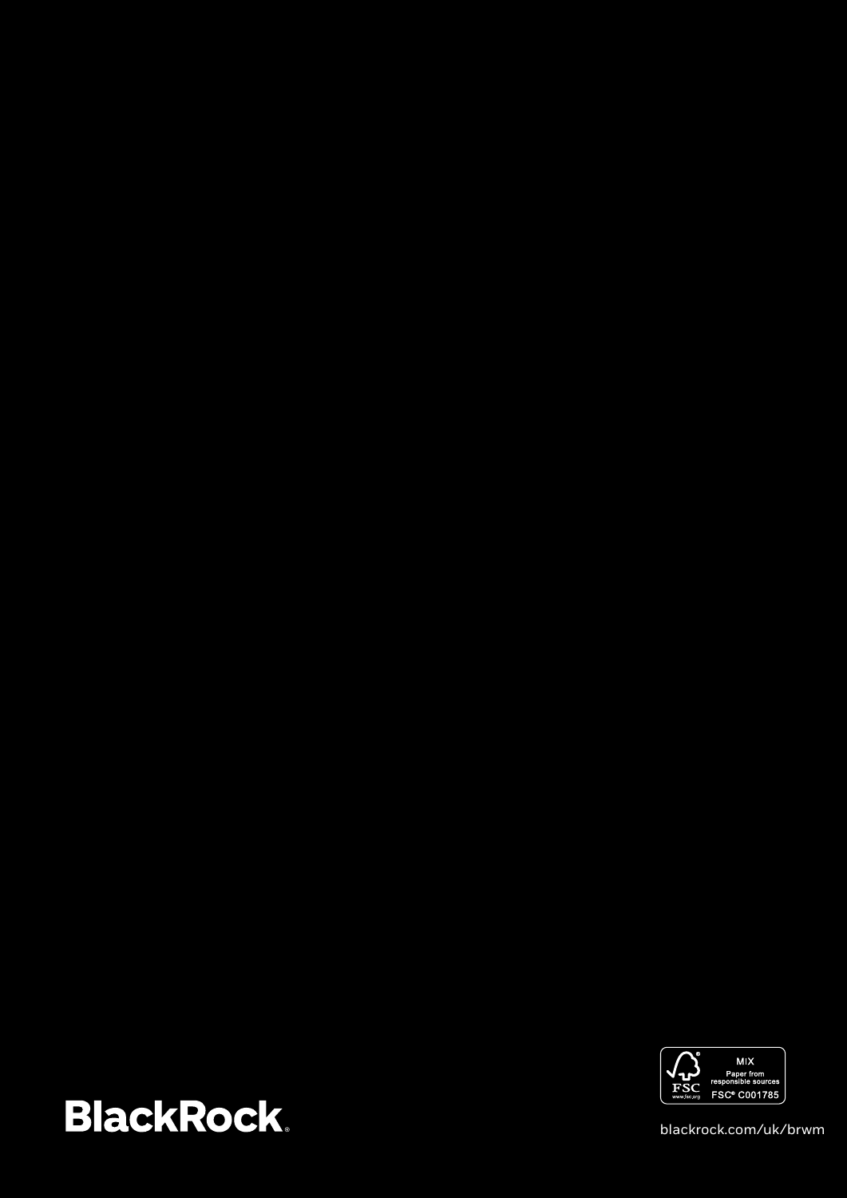MIX

Paper from responsible sources

FSC® C001785

BlackRock.

blackrock.com/uk/brwm